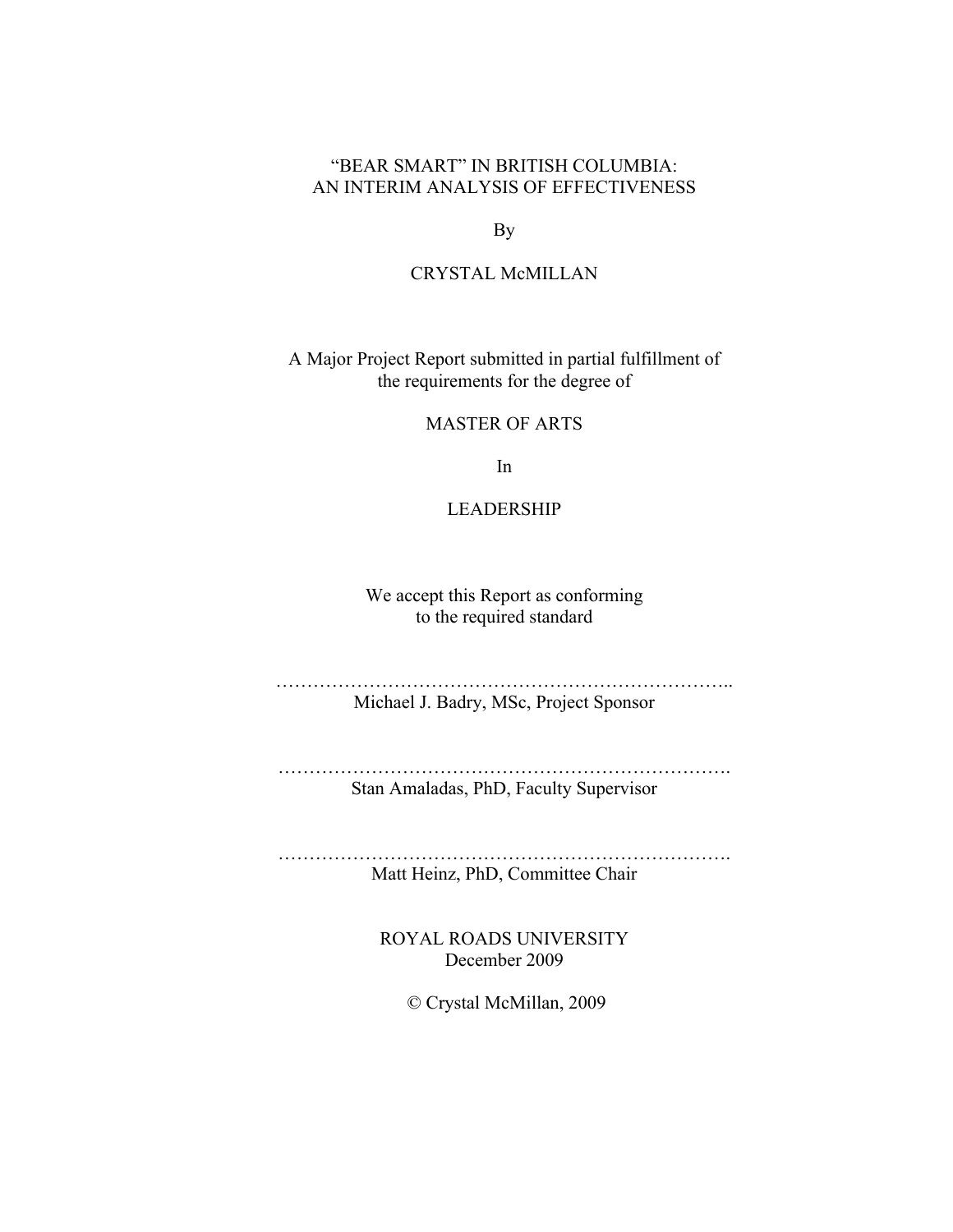# "BEAR SMART" IN BRITISH COLUMBIA: AN INTERIM ANALYSIS OF EFFECTIVENESS

By

CRYSTAL McMILLAN

A Major Project Report submitted in partial fulfillment of the requirements for the degree of

MASTER OF ARTS

In

LEADERSHIP

We accept this Report as conforming to the required standard

………………………………………………………………..
Michael J. Badry, MSc, Project Sponsor

……………………………………………………………….
Stan Amaladas, PhD, Faculty Supervisor

……………………………………………………………….
Matt Heinz, PhD, Committee Chair

ROYAL ROADS UNIVERSITY
December 2009

© Crystal McMillan, 2009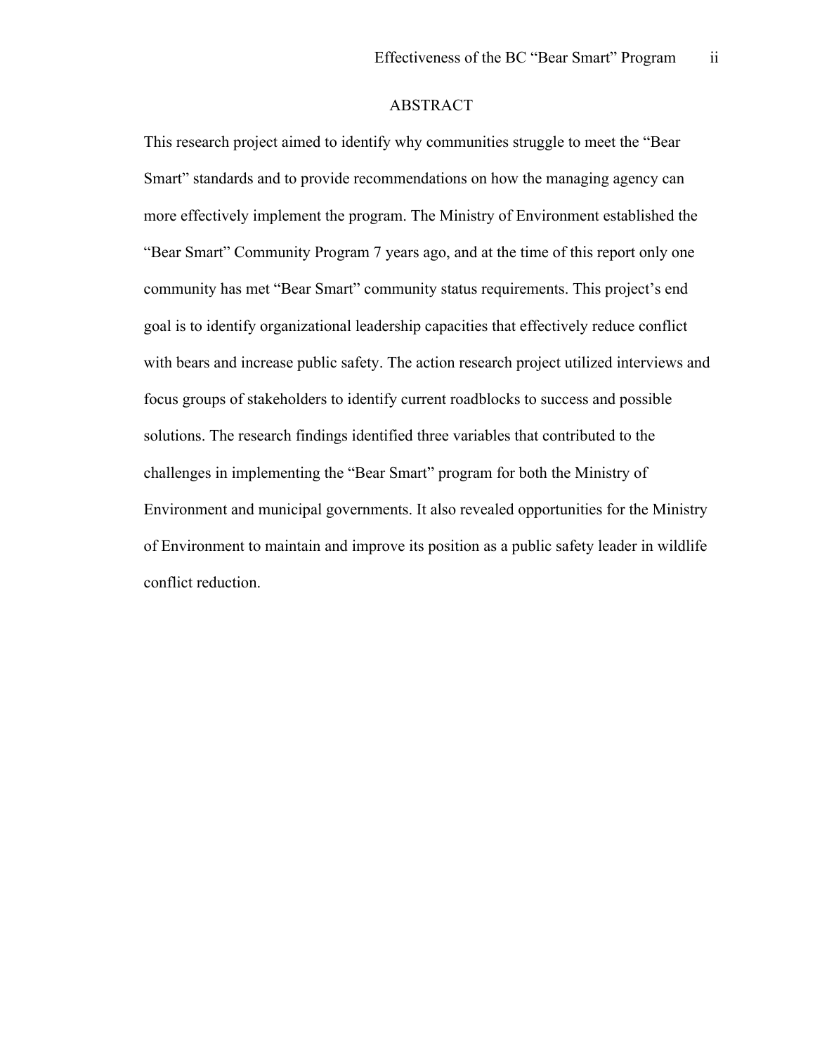# ABSTRACT

This research project aimed to identify why communities struggle to meet the “Bear Smart” standards and to provide recommendations on how the managing agency can more effectively implement the program. The Ministry of Environment established the “Bear Smart” Community Program 7 years ago, and at the time of this report only one community has met “Bear Smart” community status requirements. This project’s end goal is to identify organizational leadership capacities that effectively reduce conflict with bears and increase public safety. The action research project utilized interviews and focus groups of stakeholders to identify current roadblocks to success and possible solutions. The research findings identified three variables that contributed to the challenges in implementing the “Bear Smart” program for both the Ministry of Environment and municipal governments. It also revealed opportunities for the Ministry of Environment to maintain and improve its position as a public safety leader in wildlife conflict reduction.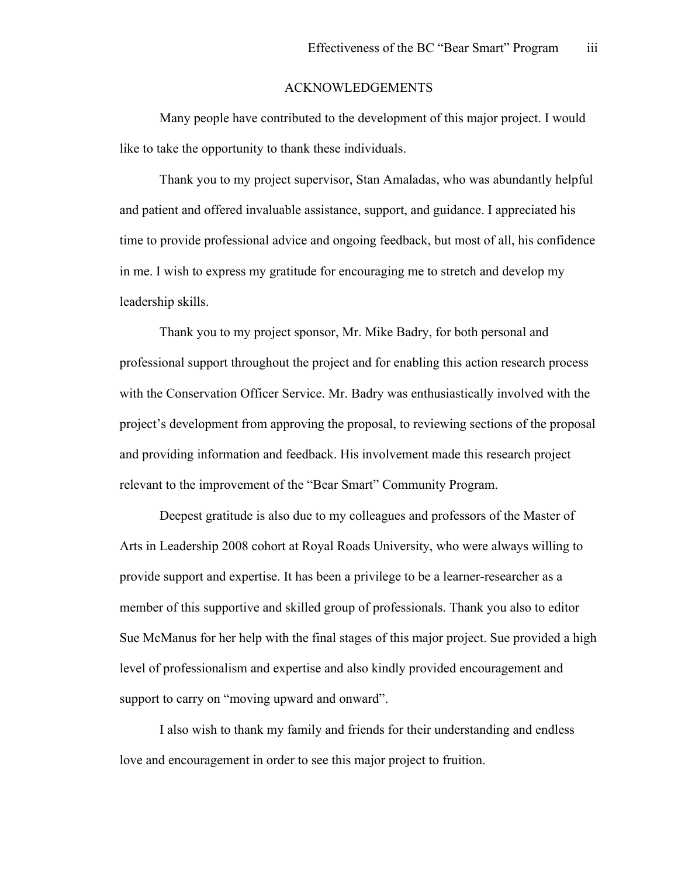## ACKNOWLEDGEMENTS

Many people have contributed to the development of this major project. I would like to take the opportunity to thank these individuals.

Thank you to my project supervisor, Stan Amaladas, who was abundantly helpful and patient and offered invaluable assistance, support, and guidance. I appreciated his time to provide professional advice and ongoing feedback, but most of all, his confidence in me. I wish to express my gratitude for encouraging me to stretch and develop my leadership skills.

Thank you to my project sponsor, Mr. Mike Badry, for both personal and professional support throughout the project and for enabling this action research process with the Conservation Officer Service. Mr. Badry was enthusiastically involved with the project's development from approving the proposal, to reviewing sections of the proposal and providing information and feedback. His involvement made this research project relevant to the improvement of the "Bear Smart" Community Program.

Deepest gratitude is also due to my colleagues and professors of the Master of Arts in Leadership 2008 cohort at Royal Roads University, who were always willing to provide support and expertise. It has been a privilege to be a learner-researcher as a member of this supportive and skilled group of professionals. Thank you also to editor Sue McManus for her help with the final stages of this major project. Sue provided a high level of professionalism and expertise and also kindly provided encouragement and support to carry on "moving upward and onward".

I also wish to thank my family and friends for their understanding and endless love and encouragement in order to see this major project to fruition.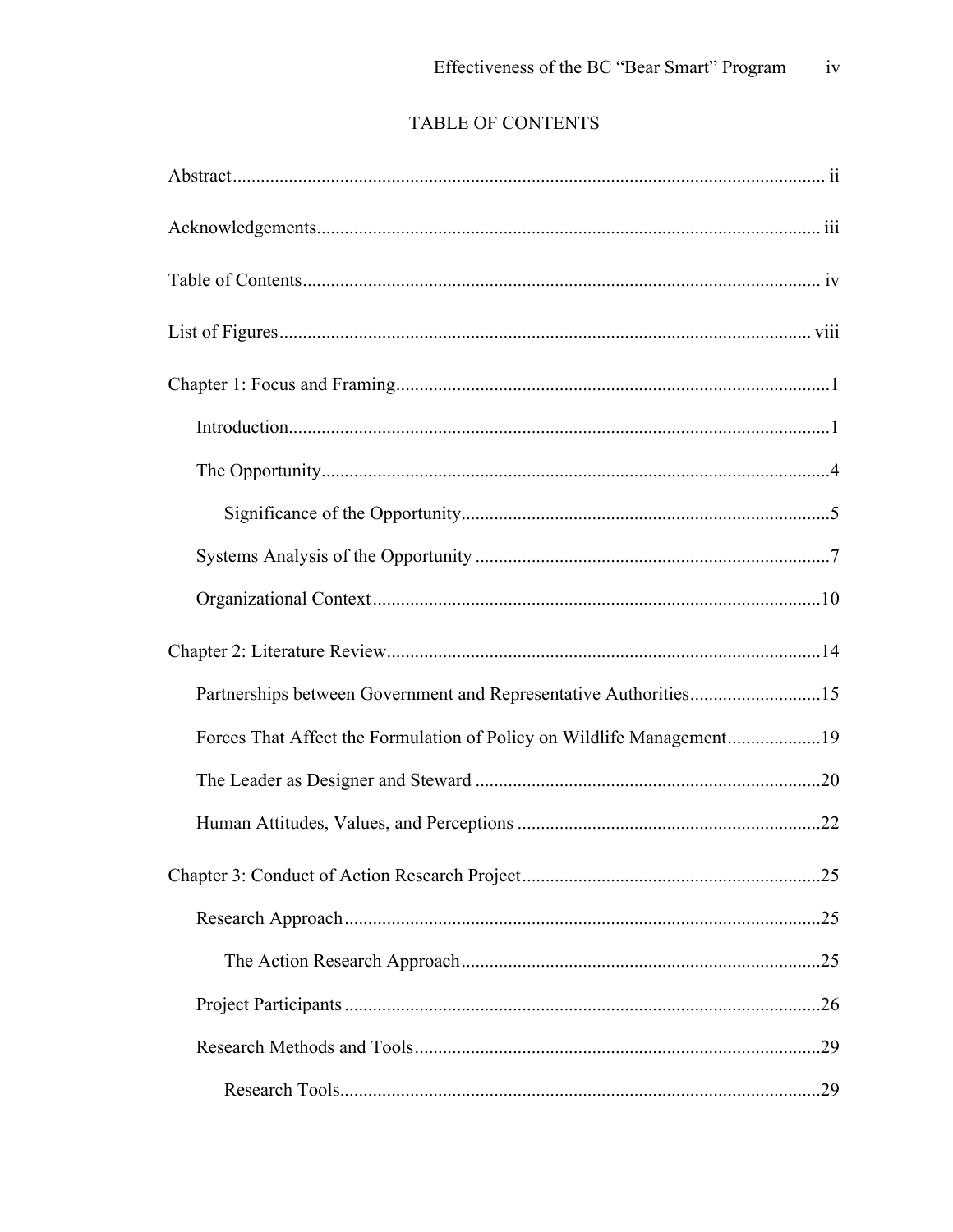# TABLE OF CONTENTS

Abstract ... ii

Acknowledgements ... iii

Table of Contents ... iv

List of Figures ... viii

Chapter 1: Focus and Framing ... 1

- Introduction ... 1
- The Opportunity ... 4
  - Significance of the Opportunity ... 5
- Systems Analysis of the Opportunity ... 7
- Organizational Context ... 10

Chapter 2: Literature Review ... 14

- Partnerships between Government and Representative Authorities ... 15
- Forces That Affect the Formulation of Policy on Wildlife Management ... 19
- The Leader as Designer and Steward ... 20
- Human Attitudes, Values, and Perceptions ... 22

Chapter 3: Conduct of Action Research Project ... 25

- Research Approach ... 25
  - The Action Research Approach ... 25
- Project Participants ... 26
- Research Methods and Tools ... 29
  - Research Tools ... 29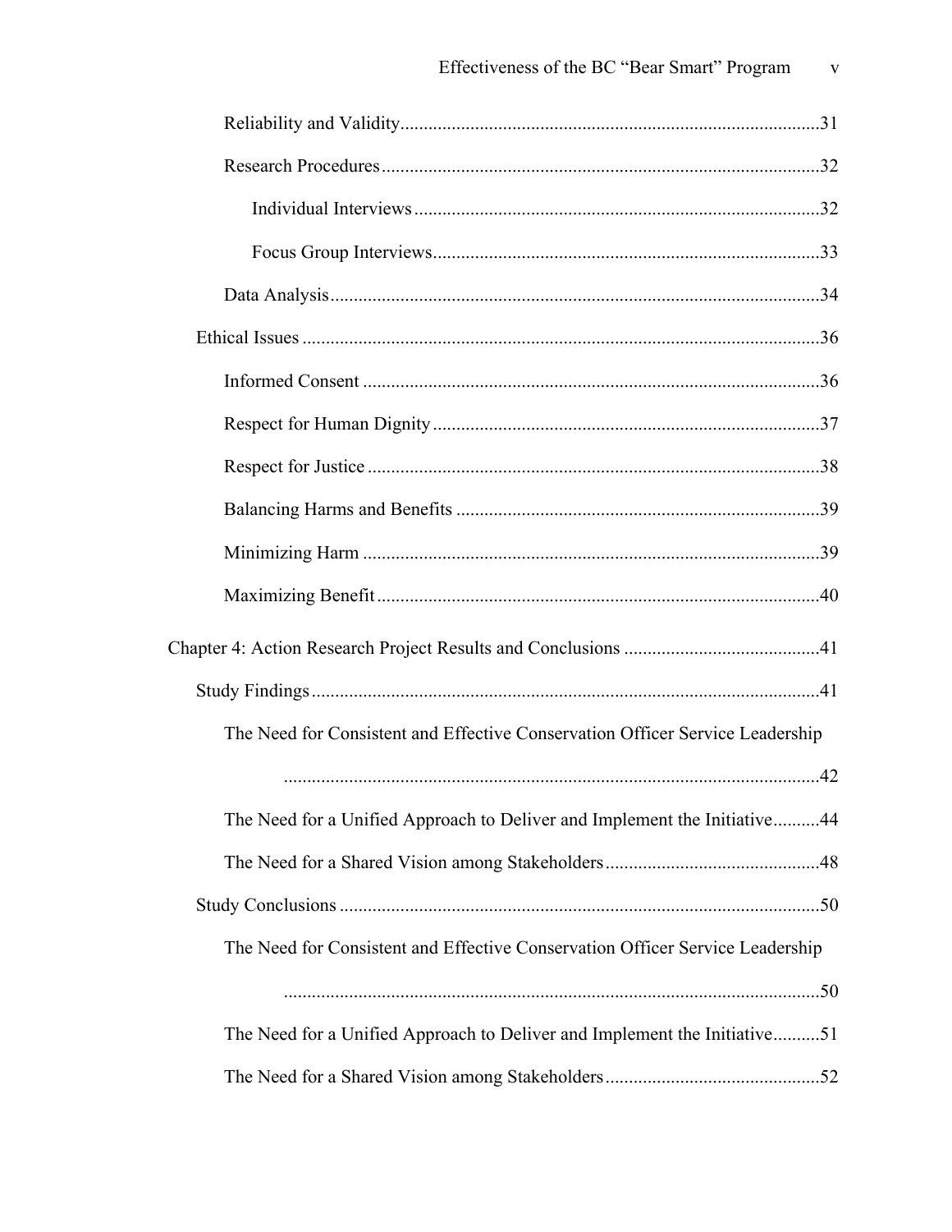Reliability and Validity ........................................................................................31

Research Procedures ...........................................................................................32

Individual Interviews .....................................................................................32

Focus Group Interviews .................................................................................33

Data Analysis .......................................................................................................34

Ethical Issues ............................................................................................................36

Informed Consent ................................................................................................36

Respect for Human Dignity .................................................................................37

Respect for Justice ...............................................................................................38

Balancing Harms and Benefits ............................................................................39

Minimizing Harm ................................................................................................39

Maximizing Benefit .............................................................................................40

Chapter 4: Action Research Project Results and Conclusions ..........................................41

Study Findings ..........................................................................................................41

The Need for Consistent and Effective Conservation Officer Service Leadership ..................................................................................................................42

The Need for a Unified Approach to Deliver and Implement the Initiative..........44

The Need for a Shared Vision among Stakeholders .............................................48

Study Conclusions .....................................................................................................50

The Need for Consistent and Effective Conservation Officer Service Leadership ..................................................................................................................50

The Need for a Unified Approach to Deliver and Implement the Initiative..........51

The Need for a Shared Vision among Stakeholders .............................................52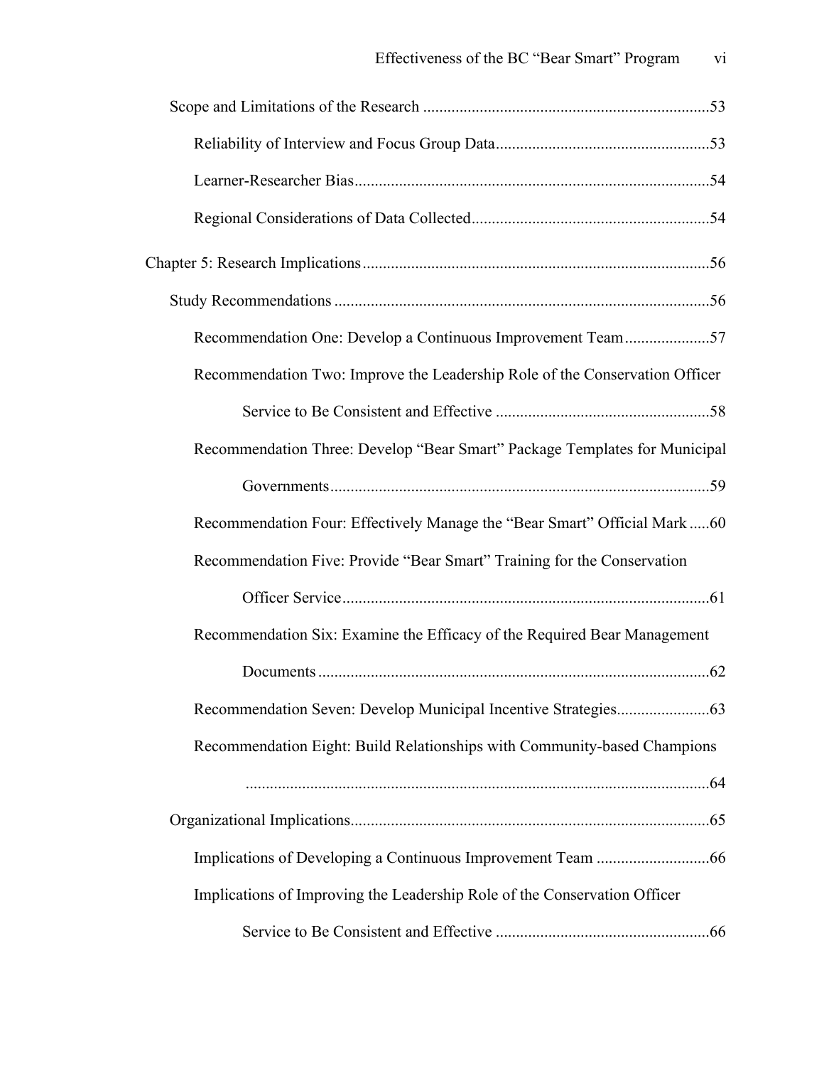Scope and Limitations of the Research ......................................................................53

Reliability of Interview and Focus Group Data....................................................53

Learner-Researcher Bias.......................................................................................54

Regional Considerations of Data Collected..........................................................54

Chapter 5: Research Implications.....................................................................................56

Study Recommendations ............................................................................................56

Recommendation One: Develop a Continuous Improvement Team.....................57

Recommendation Two: Improve the Leadership Role of the Conservation Officer Service to Be Consistent and Effective ....................................................58

Recommendation Three: Develop "Bear Smart" Package Templates for Municipal Governments.............................................................................................59

Recommendation Four: Effectively Manage the "Bear Smart" Official Mark .....60

Recommendation Five: Provide "Bear Smart" Training for the Conservation Officer Service..........................................................................................61

Recommendation Six: Examine the Efficacy of the Required Bear Management Documents................................................................................................62

Recommendation Seven: Develop Municipal Incentive Strategies.......................63

Recommendation Eight: Build Relationships with Community-based Champions ..................................................................................................................64

Organizational Implications........................................................................................65

Implications of Developing a Continuous Improvement Team ............................66

Implications of Improving the Leadership Role of the Conservation Officer Service to Be Consistent and Effective ....................................................66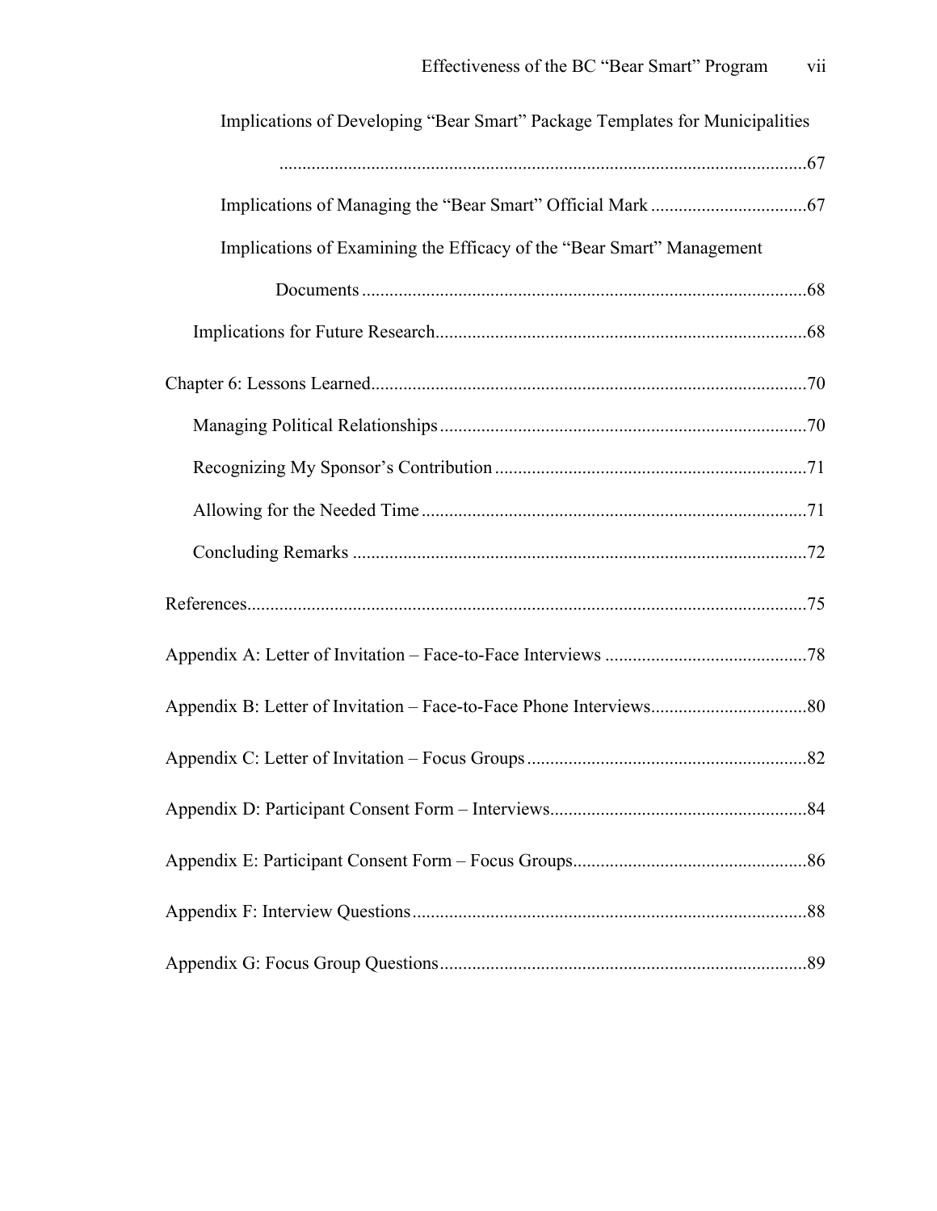Implications of Developing "Bear Smart" Package Templates for Municipalities ....................67

Implications of Managing the "Bear Smart" Official Mark ....................67

Implications of Examining the Efficacy of the "Bear Smart" Management Documents ....................68

Implications for Future Research ....................68

Chapter 6: Lessons Learned ....................70

Managing Political Relationships ....................70

Recognizing My Sponsor's Contribution ....................71

Allowing for the Needed Time ....................71

Concluding Remarks ....................72

References ....................75

Appendix A: Letter of Invitation – Face-to-Face Interviews ....................78

Appendix B: Letter of Invitation – Face-to-Face Phone Interviews ....................80

Appendix C: Letter of Invitation – Focus Groups ....................82

Appendix D: Participant Consent Form – Interviews ....................84

Appendix E: Participant Consent Form – Focus Groups ....................86

Appendix F: Interview Questions ....................88

Appendix G: Focus Group Questions ....................89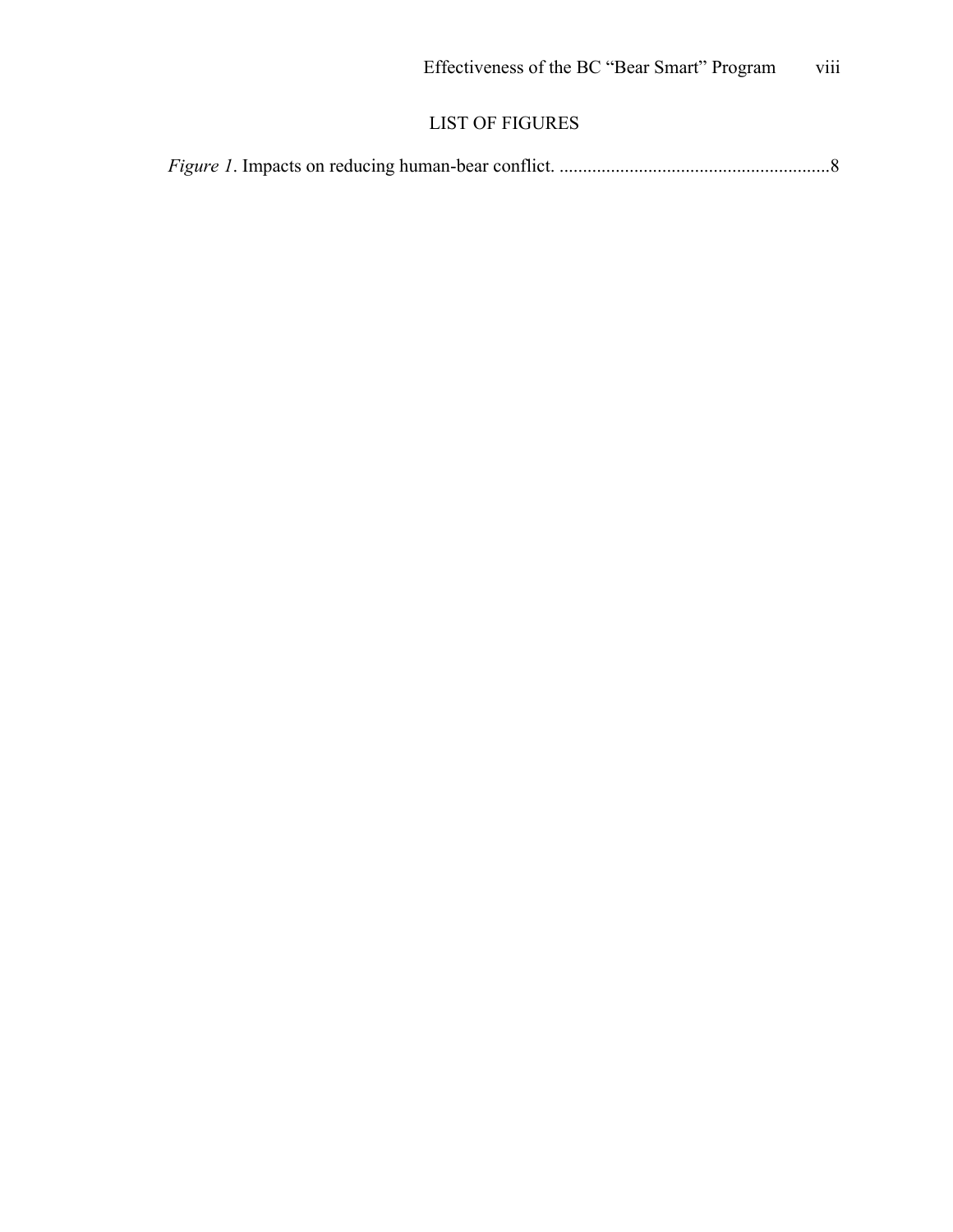## LIST OF FIGURES

*Figure 1*. Impacts on reducing human-bear conflict. .........................................................8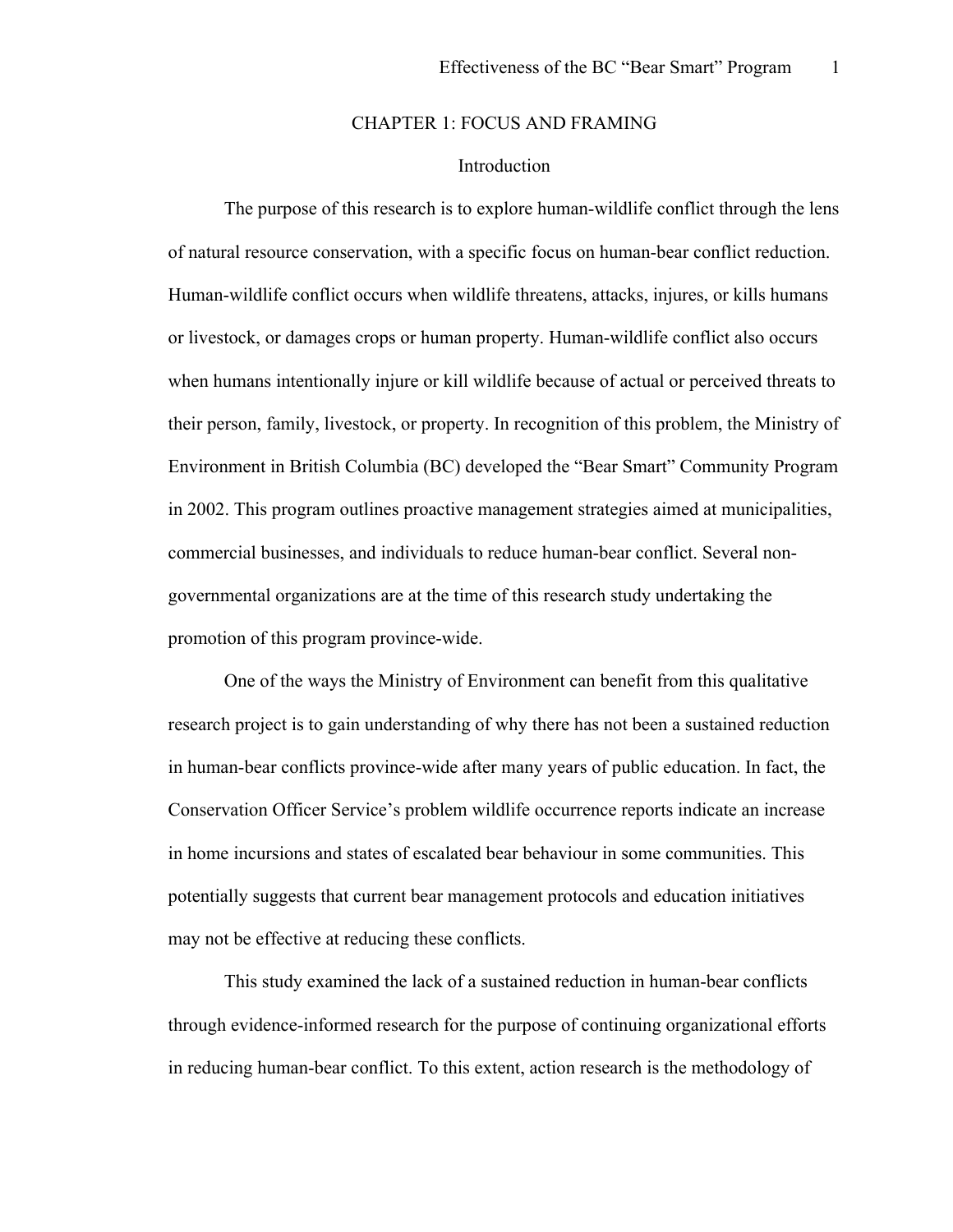# CHAPTER 1: FOCUS AND FRAMING

## Introduction

The purpose of this research is to explore human-wildlife conflict through the lens of natural resource conservation, with a specific focus on human-bear conflict reduction. Human-wildlife conflict occurs when wildlife threatens, attacks, injures, or kills humans or livestock, or damages crops or human property. Human-wildlife conflict also occurs when humans intentionally injure or kill wildlife because of actual or perceived threats to their person, family, livestock, or property. In recognition of this problem, the Ministry of Environment in British Columbia (BC) developed the "Bear Smart" Community Program in 2002. This program outlines proactive management strategies aimed at municipalities, commercial businesses, and individuals to reduce human-bear conflict. Several non-governmental organizations are at the time of this research study undertaking the promotion of this program province-wide.

One of the ways the Ministry of Environment can benefit from this qualitative research project is to gain understanding of why there has not been a sustained reduction in human-bear conflicts province-wide after many years of public education. In fact, the Conservation Officer Service's problem wildlife occurrence reports indicate an increase in home incursions and states of escalated bear behaviour in some communities. This potentially suggests that current bear management protocols and education initiatives may not be effective at reducing these conflicts.

This study examined the lack of a sustained reduction in human-bear conflicts through evidence-informed research for the purpose of continuing organizational efforts in reducing human-bear conflict. To this extent, action research is the methodology of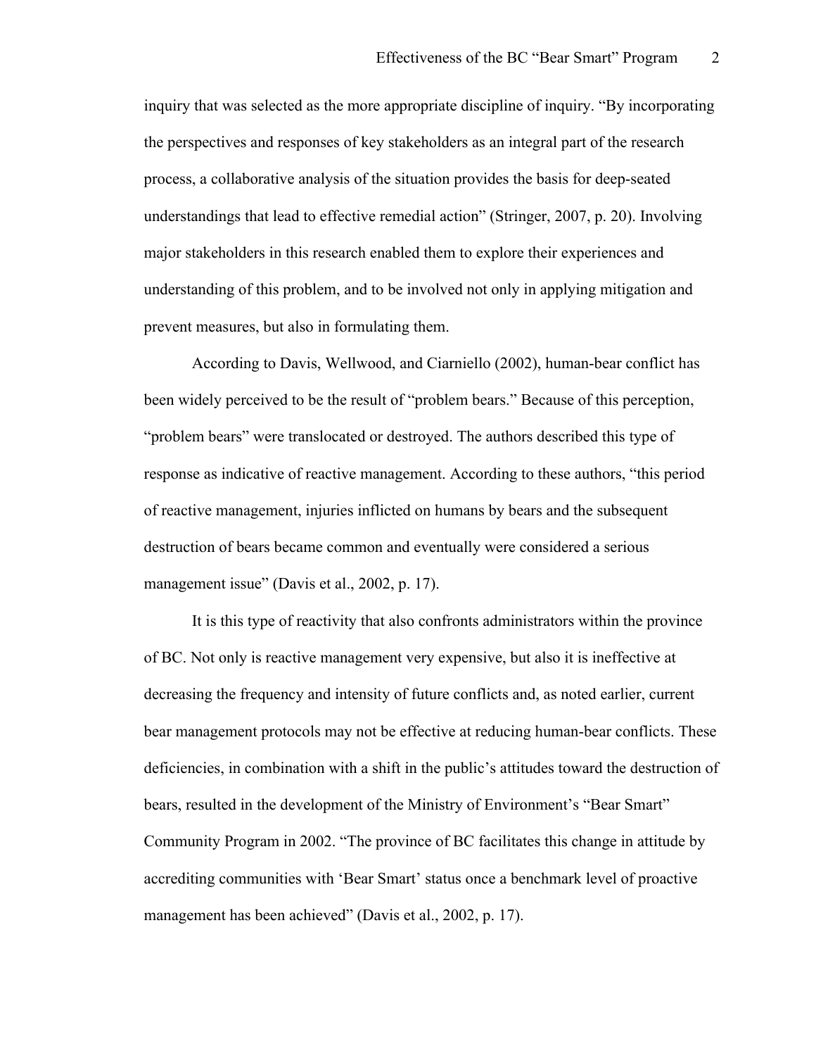inquiry that was selected as the more appropriate discipline of inquiry. "By incorporating the perspectives and responses of key stakeholders as an integral part of the research process, a collaborative analysis of the situation provides the basis for deep-seated understandings that lead to effective remedial action" (Stringer, 2007, p. 20). Involving major stakeholders in this research enabled them to explore their experiences and understanding of this problem, and to be involved not only in applying mitigation and prevent measures, but also in formulating them.

According to Davis, Wellwood, and Ciarniello (2002), human-bear conflict has been widely perceived to be the result of "problem bears." Because of this perception, "problem bears" were translocated or destroyed. The authors described this type of response as indicative of reactive management. According to these authors, "this period of reactive management, injuries inflicted on humans by bears and the subsequent destruction of bears became common and eventually were considered a serious management issue" (Davis et al., 2002, p. 17).

It is this type of reactivity that also confronts administrators within the province of BC. Not only is reactive management very expensive, but also it is ineffective at decreasing the frequency and intensity of future conflicts and, as noted earlier, current bear management protocols may not be effective at reducing human-bear conflicts. These deficiencies, in combination with a shift in the public's attitudes toward the destruction of bears, resulted in the development of the Ministry of Environment's "Bear Smart" Community Program in 2002. "The province of BC facilitates this change in attitude by accrediting communities with 'Bear Smart' status once a benchmark level of proactive management has been achieved" (Davis et al., 2002, p. 17).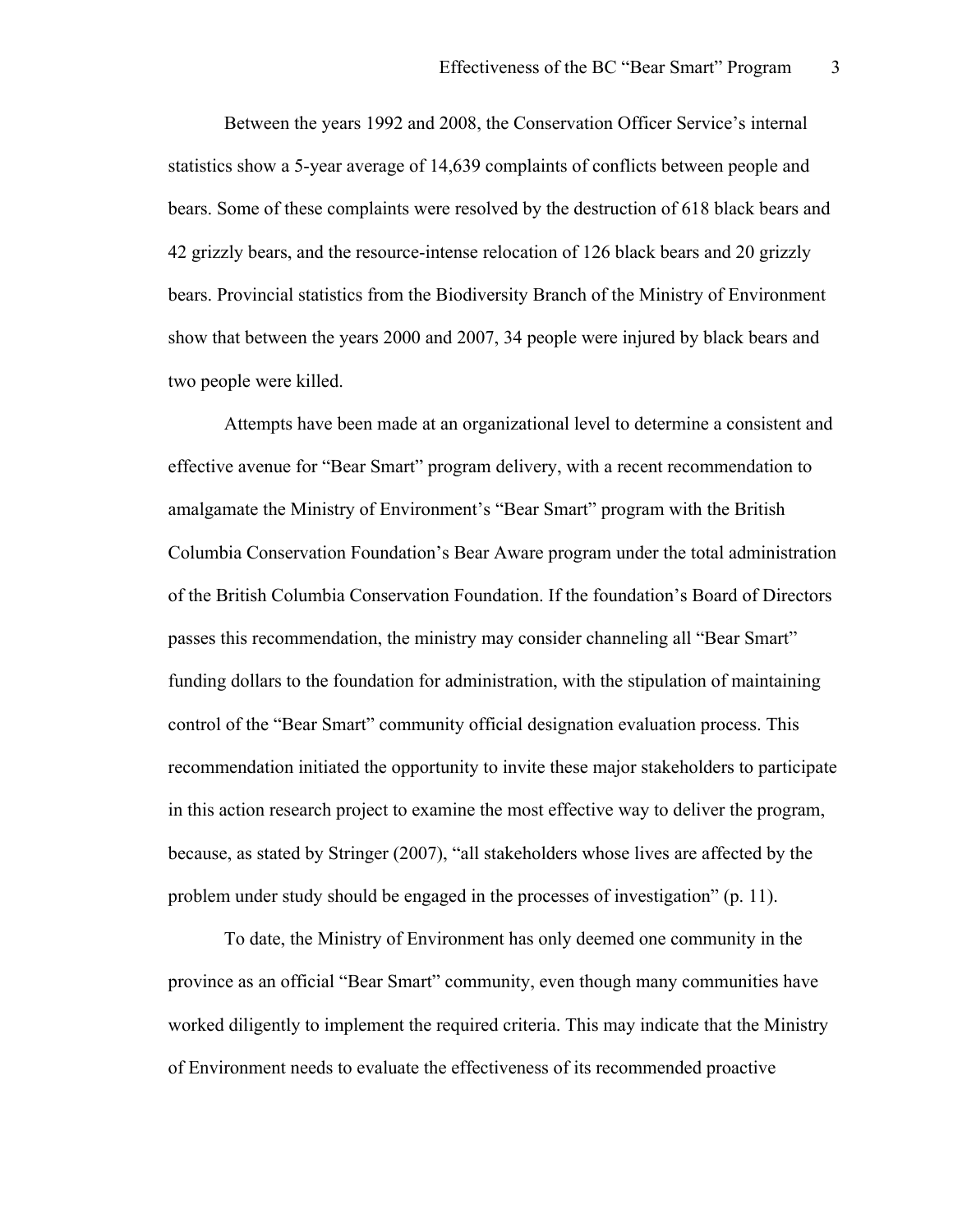Between the years 1992 and 2008, the Conservation Officer Service's internal statistics show a 5-year average of 14,639 complaints of conflicts between people and bears. Some of these complaints were resolved by the destruction of 618 black bears and 42 grizzly bears, and the resource-intense relocation of 126 black bears and 20 grizzly bears. Provincial statistics from the Biodiversity Branch of the Ministry of Environment show that between the years 2000 and 2007, 34 people were injured by black bears and two people were killed.

Attempts have been made at an organizational level to determine a consistent and effective avenue for "Bear Smart" program delivery, with a recent recommendation to amalgamate the Ministry of Environment's "Bear Smart" program with the British Columbia Conservation Foundation's Bear Aware program under the total administration of the British Columbia Conservation Foundation. If the foundation's Board of Directors passes this recommendation, the ministry may consider channeling all "Bear Smart" funding dollars to the foundation for administration, with the stipulation of maintaining control of the "Bear Smart" community official designation evaluation process. This recommendation initiated the opportunity to invite these major stakeholders to participate in this action research project to examine the most effective way to deliver the program, because, as stated by Stringer (2007), "all stakeholders whose lives are affected by the problem under study should be engaged in the processes of investigation" (p. 11).

To date, the Ministry of Environment has only deemed one community in the province as an official "Bear Smart" community, even though many communities have worked diligently to implement the required criteria. This may indicate that the Ministry of Environment needs to evaluate the effectiveness of its recommended proactive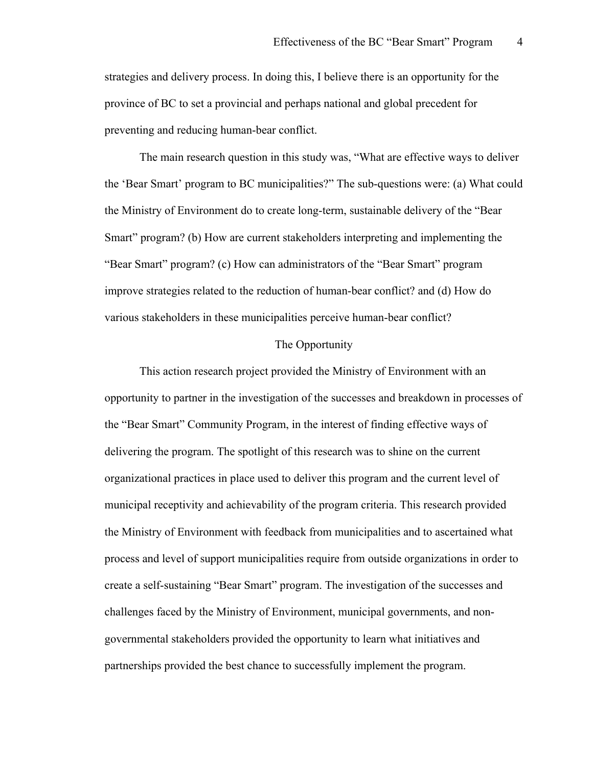strategies and delivery process. In doing this, I believe there is an opportunity for the province of BC to set a provincial and perhaps national and global precedent for preventing and reducing human-bear conflict.

The main research question in this study was, "What are effective ways to deliver the 'Bear Smart' program to BC municipalities?" The sub-questions were: (a) What could the Ministry of Environment do to create long-term, sustainable delivery of the "Bear Smart" program? (b) How are current stakeholders interpreting and implementing the "Bear Smart" program? (c) How can administrators of the "Bear Smart" program improve strategies related to the reduction of human-bear conflict? and (d) How do various stakeholders in these municipalities perceive human-bear conflict?

## The Opportunity

This action research project provided the Ministry of Environment with an opportunity to partner in the investigation of the successes and breakdown in processes of the "Bear Smart" Community Program, in the interest of finding effective ways of delivering the program. The spotlight of this research was to shine on the current organizational practices in place used to deliver this program and the current level of municipal receptivity and achievability of the program criteria. This research provided the Ministry of Environment with feedback from municipalities and to ascertained what process and level of support municipalities require from outside organizations in order to create a self-sustaining "Bear Smart" program. The investigation of the successes and challenges faced by the Ministry of Environment, municipal governments, and non-governmental stakeholders provided the opportunity to learn what initiatives and partnerships provided the best chance to successfully implement the program.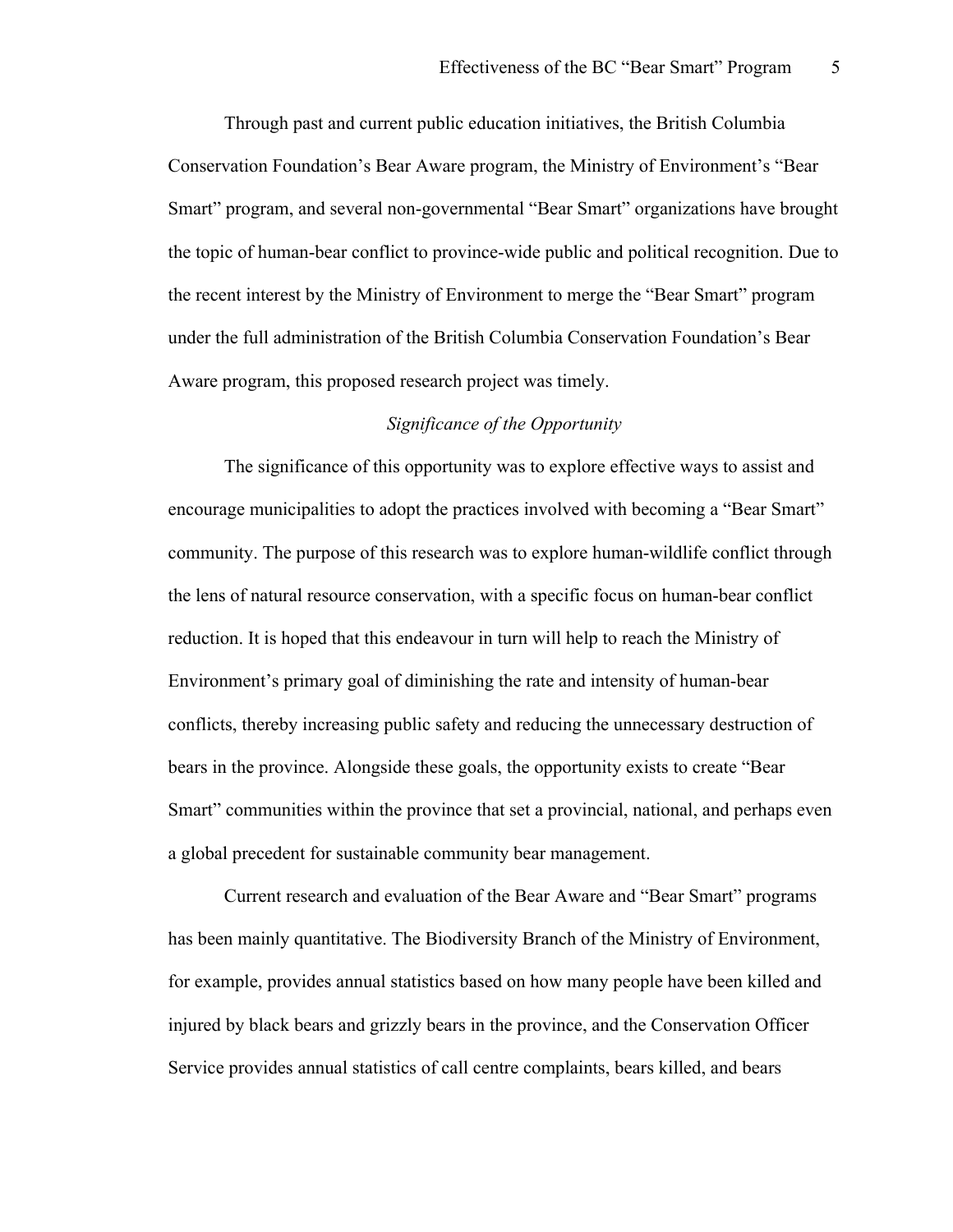Through past and current public education initiatives, the British Columbia Conservation Foundation's Bear Aware program, the Ministry of Environment's "Bear Smart" program, and several non-governmental "Bear Smart" organizations have brought the topic of human-bear conflict to province-wide public and political recognition. Due to the recent interest by the Ministry of Environment to merge the "Bear Smart" program under the full administration of the British Columbia Conservation Foundation's Bear Aware program, this proposed research project was timely.

### *Significance of the Opportunity*

The significance of this opportunity was to explore effective ways to assist and encourage municipalities to adopt the practices involved with becoming a "Bear Smart" community. The purpose of this research was to explore human-wildlife conflict through the lens of natural resource conservation, with a specific focus on human-bear conflict reduction. It is hoped that this endeavour in turn will help to reach the Ministry of Environment's primary goal of diminishing the rate and intensity of human-bear conflicts, thereby increasing public safety and reducing the unnecessary destruction of bears in the province. Alongside these goals, the opportunity exists to create "Bear Smart" communities within the province that set a provincial, national, and perhaps even a global precedent for sustainable community bear management.

Current research and evaluation of the Bear Aware and "Bear Smart" programs has been mainly quantitative. The Biodiversity Branch of the Ministry of Environment, for example, provides annual statistics based on how many people have been killed and injured by black bears and grizzly bears in the province, and the Conservation Officer Service provides annual statistics of call centre complaints, bears killed, and bears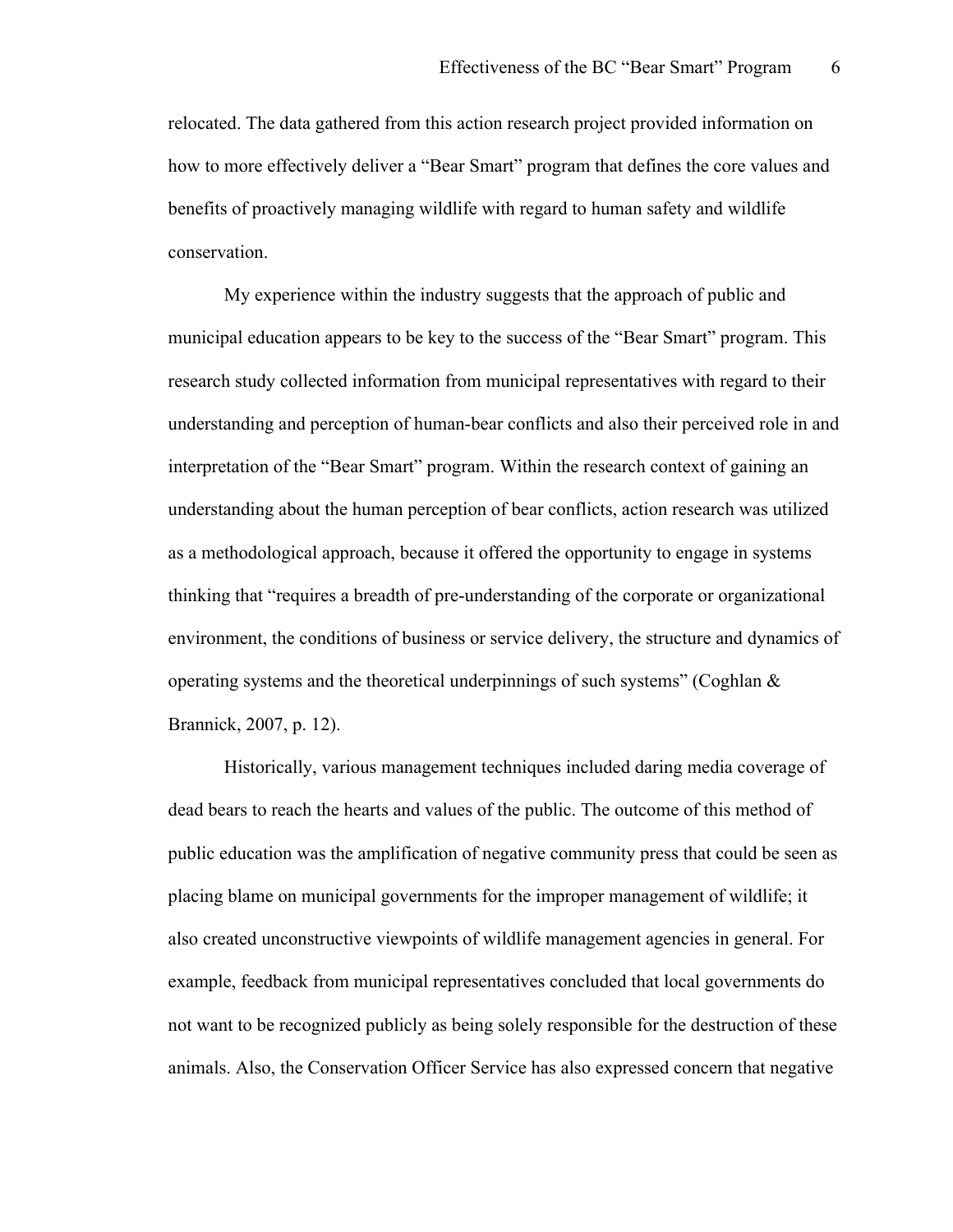relocated. The data gathered from this action research project provided information on how to more effectively deliver a "Bear Smart" program that defines the core values and benefits of proactively managing wildlife with regard to human safety and wildlife conservation.

My experience within the industry suggests that the approach of public and municipal education appears to be key to the success of the "Bear Smart" program. This research study collected information from municipal representatives with regard to their understanding and perception of human-bear conflicts and also their perceived role in and interpretation of the "Bear Smart" program. Within the research context of gaining an understanding about the human perception of bear conflicts, action research was utilized as a methodological approach, because it offered the opportunity to engage in systems thinking that "requires a breadth of pre-understanding of the corporate or organizational environment, the conditions of business or service delivery, the structure and dynamics of operating systems and the theoretical underpinnings of such systems" (Coghlan & Brannick, 2007, p. 12).

Historically, various management techniques included daring media coverage of dead bears to reach the hearts and values of the public. The outcome of this method of public education was the amplification of negative community press that could be seen as placing blame on municipal governments for the improper management of wildlife; it also created unconstructive viewpoints of wildlife management agencies in general. For example, feedback from municipal representatives concluded that local governments do not want to be recognized publicly as being solely responsible for the destruction of these animals. Also, the Conservation Officer Service has also expressed concern that negative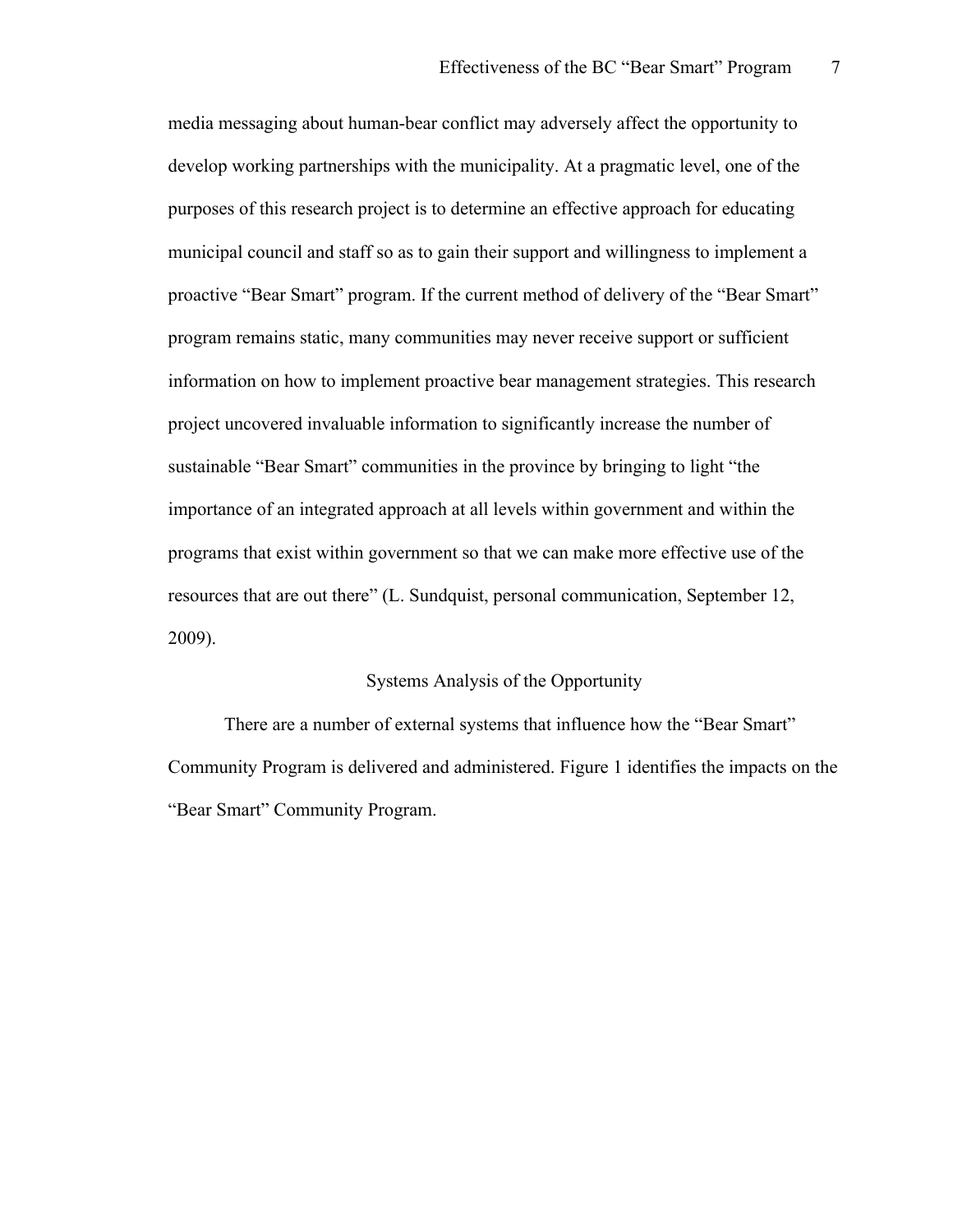media messaging about human-bear conflict may adversely affect the opportunity to develop working partnerships with the municipality. At a pragmatic level, one of the purposes of this research project is to determine an effective approach for educating municipal council and staff so as to gain their support and willingness to implement a proactive “Bear Smart” program. If the current method of delivery of the “Bear Smart” program remains static, many communities may never receive support or sufficient information on how to implement proactive bear management strategies. This research project uncovered invaluable information to significantly increase the number of sustainable “Bear Smart” communities in the province by bringing to light “the importance of an integrated approach at all levels within government and within the programs that exist within government so that we can make more effective use of the resources that are out there” (L. Sundquist, personal communication, September 12, 2009).

## Systems Analysis of the Opportunity

There are a number of external systems that influence how the “Bear Smart” Community Program is delivered and administered. Figure 1 identifies the impacts on the “Bear Smart” Community Program.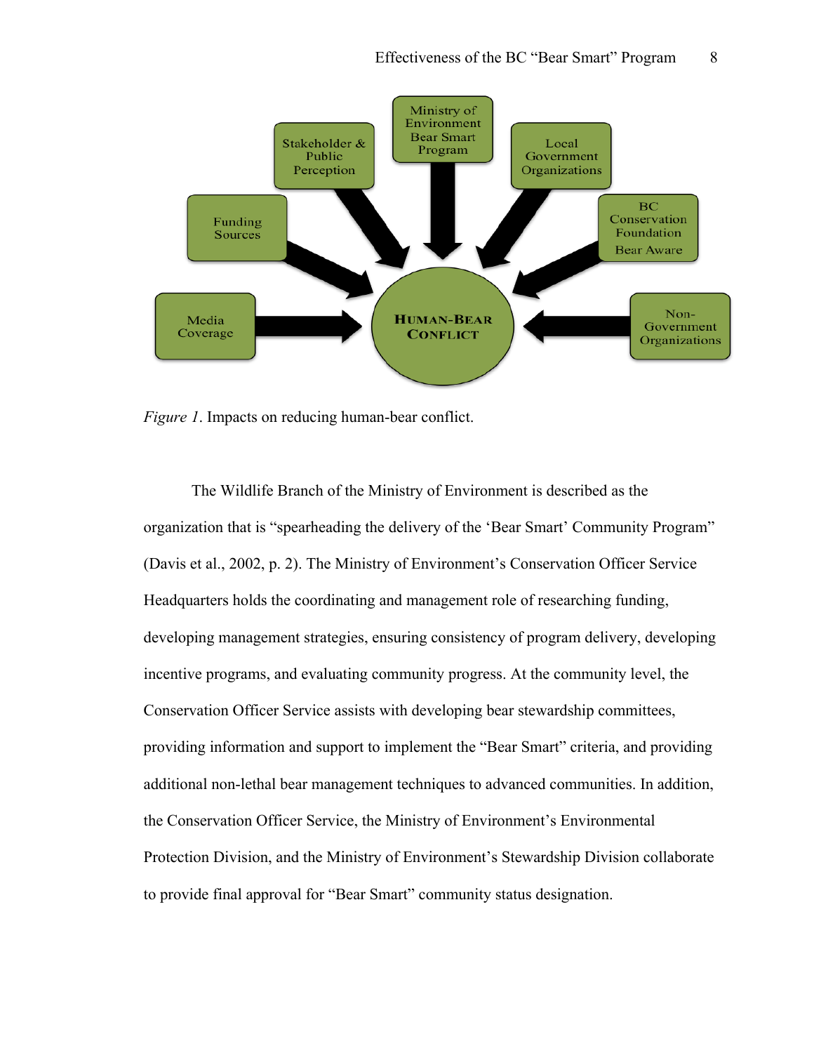*Figure 1*. Impacts on reducing human-bear conflict.

The Wildlife Branch of the Ministry of Environment is described as the organization that is "spearheading the delivery of the 'Bear Smart' Community Program" (Davis et al., 2002, p. 2). The Ministry of Environment's Conservation Officer Service Headquarters holds the coordinating and management role of researching funding, developing management strategies, ensuring consistency of program delivery, developing incentive programs, and evaluating community progress. At the community level, the Conservation Officer Service assists with developing bear stewardship committees, providing information and support to implement the "Bear Smart" criteria, and providing additional non-lethal bear management techniques to advanced communities. In addition, the Conservation Officer Service, the Ministry of Environment's Environmental Protection Division, and the Ministry of Environment's Stewardship Division collaborate to provide final approval for "Bear Smart" community status designation.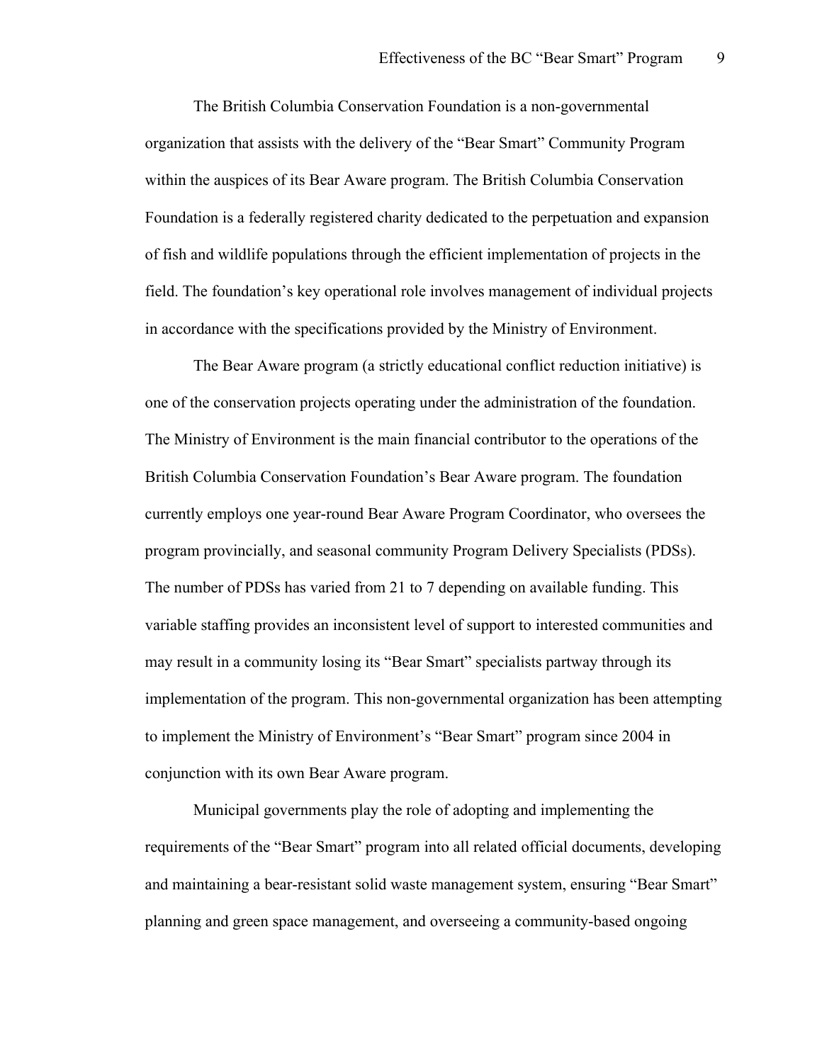The British Columbia Conservation Foundation is a non-governmental organization that assists with the delivery of the "Bear Smart" Community Program within the auspices of its Bear Aware program. The British Columbia Conservation Foundation is a federally registered charity dedicated to the perpetuation and expansion of fish and wildlife populations through the efficient implementation of projects in the field. The foundation's key operational role involves management of individual projects in accordance with the specifications provided by the Ministry of Environment.

The Bear Aware program (a strictly educational conflict reduction initiative) is one of the conservation projects operating under the administration of the foundation. The Ministry of Environment is the main financial contributor to the operations of the British Columbia Conservation Foundation's Bear Aware program. The foundation currently employs one year-round Bear Aware Program Coordinator, who oversees the program provincially, and seasonal community Program Delivery Specialists (PDSs). The number of PDSs has varied from 21 to 7 depending on available funding. This variable staffing provides an inconsistent level of support to interested communities and may result in a community losing its "Bear Smart" specialists partway through its implementation of the program. This non-governmental organization has been attempting to implement the Ministry of Environment's "Bear Smart" program since 2004 in conjunction with its own Bear Aware program.

Municipal governments play the role of adopting and implementing the requirements of the "Bear Smart" program into all related official documents, developing and maintaining a bear-resistant solid waste management system, ensuring "Bear Smart" planning and green space management, and overseeing a community-based ongoing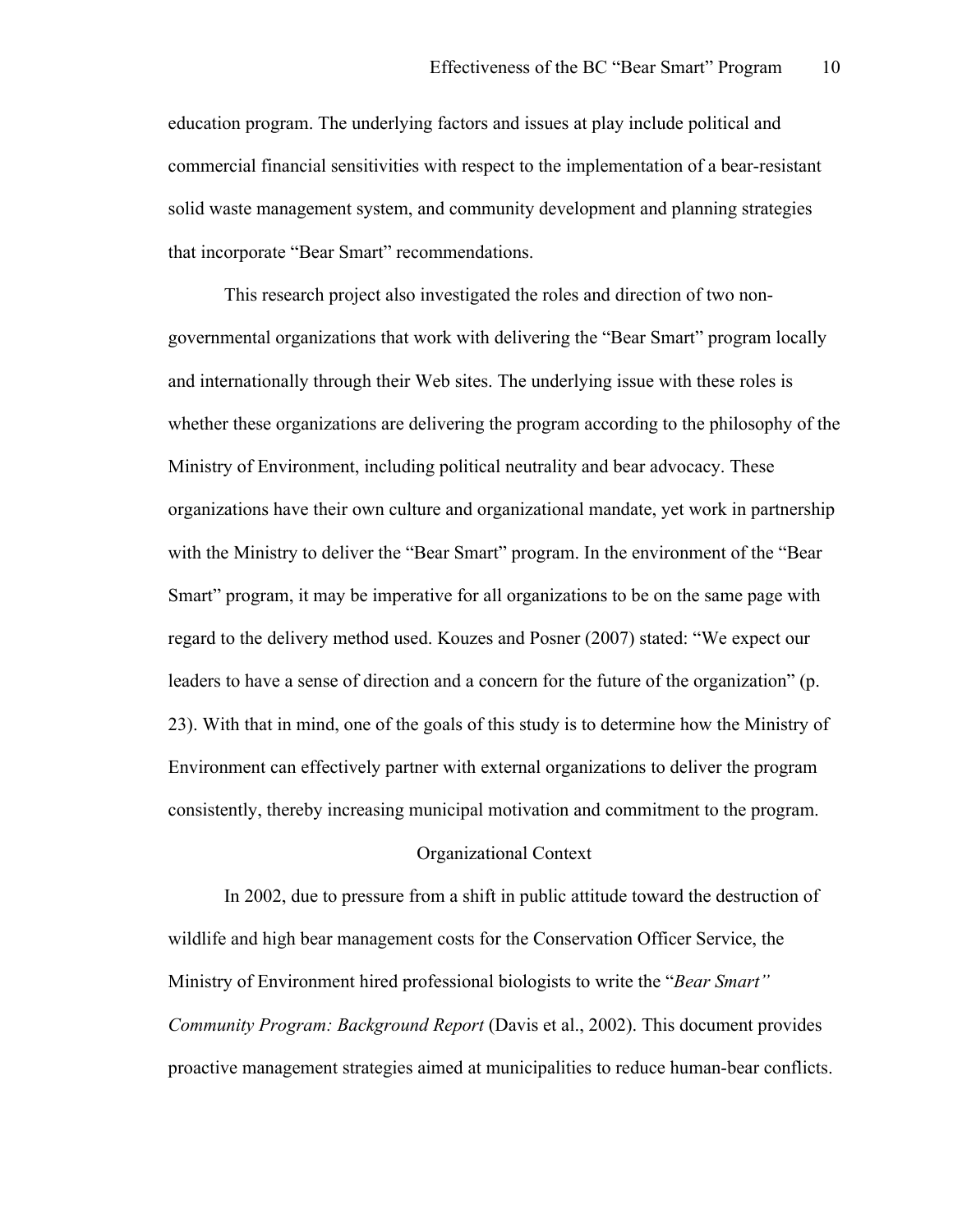education program. The underlying factors and issues at play include political and commercial financial sensitivities with respect to the implementation of a bear-resistant solid waste management system, and community development and planning strategies that incorporate "Bear Smart" recommendations.

This research project also investigated the roles and direction of two non-governmental organizations that work with delivering the "Bear Smart" program locally and internationally through their Web sites. The underlying issue with these roles is whether these organizations are delivering the program according to the philosophy of the Ministry of Environment, including political neutrality and bear advocacy. These organizations have their own culture and organizational mandate, yet work in partnership with the Ministry to deliver the "Bear Smart" program. In the environment of the "Bear Smart" program, it may be imperative for all organizations to be on the same page with regard to the delivery method used. Kouzes and Posner (2007) stated: "We expect our leaders to have a sense of direction and a concern for the future of the organization" (p. 23). With that in mind, one of the goals of this study is to determine how the Ministry of Environment can effectively partner with external organizations to deliver the program consistently, thereby increasing municipal motivation and commitment to the program.

## Organizational Context

In 2002, due to pressure from a shift in public attitude toward the destruction of wildlife and high bear management costs for the Conservation Officer Service, the Ministry of Environment hired professional biologists to write the "*Bear Smart" Community Program: Background Report* (Davis et al., 2002). This document provides proactive management strategies aimed at municipalities to reduce human-bear conflicts.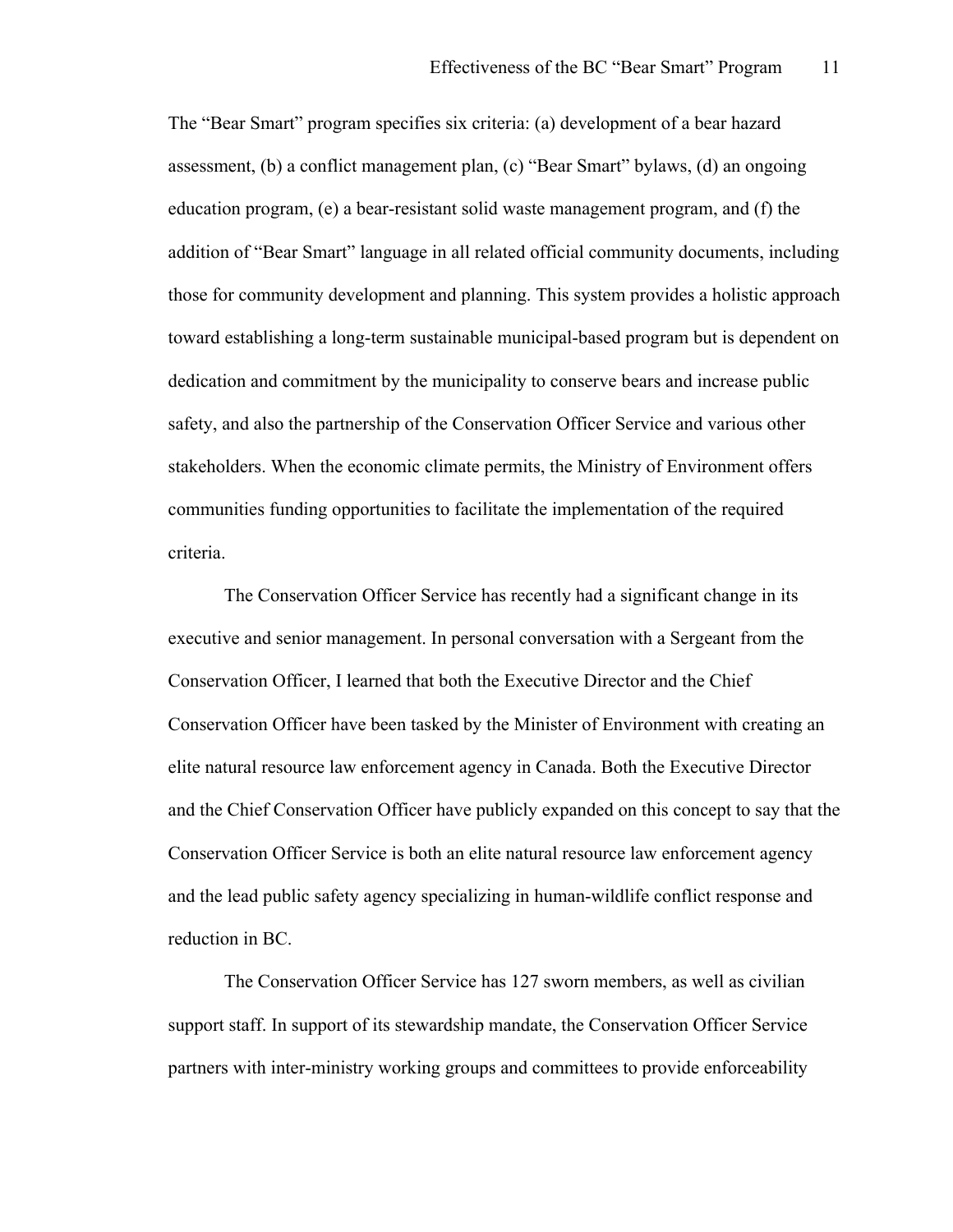The “Bear Smart” program specifies six criteria: (a) development of a bear hazard assessment, (b) a conflict management plan, (c) “Bear Smart” bylaws, (d) an ongoing education program, (e) a bear-resistant solid waste management program, and (f) the addition of “Bear Smart” language in all related official community documents, including those for community development and planning. This system provides a holistic approach toward establishing a long-term sustainable municipal-based program but is dependent on dedication and commitment by the municipality to conserve bears and increase public safety, and also the partnership of the Conservation Officer Service and various other stakeholders. When the economic climate permits, the Ministry of Environment offers communities funding opportunities to facilitate the implementation of the required criteria.

The Conservation Officer Service has recently had a significant change in its executive and senior management. In personal conversation with a Sergeant from the Conservation Officer, I learned that both the Executive Director and the Chief Conservation Officer have been tasked by the Minister of Environment with creating an elite natural resource law enforcement agency in Canada. Both the Executive Director and the Chief Conservation Officer have publicly expanded on this concept to say that the Conservation Officer Service is both an elite natural resource law enforcement agency and the lead public safety agency specializing in human-wildlife conflict response and reduction in BC.

The Conservation Officer Service has 127 sworn members, as well as civilian support staff. In support of its stewardship mandate, the Conservation Officer Service partners with inter-ministry working groups and committees to provide enforceability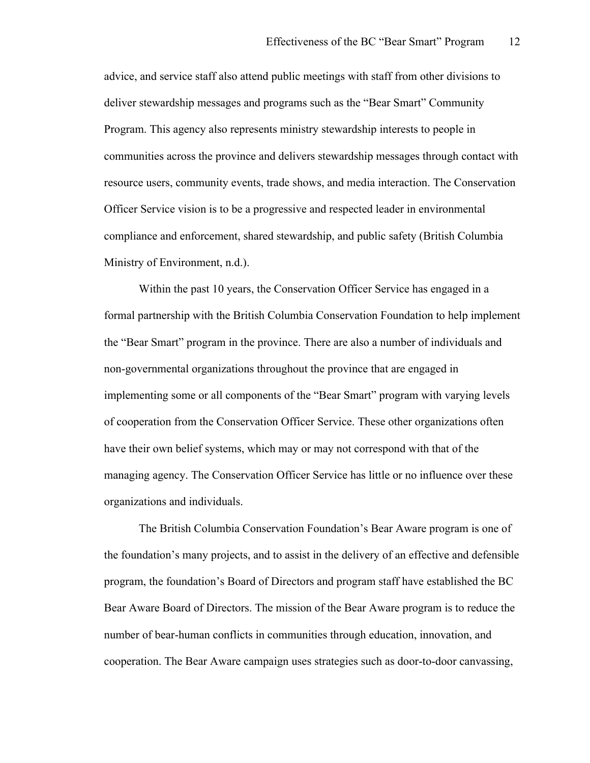advice, and service staff also attend public meetings with staff from other divisions to deliver stewardship messages and programs such as the “Bear Smart” Community Program. This agency also represents ministry stewardship interests to people in communities across the province and delivers stewardship messages through contact with resource users, community events, trade shows, and media interaction. The Conservation Officer Service vision is to be a progressive and respected leader in environmental compliance and enforcement, shared stewardship, and public safety (British Columbia Ministry of Environment, n.d.).

Within the past 10 years, the Conservation Officer Service has engaged in a formal partnership with the British Columbia Conservation Foundation to help implement the “Bear Smart” program in the province. There are also a number of individuals and non-governmental organizations throughout the province that are engaged in implementing some or all components of the “Bear Smart” program with varying levels of cooperation from the Conservation Officer Service. These other organizations often have their own belief systems, which may or may not correspond with that of the managing agency. The Conservation Officer Service has little or no influence over these organizations and individuals.

The British Columbia Conservation Foundation’s Bear Aware program is one of the foundation’s many projects, and to assist in the delivery of an effective and defensible program, the foundation’s Board of Directors and program staff have established the BC Bear Aware Board of Directors. The mission of the Bear Aware program is to reduce the number of bear-human conflicts in communities through education, innovation, and cooperation. The Bear Aware campaign uses strategies such as door-to-door canvassing,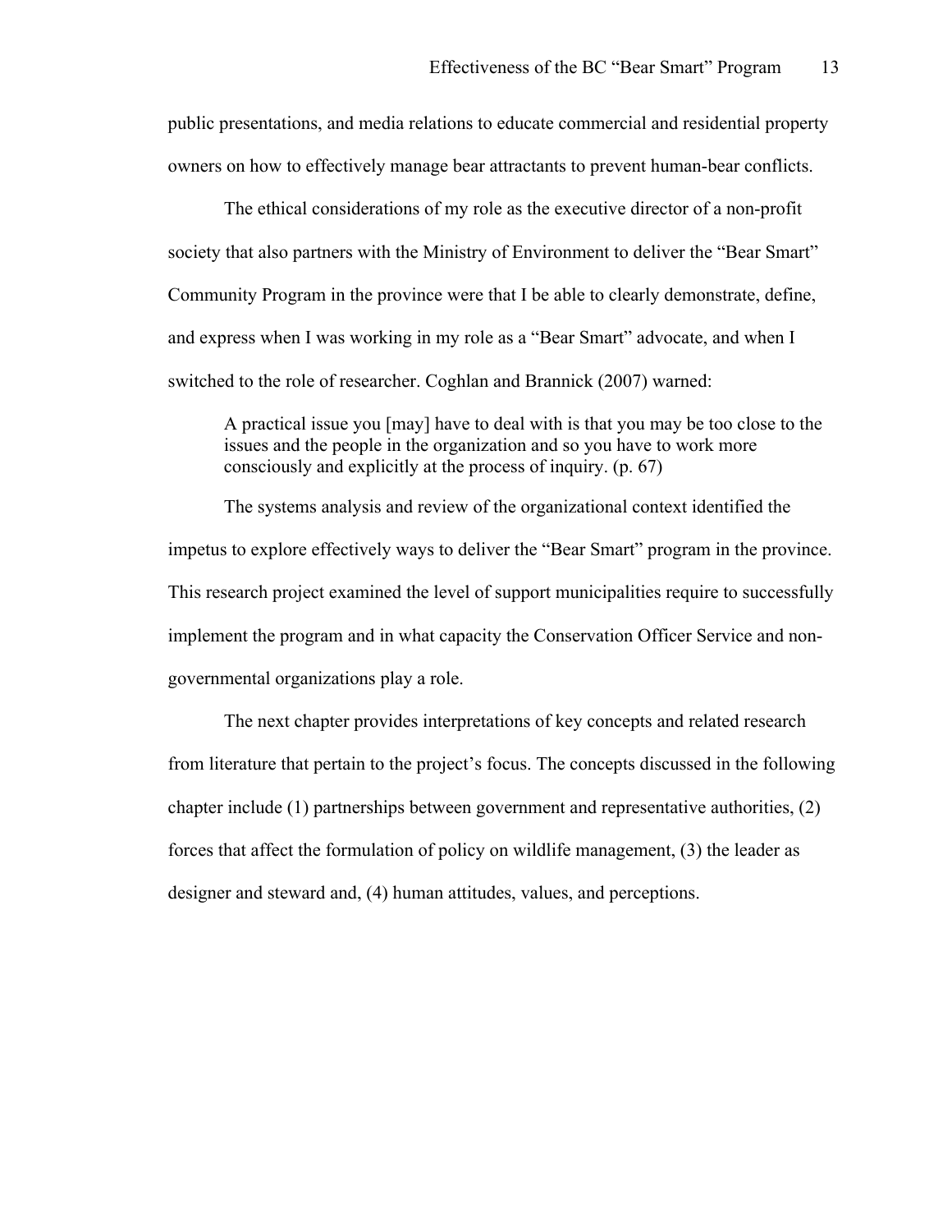public presentations, and media relations to educate commercial and residential property owners on how to effectively manage bear attractants to prevent human-bear conflicts.

The ethical considerations of my role as the executive director of a non-profit society that also partners with the Ministry of Environment to deliver the “Bear Smart” Community Program in the province were that I be able to clearly demonstrate, define, and express when I was working in my role as a “Bear Smart” advocate, and when I switched to the role of researcher. Coghlan and Brannick (2007) warned:

> A practical issue you [may] have to deal with is that you may be too close to the issues and the people in the organization and so you have to work more consciously and explicitly at the process of inquiry. (p. 67)

The systems analysis and review of the organizational context identified the impetus to explore effectively ways to deliver the “Bear Smart” program in the province. This research project examined the level of support municipalities require to successfully implement the program and in what capacity the Conservation Officer Service and non-governmental organizations play a role.

The next chapter provides interpretations of key concepts and related research from literature that pertain to the project’s focus. The concepts discussed in the following chapter include (1) partnerships between government and representative authorities, (2) forces that affect the formulation of policy on wildlife management, (3) the leader as designer and steward and, (4) human attitudes, values, and perceptions.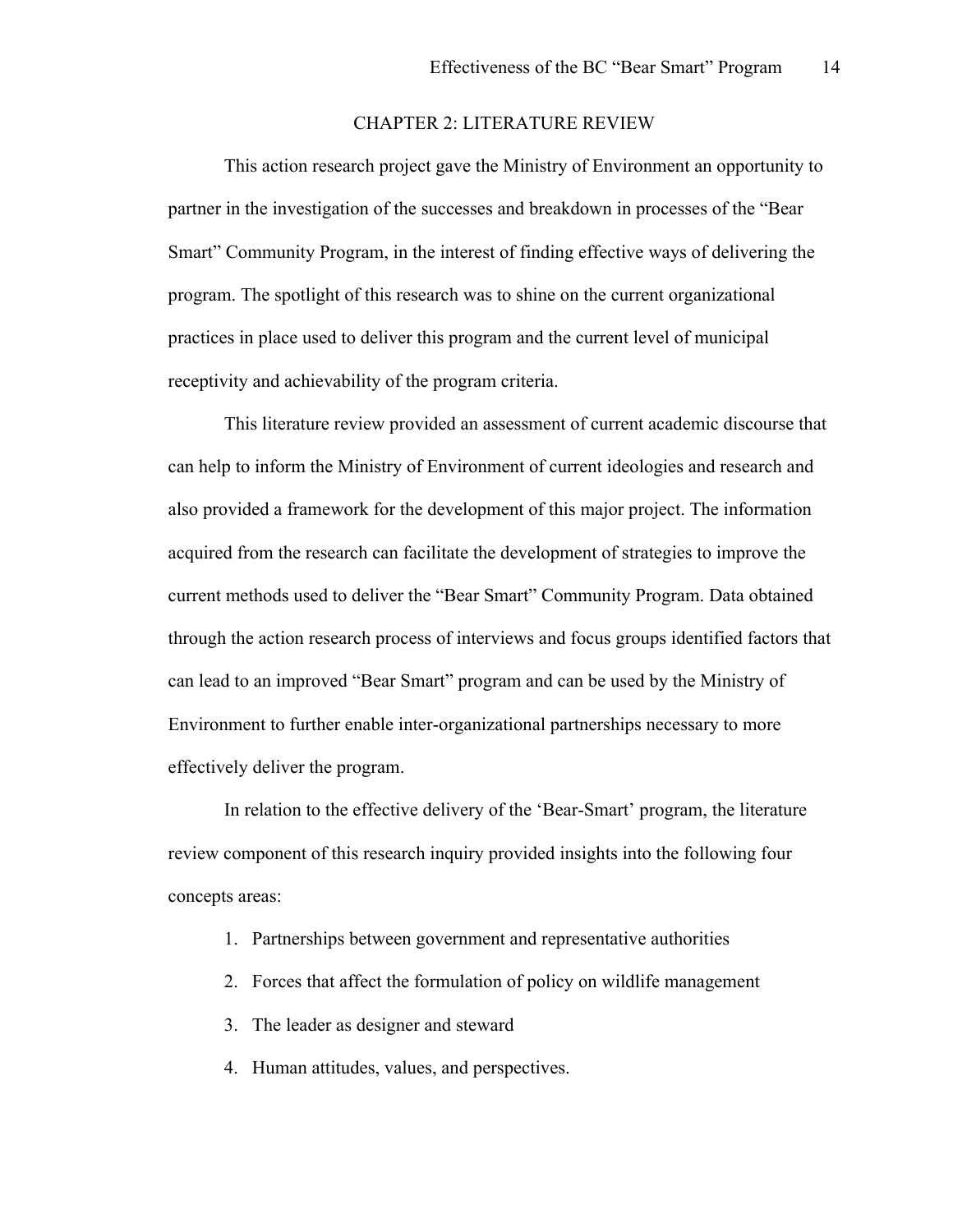# CHAPTER 2: LITERATURE REVIEW

This action research project gave the Ministry of Environment an opportunity to partner in the investigation of the successes and breakdown in processes of the "Bear Smart" Community Program, in the interest of finding effective ways of delivering the program. The spotlight of this research was to shine on the current organizational practices in place used to deliver this program and the current level of municipal receptivity and achievability of the program criteria.

This literature review provided an assessment of current academic discourse that can help to inform the Ministry of Environment of current ideologies and research and also provided a framework for the development of this major project. The information acquired from the research can facilitate the development of strategies to improve the current methods used to deliver the "Bear Smart" Community Program. Data obtained through the action research process of interviews and focus groups identified factors that can lead to an improved "Bear Smart" program and can be used by the Ministry of Environment to further enable inter-organizational partnerships necessary to more effectively deliver the program.

In relation to the effective delivery of the 'Bear-Smart' program, the literature review component of this research inquiry provided insights into the following four concepts areas:

1. Partnerships between government and representative authorities
2. Forces that affect the formulation of policy on wildlife management
3. The leader as designer and steward
4. Human attitudes, values, and perspectives.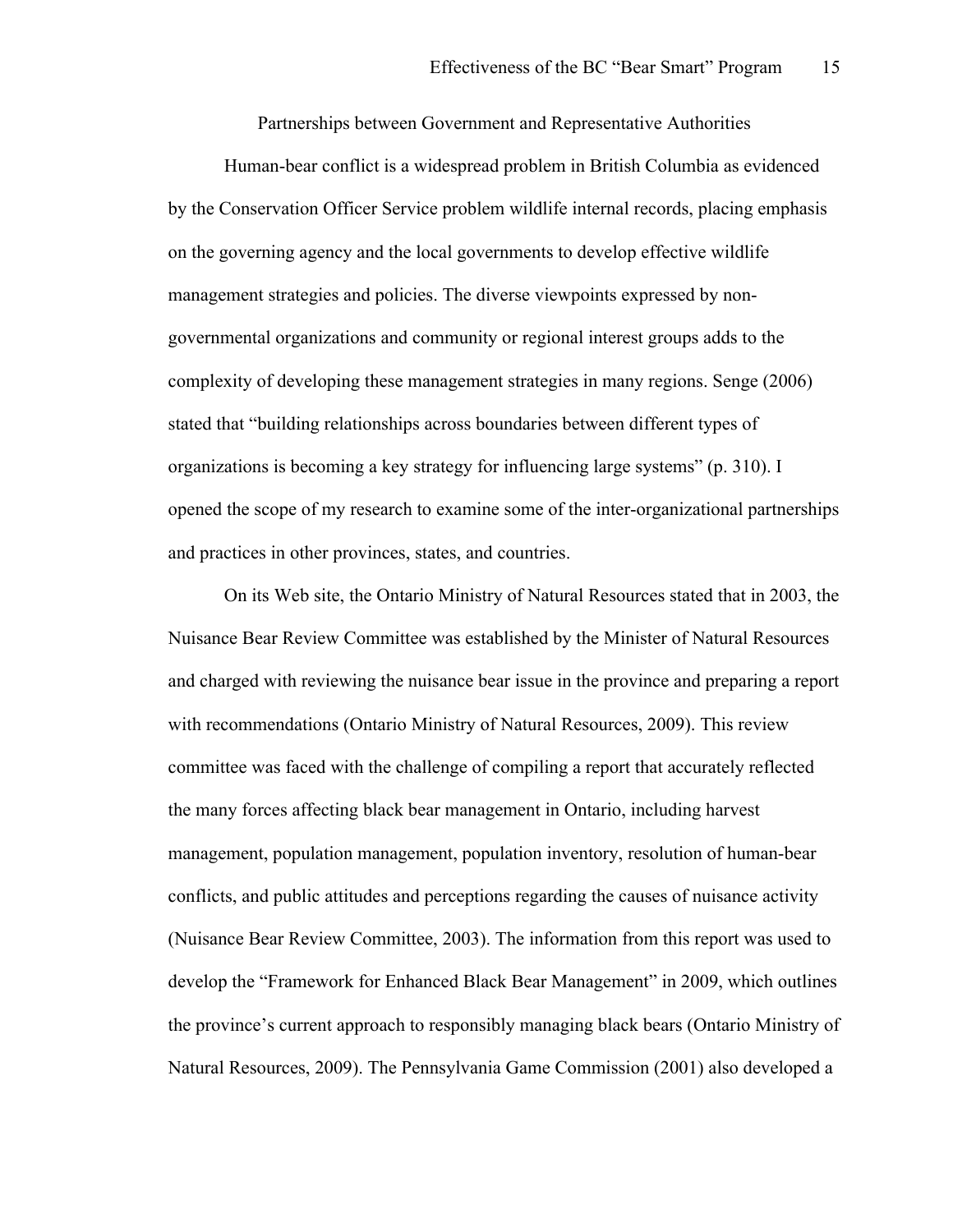## Partnerships between Government and Representative Authorities

Human-bear conflict is a widespread problem in British Columbia as evidenced by the Conservation Officer Service problem wildlife internal records, placing emphasis on the governing agency and the local governments to develop effective wildlife management strategies and policies. The diverse viewpoints expressed by non-governmental organizations and community or regional interest groups adds to the complexity of developing these management strategies in many regions. Senge (2006) stated that "building relationships across boundaries between different types of organizations is becoming a key strategy for influencing large systems" (p. 310). I opened the scope of my research to examine some of the inter-organizational partnerships and practices in other provinces, states, and countries.

On its Web site, the Ontario Ministry of Natural Resources stated that in 2003, the Nuisance Bear Review Committee was established by the Minister of Natural Resources and charged with reviewing the nuisance bear issue in the province and preparing a report with recommendations (Ontario Ministry of Natural Resources, 2009). This review committee was faced with the challenge of compiling a report that accurately reflected the many forces affecting black bear management in Ontario, including harvest management, population management, population inventory, resolution of human-bear conflicts, and public attitudes and perceptions regarding the causes of nuisance activity (Nuisance Bear Review Committee, 2003). The information from this report was used to develop the "Framework for Enhanced Black Bear Management" in 2009, which outlines the province's current approach to responsibly managing black bears (Ontario Ministry of Natural Resources, 2009). The Pennsylvania Game Commission (2001) also developed a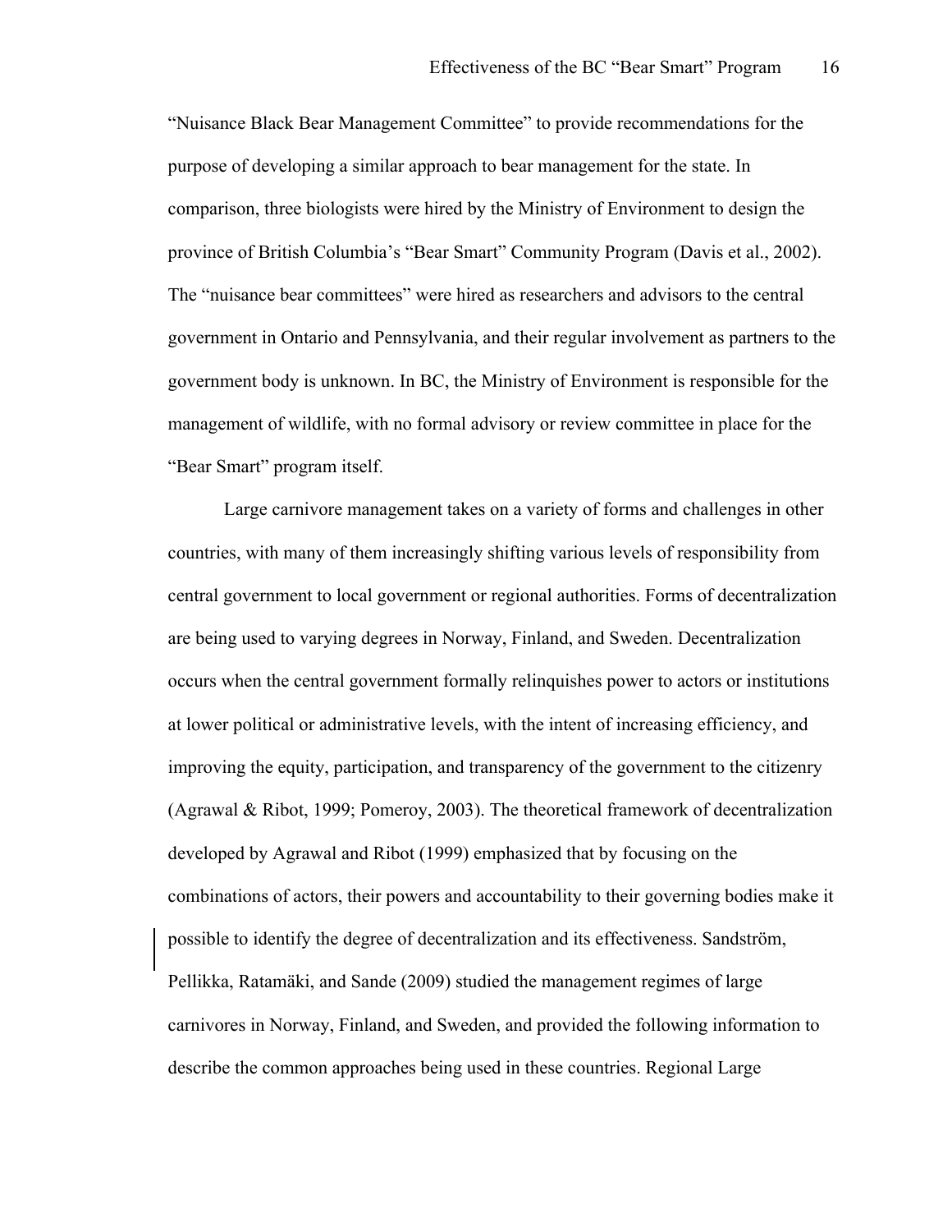"Nuisance Black Bear Management Committee" to provide recommendations for the purpose of developing a similar approach to bear management for the state. In comparison, three biologists were hired by the Ministry of Environment to design the province of British Columbia's "Bear Smart" Community Program (Davis et al., 2002). The "nuisance bear committees" were hired as researchers and advisors to the central government in Ontario and Pennsylvania, and their regular involvement as partners to the government body is unknown. In BC, the Ministry of Environment is responsible for the management of wildlife, with no formal advisory or review committee in place for the "Bear Smart" program itself.

Large carnivore management takes on a variety of forms and challenges in other countries, with many of them increasingly shifting various levels of responsibility from central government to local government or regional authorities. Forms of decentralization are being used to varying degrees in Norway, Finland, and Sweden. Decentralization occurs when the central government formally relinquishes power to actors or institutions at lower political or administrative levels, with the intent of increasing efficiency, and improving the equity, participation, and transparency of the government to the citizenry (Agrawal & Ribot, 1999; Pomeroy, 2003). The theoretical framework of decentralization developed by Agrawal and Ribot (1999) emphasized that by focusing on the combinations of actors, their powers and accountability to their governing bodies make it possible to identify the degree of decentralization and its effectiveness. Sandström, Pellikka, Ratamäki, and Sande (2009) studied the management regimes of large carnivores in Norway, Finland, and Sweden, and provided the following information to describe the common approaches being used in these countries. Regional Large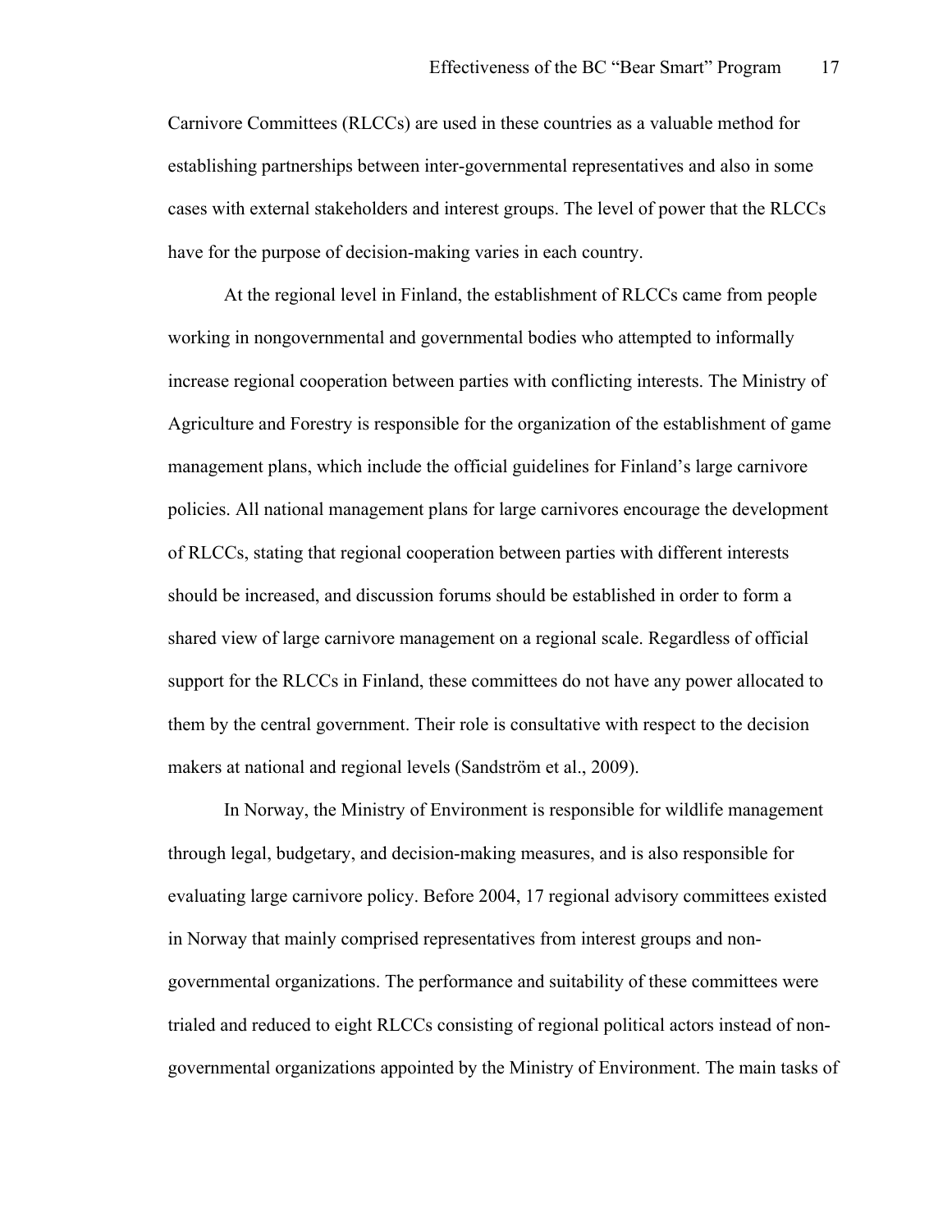Carnivore Committees (RLCCs) are used in these countries as a valuable method for establishing partnerships between inter-governmental representatives and also in some cases with external stakeholders and interest groups. The level of power that the RLCCs have for the purpose of decision-making varies in each country.

At the regional level in Finland, the establishment of RLCCs came from people working in nongovernmental and governmental bodies who attempted to informally increase regional cooperation between parties with conflicting interests. The Ministry of Agriculture and Forestry is responsible for the organization of the establishment of game management plans, which include the official guidelines for Finland's large carnivore policies. All national management plans for large carnivores encourage the development of RLCCs, stating that regional cooperation between parties with different interests should be increased, and discussion forums should be established in order to form a shared view of large carnivore management on a regional scale. Regardless of official support for the RLCCs in Finland, these committees do not have any power allocated to them by the central government. Their role is consultative with respect to the decision makers at national and regional levels (Sandström et al., 2009).

In Norway, the Ministry of Environment is responsible for wildlife management through legal, budgetary, and decision-making measures, and is also responsible for evaluating large carnivore policy. Before 2004, 17 regional advisory committees existed in Norway that mainly comprised representatives from interest groups and non-governmental organizations. The performance and suitability of these committees were trialed and reduced to eight RLCCs consisting of regional political actors instead of non-governmental organizations appointed by the Ministry of Environment. The main tasks of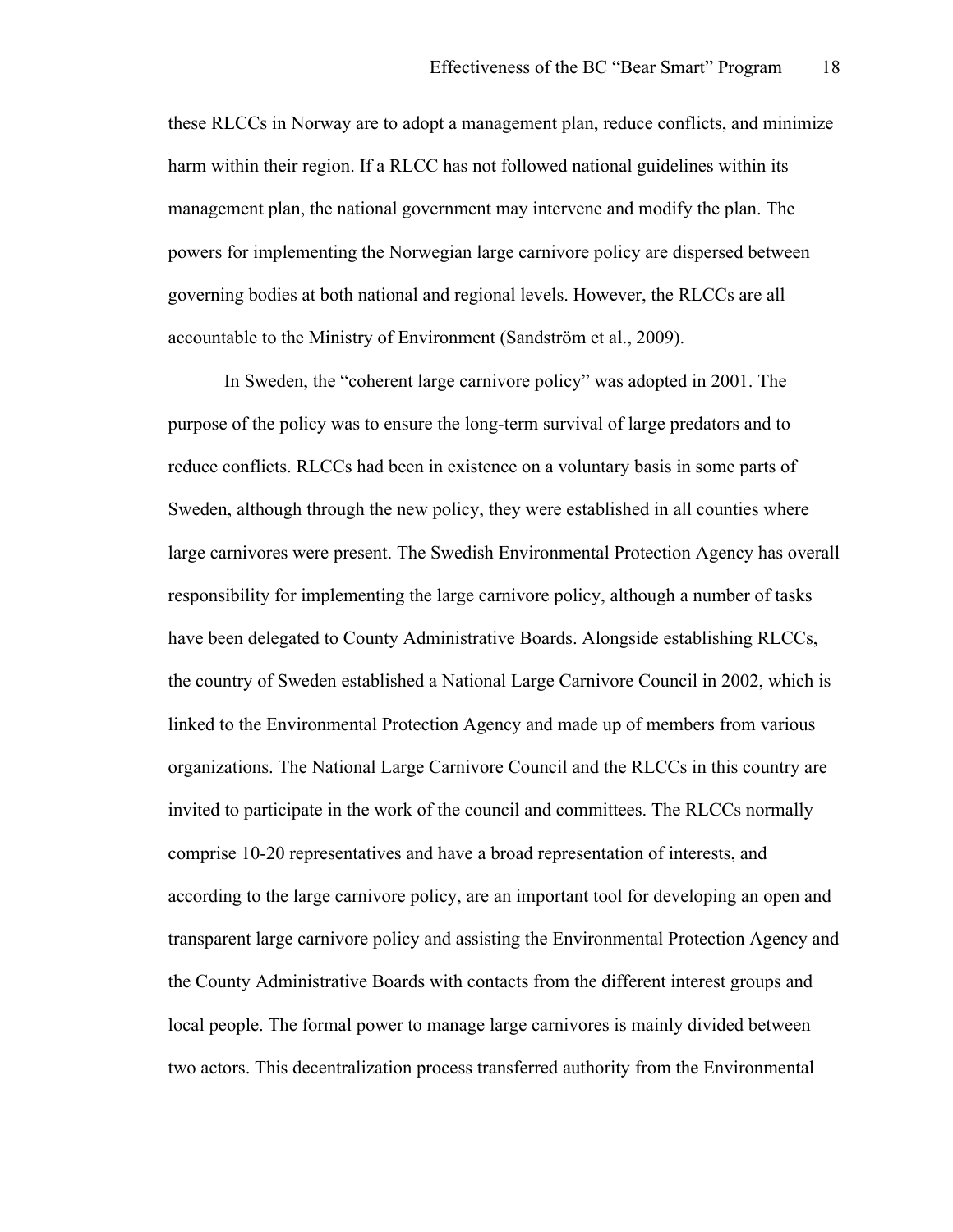these RLCCs in Norway are to adopt a management plan, reduce conflicts, and minimize harm within their region. If a RLCC has not followed national guidelines within its management plan, the national government may intervene and modify the plan. The powers for implementing the Norwegian large carnivore policy are dispersed between governing bodies at both national and regional levels. However, the RLCCs are all accountable to the Ministry of Environment (Sandström et al., 2009).

In Sweden, the "coherent large carnivore policy" was adopted in 2001. The purpose of the policy was to ensure the long-term survival of large predators and to reduce conflicts. RLCCs had been in existence on a voluntary basis in some parts of Sweden, although through the new policy, they were established in all counties where large carnivores were present. The Swedish Environmental Protection Agency has overall responsibility for implementing the large carnivore policy, although a number of tasks have been delegated to County Administrative Boards. Alongside establishing RLCCs, the country of Sweden established a National Large Carnivore Council in 2002, which is linked to the Environmental Protection Agency and made up of members from various organizations. The National Large Carnivore Council and the RLCCs in this country are invited to participate in the work of the council and committees. The RLCCs normally comprise 10-20 representatives and have a broad representation of interests, and according to the large carnivore policy, are an important tool for developing an open and transparent large carnivore policy and assisting the Environmental Protection Agency and the County Administrative Boards with contacts from the different interest groups and local people. The formal power to manage large carnivores is mainly divided between two actors. This decentralization process transferred authority from the Environmental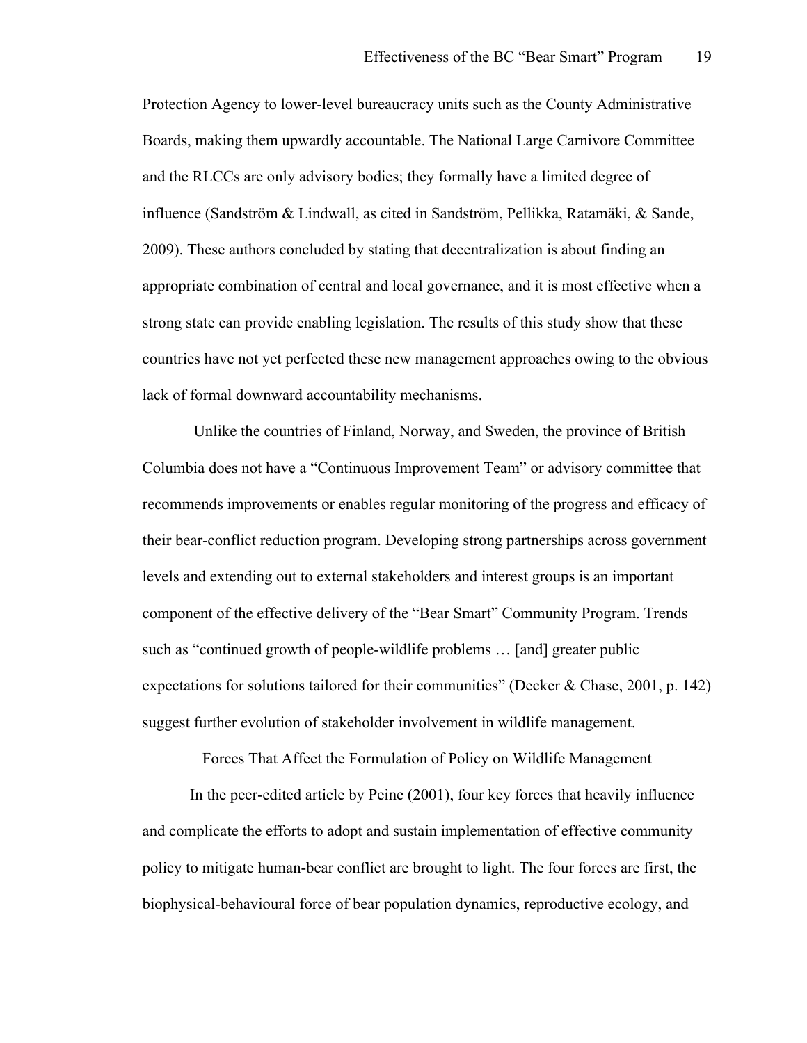Protection Agency to lower-level bureaucracy units such as the County Administrative Boards, making them upwardly accountable. The National Large Carnivore Committee and the RLCCs are only advisory bodies; they formally have a limited degree of influence (Sandström & Lindwall, as cited in Sandström, Pellikka, Ratamäki, & Sande, 2009). These authors concluded by stating that decentralization is about finding an appropriate combination of central and local governance, and it is most effective when a strong state can provide enabling legislation. The results of this study show that these countries have not yet perfected these new management approaches owing to the obvious lack of formal downward accountability mechanisms.

Unlike the countries of Finland, Norway, and Sweden, the province of British Columbia does not have a "Continuous Improvement Team" or advisory committee that recommends improvements or enables regular monitoring of the progress and efficacy of their bear-conflict reduction program. Developing strong partnerships across government levels and extending out to external stakeholders and interest groups is an important component of the effective delivery of the "Bear Smart" Community Program. Trends such as "continued growth of people-wildlife problems … [and] greater public expectations for solutions tailored for their communities" (Decker & Chase, 2001, p. 142) suggest further evolution of stakeholder involvement in wildlife management.

## Forces That Affect the Formulation of Policy on Wildlife Management

In the peer-edited article by Peine (2001), four key forces that heavily influence and complicate the efforts to adopt and sustain implementation of effective community policy to mitigate human-bear conflict are brought to light. The four forces are first, the biophysical-behavioural force of bear population dynamics, reproductive ecology, and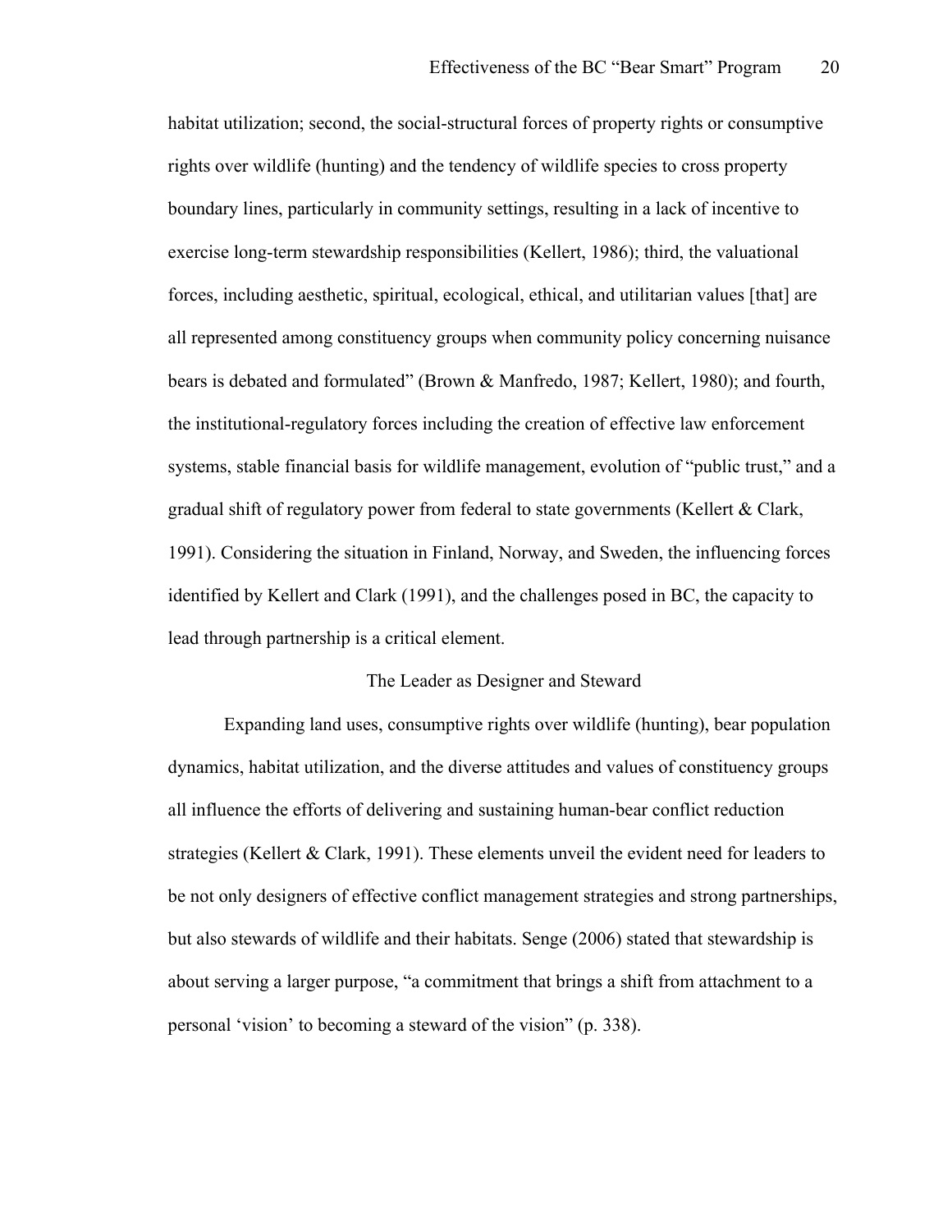habitat utilization; second, the social-structural forces of property rights or consumptive rights over wildlife (hunting) and the tendency of wildlife species to cross property boundary lines, particularly in community settings, resulting in a lack of incentive to exercise long-term stewardship responsibilities (Kellert, 1986); third, the valuational forces, including aesthetic, spiritual, ecological, ethical, and utilitarian values [that] are all represented among constituency groups when community policy concerning nuisance bears is debated and formulated" (Brown & Manfredo, 1987; Kellert, 1980); and fourth, the institutional-regulatory forces including the creation of effective law enforcement systems, stable financial basis for wildlife management, evolution of "public trust," and a gradual shift of regulatory power from federal to state governments (Kellert & Clark, 1991). Considering the situation in Finland, Norway, and Sweden, the influencing forces identified by Kellert and Clark (1991), and the challenges posed in BC, the capacity to lead through partnership is a critical element.

## The Leader as Designer and Steward

Expanding land uses, consumptive rights over wildlife (hunting), bear population dynamics, habitat utilization, and the diverse attitudes and values of constituency groups all influence the efforts of delivering and sustaining human-bear conflict reduction strategies (Kellert & Clark, 1991). These elements unveil the evident need for leaders to be not only designers of effective conflict management strategies and strong partnerships, but also stewards of wildlife and their habitats. Senge (2006) stated that stewardship is about serving a larger purpose, "a commitment that brings a shift from attachment to a personal 'vision' to becoming a steward of the vision" (p. 338).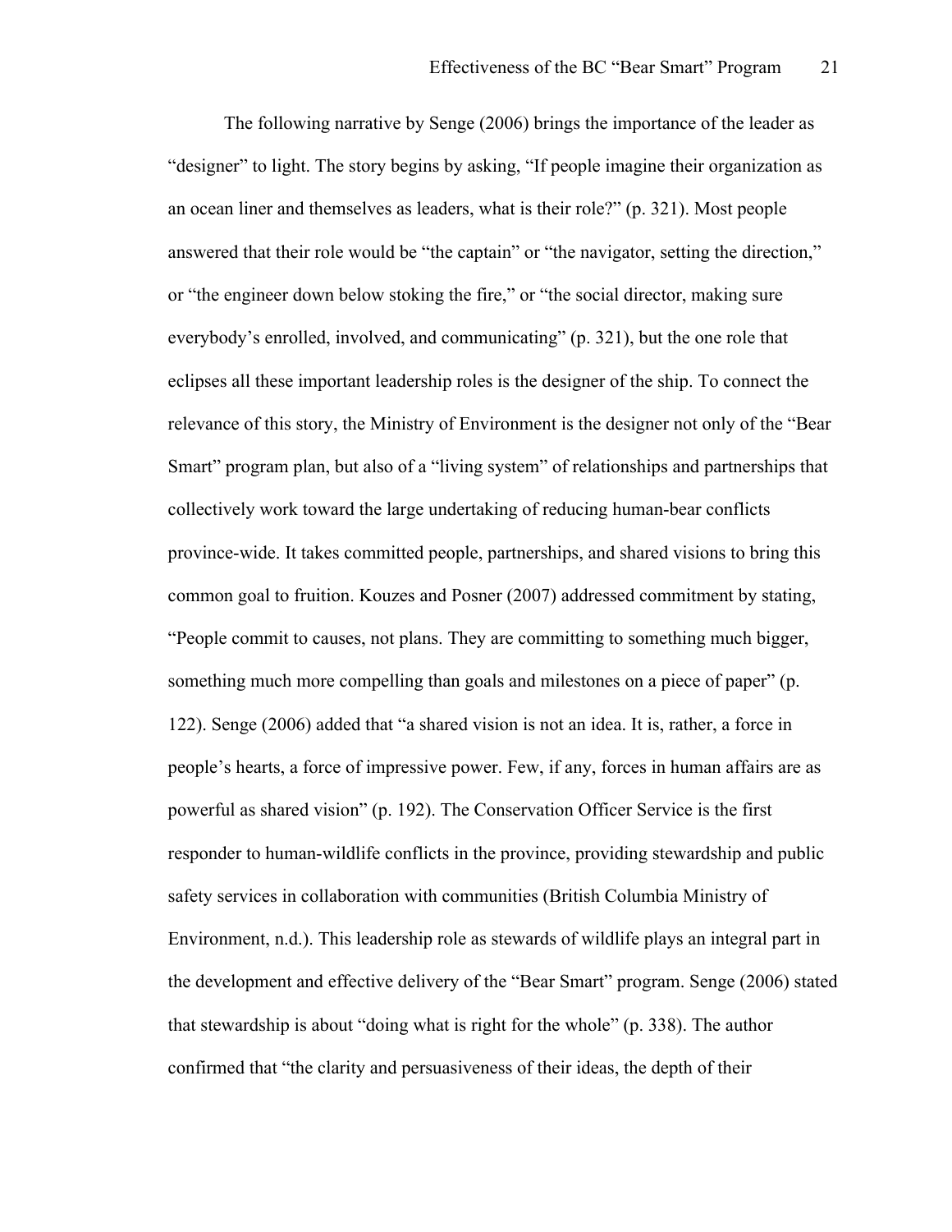The following narrative by Senge (2006) brings the importance of the leader as "designer" to light. The story begins by asking, "If people imagine their organization as an ocean liner and themselves as leaders, what is their role?" (p. 321). Most people answered that their role would be "the captain" or "the navigator, setting the direction," or "the engineer down below stoking the fire," or "the social director, making sure everybody's enrolled, involved, and communicating" (p. 321), but the one role that eclipses all these important leadership roles is the designer of the ship. To connect the relevance of this story, the Ministry of Environment is the designer not only of the "Bear Smart" program plan, but also of a "living system" of relationships and partnerships that collectively work toward the large undertaking of reducing human-bear conflicts province-wide. It takes committed people, partnerships, and shared visions to bring this common goal to fruition. Kouzes and Posner (2007) addressed commitment by stating, "People commit to causes, not plans. They are committing to something much bigger, something much more compelling than goals and milestones on a piece of paper" (p. 122). Senge (2006) added that "a shared vision is not an idea. It is, rather, a force in people's hearts, a force of impressive power. Few, if any, forces in human affairs are as powerful as shared vision" (p. 192). The Conservation Officer Service is the first responder to human-wildlife conflicts in the province, providing stewardship and public safety services in collaboration with communities (British Columbia Ministry of Environment, n.d.). This leadership role as stewards of wildlife plays an integral part in the development and effective delivery of the "Bear Smart" program. Senge (2006) stated that stewardship is about "doing what is right for the whole" (p. 338). The author confirmed that "the clarity and persuasiveness of their ideas, the depth of their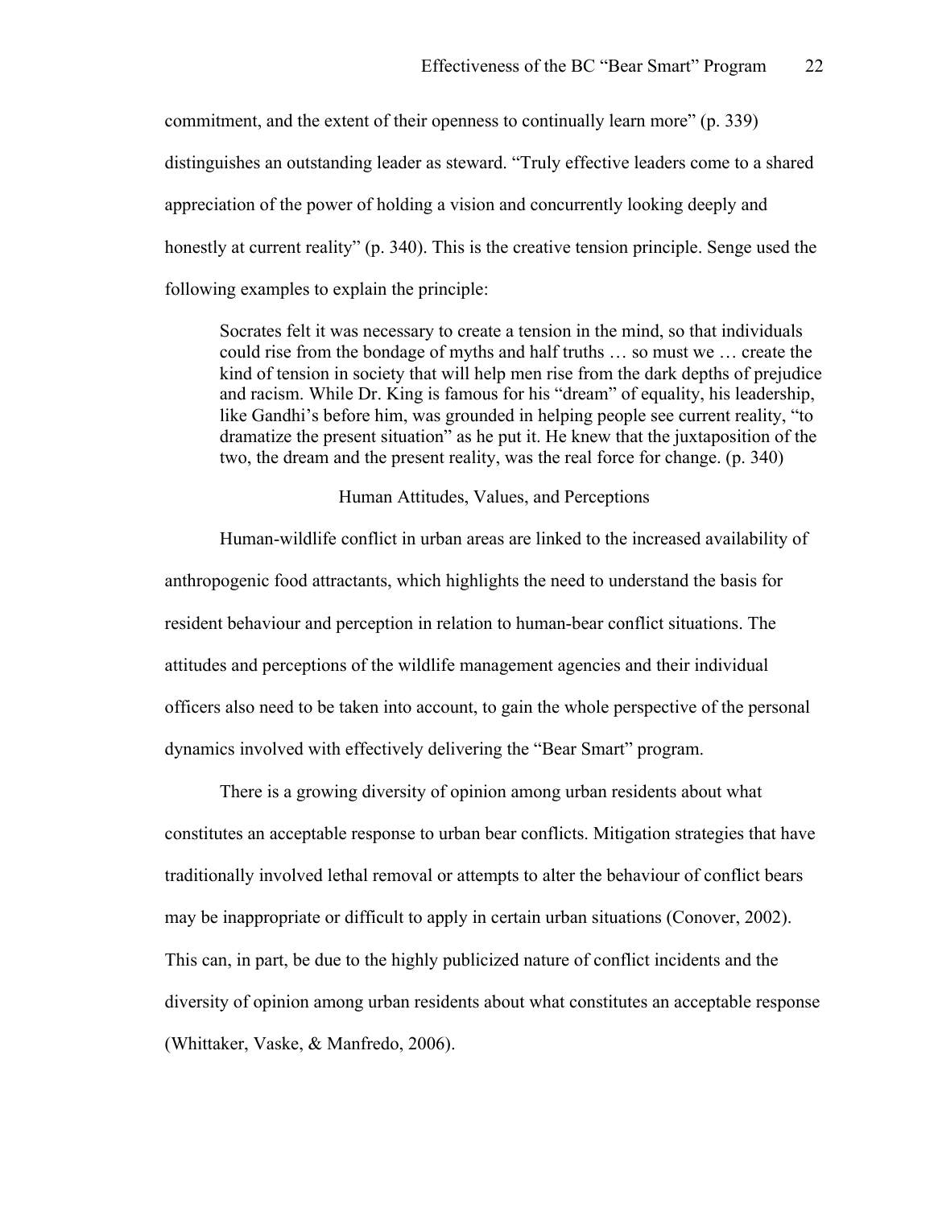commitment, and the extent of their openness to continually learn more" (p. 339) distinguishes an outstanding leader as steward. "Truly effective leaders come to a shared appreciation of the power of holding a vision and concurrently looking deeply and honestly at current reality" (p. 340). This is the creative tension principle. Senge used the following examples to explain the principle:

> Socrates felt it was necessary to create a tension in the mind, so that individuals could rise from the bondage of myths and half truths … so must we … create the kind of tension in society that will help men rise from the dark depths of prejudice and racism. While Dr. King is famous for his "dream" of equality, his leadership, like Gandhi's before him, was grounded in helping people see current reality, "to dramatize the present situation" as he put it. He knew that the juxtaposition of the two, the dream and the present reality, was the real force for change. (p. 340)

## Human Attitudes, Values, and Perceptions

Human-wildlife conflict in urban areas are linked to the increased availability of anthropogenic food attractants, which highlights the need to understand the basis for resident behaviour and perception in relation to human-bear conflict situations. The attitudes and perceptions of the wildlife management agencies and their individual officers also need to be taken into account, to gain the whole perspective of the personal dynamics involved with effectively delivering the "Bear Smart" program.

There is a growing diversity of opinion among urban residents about what constitutes an acceptable response to urban bear conflicts. Mitigation strategies that have traditionally involved lethal removal or attempts to alter the behaviour of conflict bears may be inappropriate or difficult to apply in certain urban situations (Conover, 2002). This can, in part, be due to the highly publicized nature of conflict incidents and the diversity of opinion among urban residents about what constitutes an acceptable response (Whittaker, Vaske, & Manfredo, 2006).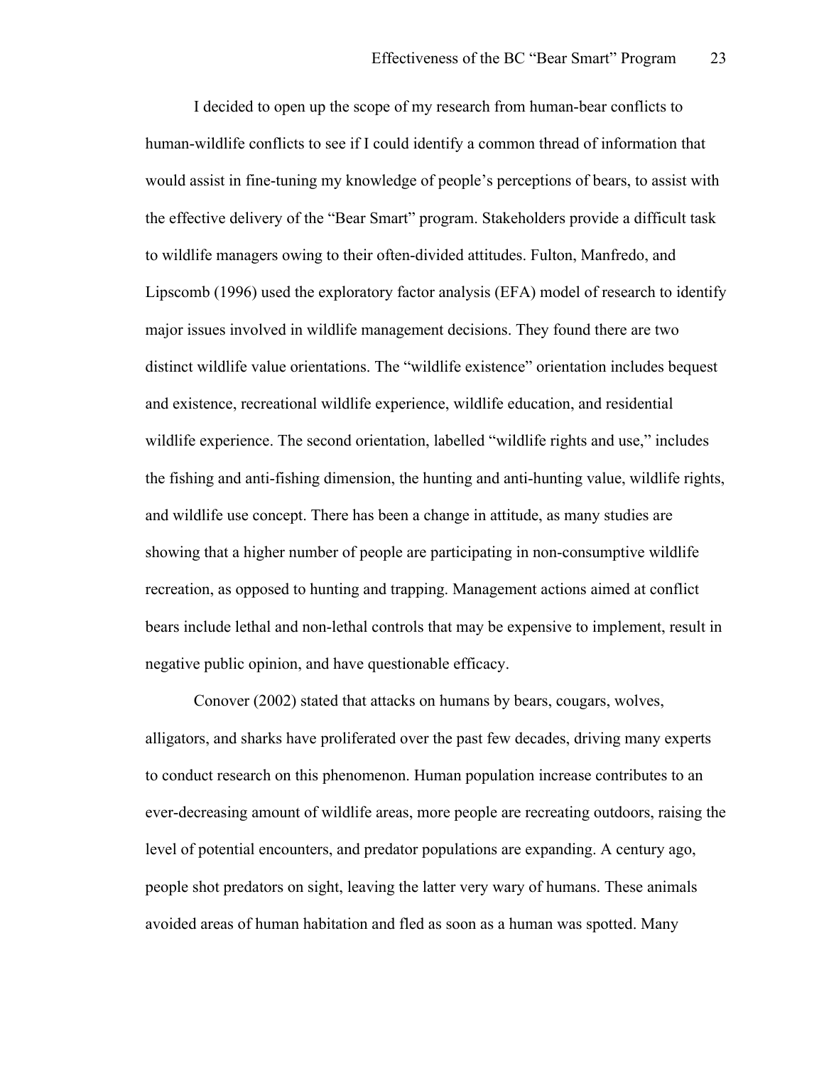I decided to open up the scope of my research from human-bear conflicts to human-wildlife conflicts to see if I could identify a common thread of information that would assist in fine-tuning my knowledge of people's perceptions of bears, to assist with the effective delivery of the "Bear Smart" program. Stakeholders provide a difficult task to wildlife managers owing to their often-divided attitudes. Fulton, Manfredo, and Lipscomb (1996) used the exploratory factor analysis (EFA) model of research to identify major issues involved in wildlife management decisions. They found there are two distinct wildlife value orientations. The "wildlife existence" orientation includes bequest and existence, recreational wildlife experience, wildlife education, and residential wildlife experience. The second orientation, labelled "wildlife rights and use," includes the fishing and anti-fishing dimension, the hunting and anti-hunting value, wildlife rights, and wildlife use concept. There has been a change in attitude, as many studies are showing that a higher number of people are participating in non-consumptive wildlife recreation, as opposed to hunting and trapping. Management actions aimed at conflict bears include lethal and non-lethal controls that may be expensive to implement, result in negative public opinion, and have questionable efficacy.

Conover (2002) stated that attacks on humans by bears, cougars, wolves, alligators, and sharks have proliferated over the past few decades, driving many experts to conduct research on this phenomenon. Human population increase contributes to an ever-decreasing amount of wildlife areas, more people are recreating outdoors, raising the level of potential encounters, and predator populations are expanding. A century ago, people shot predators on sight, leaving the latter very wary of humans. These animals avoided areas of human habitation and fled as soon as a human was spotted. Many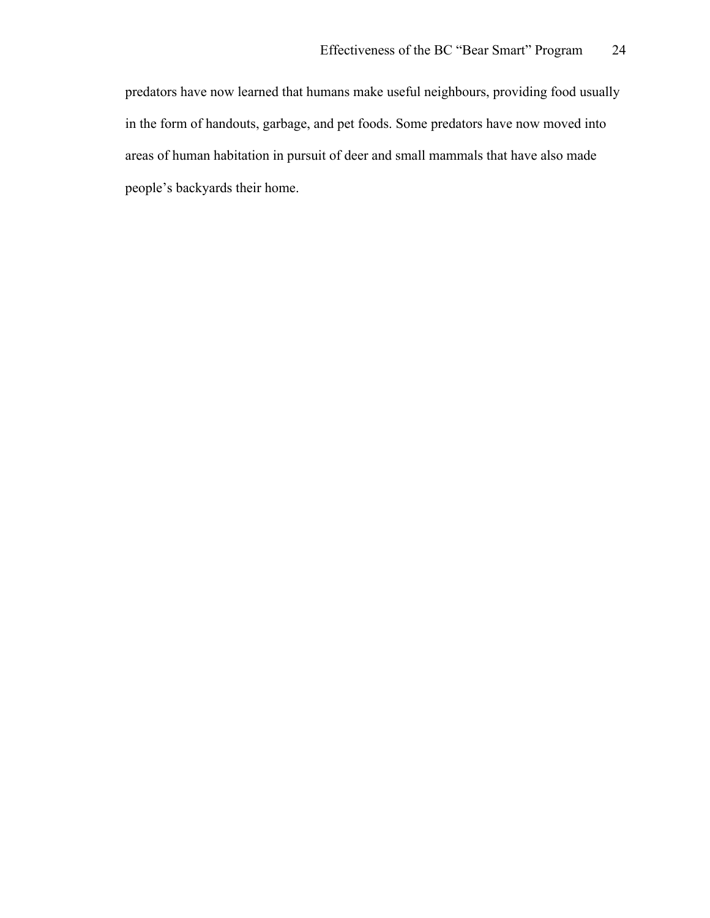predators have now learned that humans make useful neighbours, providing food usually in the form of handouts, garbage, and pet foods. Some predators have now moved into areas of human habitation in pursuit of deer and small mammals that have also made people's backyards their home.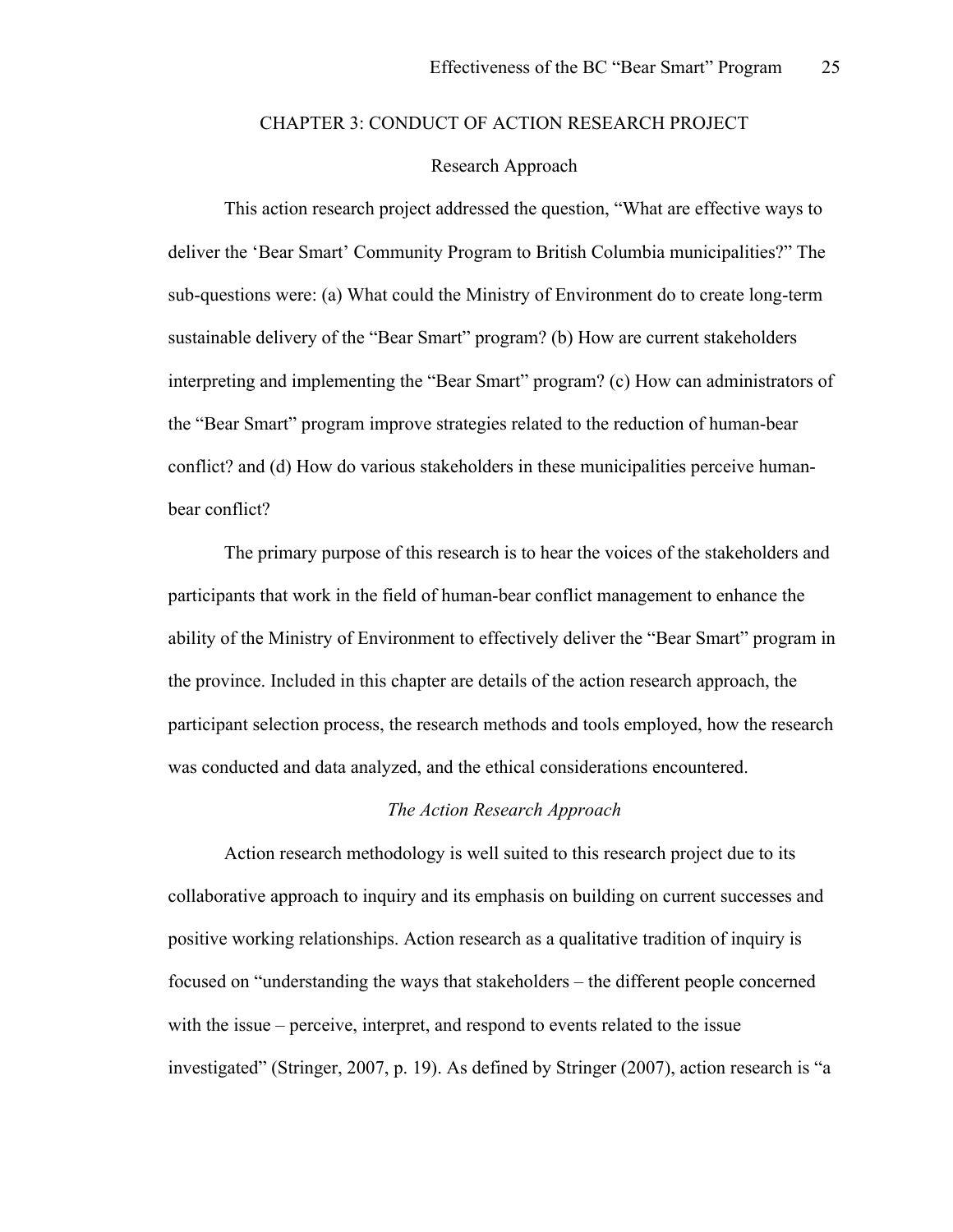# CHAPTER 3: CONDUCT OF ACTION RESEARCH PROJECT

## Research Approach

This action research project addressed the question, “What are effective ways to deliver the ‘Bear Smart’ Community Program to British Columbia municipalities?” The sub-questions were: (a) What could the Ministry of Environment do to create long-term sustainable delivery of the “Bear Smart” program? (b) How are current stakeholders interpreting and implementing the “Bear Smart” program? (c) How can administrators of the “Bear Smart” program improve strategies related to the reduction of human-bear conflict? and (d) How do various stakeholders in these municipalities perceive human-bear conflict?

The primary purpose of this research is to hear the voices of the stakeholders and participants that work in the field of human-bear conflict management to enhance the ability of the Ministry of Environment to effectively deliver the “Bear Smart” program in the province. Included in this chapter are details of the action research approach, the participant selection process, the research methods and tools employed, how the research was conducted and data analyzed, and the ethical considerations encountered.

### *The Action Research Approach*

Action research methodology is well suited to this research project due to its collaborative approach to inquiry and its emphasis on building on current successes and positive working relationships. Action research as a qualitative tradition of inquiry is focused on “understanding the ways that stakeholders – the different people concerned with the issue – perceive, interpret, and respond to events related to the issue investigated” (Stringer, 2007, p. 19). As defined by Stringer (2007), action research is “a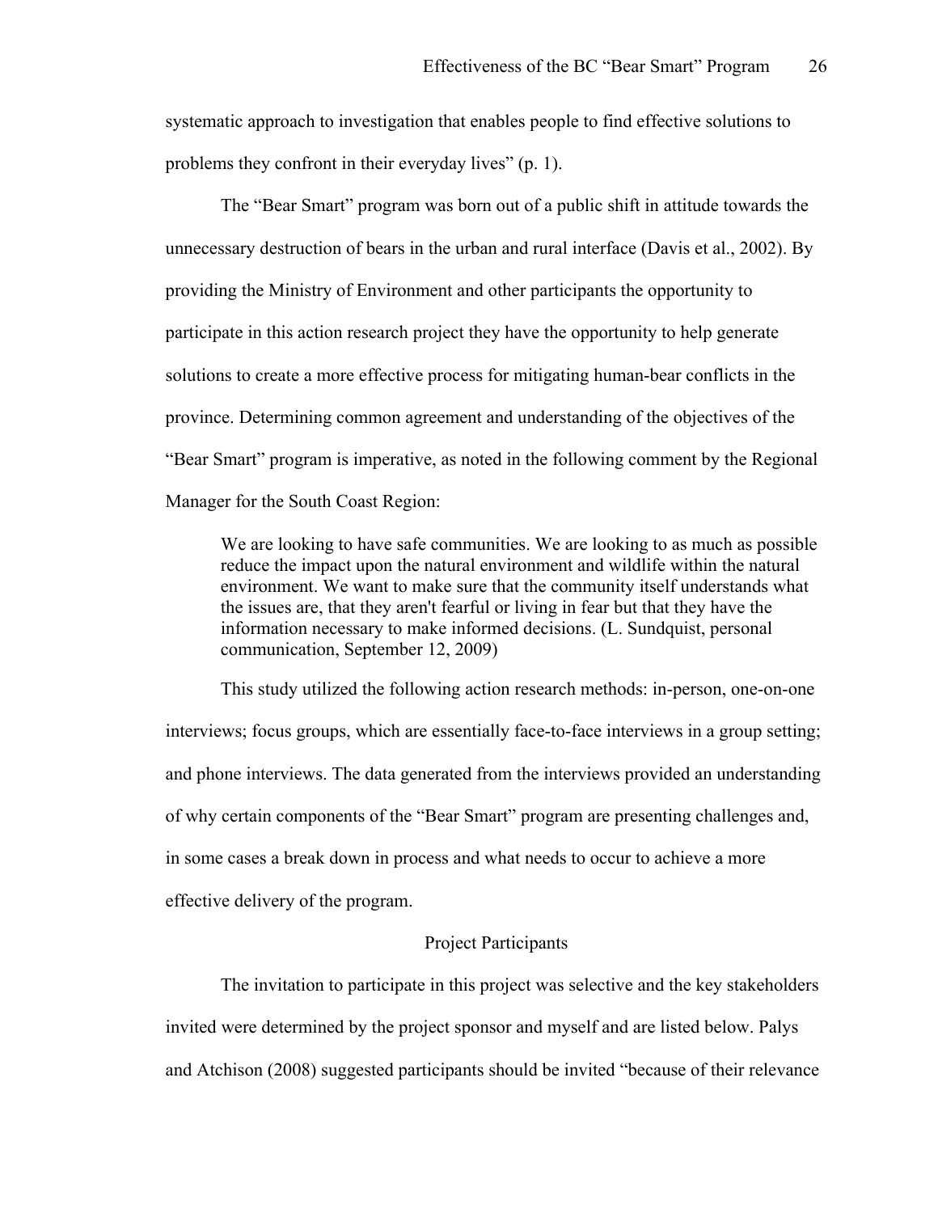systematic approach to investigation that enables people to find effective solutions to problems they confront in their everyday lives" (p. 1).

The "Bear Smart" program was born out of a public shift in attitude towards the unnecessary destruction of bears in the urban and rural interface (Davis et al., 2002). By providing the Ministry of Environment and other participants the opportunity to participate in this action research project they have the opportunity to help generate solutions to create a more effective process for mitigating human-bear conflicts in the province. Determining common agreement and understanding of the objectives of the "Bear Smart" program is imperative, as noted in the following comment by the Regional Manager for the South Coast Region:

> We are looking to have safe communities. We are looking to as much as possible reduce the impact upon the natural environment and wildlife within the natural environment. We want to make sure that the community itself understands what the issues are, that they aren't fearful or living in fear but that they have the information necessary to make informed decisions. (L. Sundquist, personal communication, September 12, 2009)

This study utilized the following action research methods: in-person, one-on-one interviews; focus groups, which are essentially face-to-face interviews in a group setting; and phone interviews. The data generated from the interviews provided an understanding of why certain components of the "Bear Smart" program are presenting challenges and, in some cases a break down in process and what needs to occur to achieve a more effective delivery of the program.

## Project Participants

The invitation to participate in this project was selective and the key stakeholders invited were determined by the project sponsor and myself and are listed below. Palys and Atchison (2008) suggested participants should be invited "because of their relevance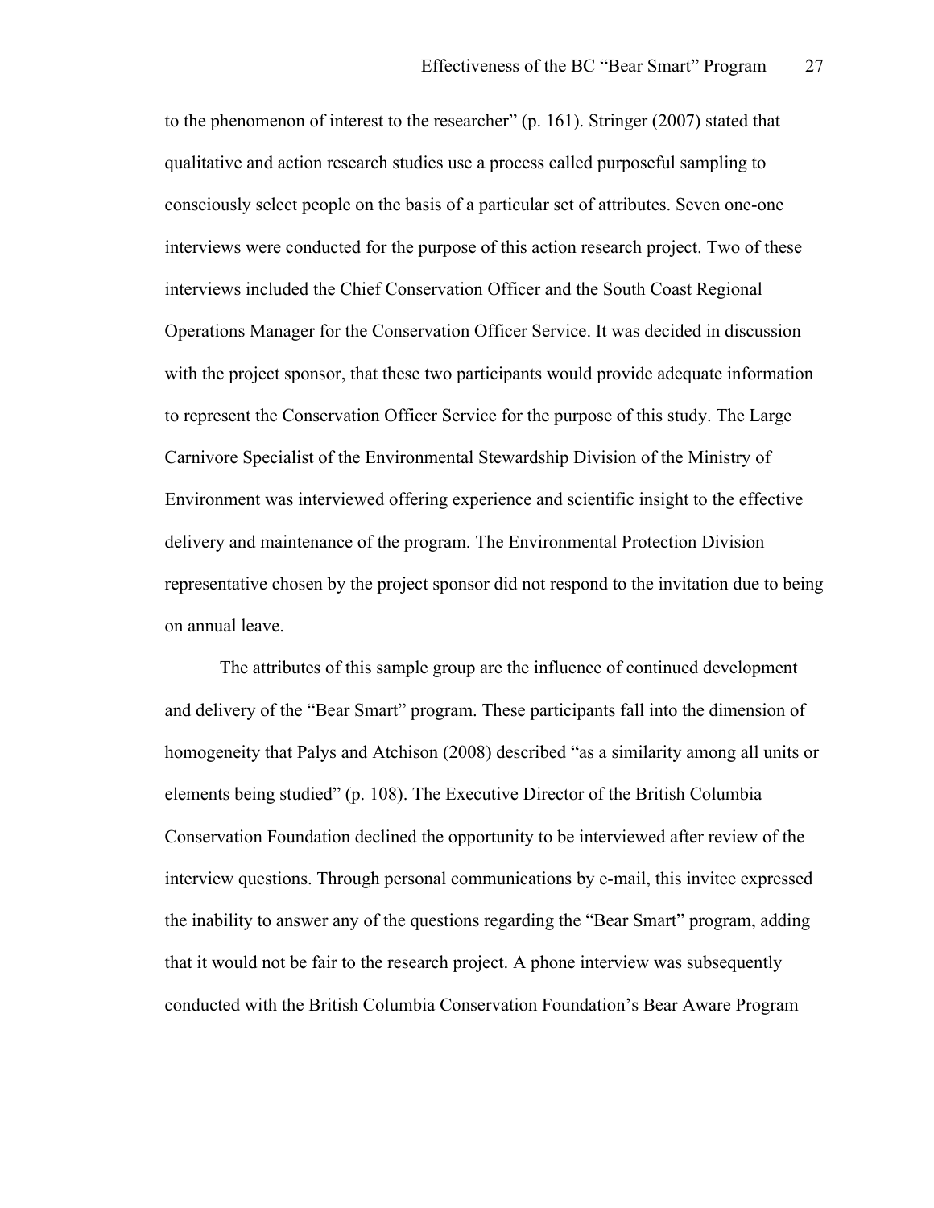to the phenomenon of interest to the researcher" (p. 161). Stringer (2007) stated that qualitative and action research studies use a process called purposeful sampling to consciously select people on the basis of a particular set of attributes. Seven one-one interviews were conducted for the purpose of this action research project. Two of these interviews included the Chief Conservation Officer and the South Coast Regional Operations Manager for the Conservation Officer Service. It was decided in discussion with the project sponsor, that these two participants would provide adequate information to represent the Conservation Officer Service for the purpose of this study. The Large Carnivore Specialist of the Environmental Stewardship Division of the Ministry of Environment was interviewed offering experience and scientific insight to the effective delivery and maintenance of the program. The Environmental Protection Division representative chosen by the project sponsor did not respond to the invitation due to being on annual leave.

The attributes of this sample group are the influence of continued development and delivery of the "Bear Smart" program. These participants fall into the dimension of homogeneity that Palys and Atchison (2008) described "as a similarity among all units or elements being studied" (p. 108). The Executive Director of the British Columbia Conservation Foundation declined the opportunity to be interviewed after review of the interview questions. Through personal communications by e-mail, this invitee expressed the inability to answer any of the questions regarding the "Bear Smart" program, adding that it would not be fair to the research project. A phone interview was subsequently conducted with the British Columbia Conservation Foundation's Bear Aware Program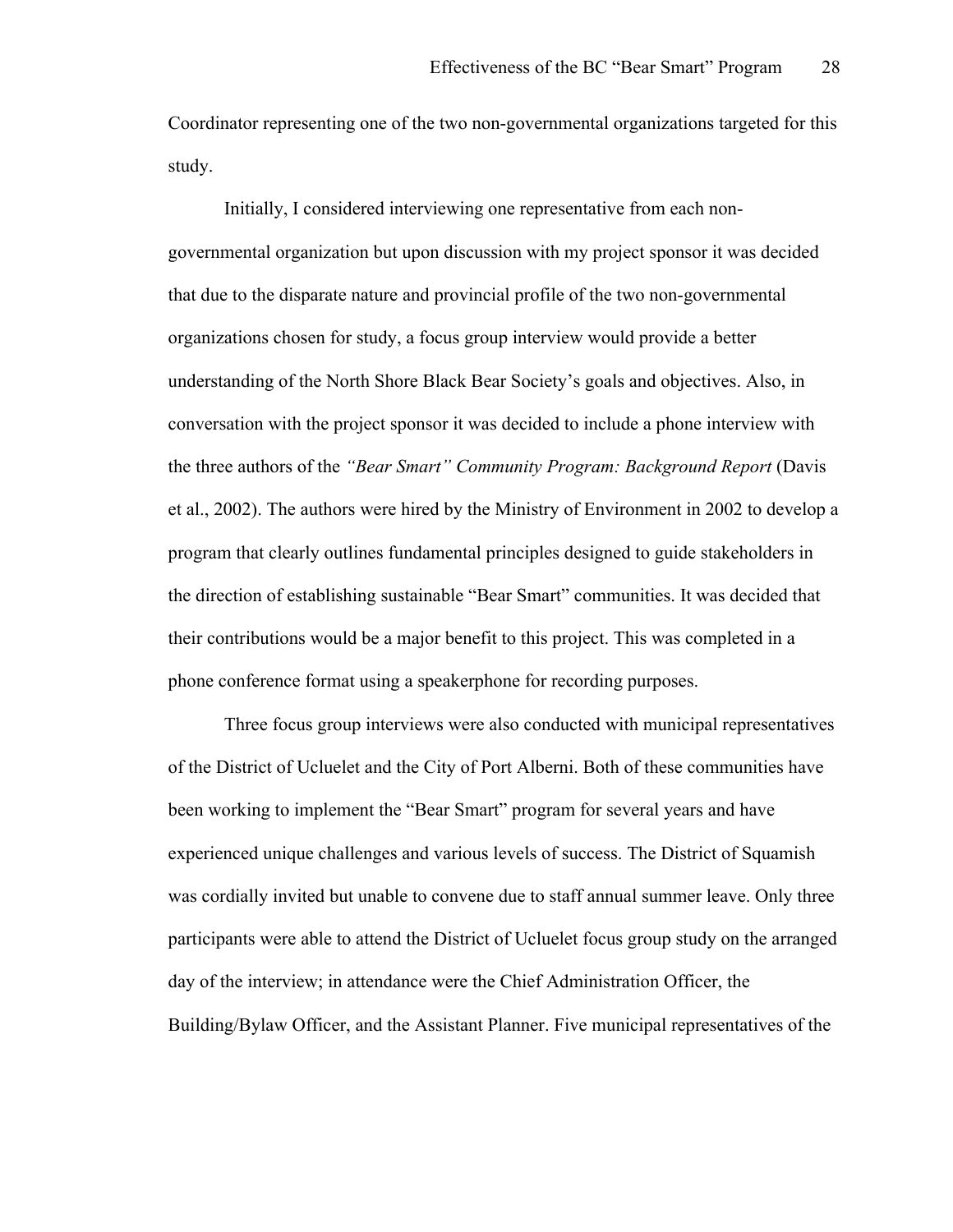Coordinator representing one of the two non-governmental organizations targeted for this study.

Initially, I considered interviewing one representative from each non-governmental organization but upon discussion with my project sponsor it was decided that due to the disparate nature and provincial profile of the two non-governmental organizations chosen for study, a focus group interview would provide a better understanding of the North Shore Black Bear Society's goals and objectives. Also, in conversation with the project sponsor it was decided to include a phone interview with the three authors of the *"Bear Smart" Community Program: Background Report* (Davis et al., 2002). The authors were hired by the Ministry of Environment in 2002 to develop a program that clearly outlines fundamental principles designed to guide stakeholders in the direction of establishing sustainable "Bear Smart" communities. It was decided that their contributions would be a major benefit to this project. This was completed in a phone conference format using a speakerphone for recording purposes.

Three focus group interviews were also conducted with municipal representatives of the District of Ucluelet and the City of Port Alberni. Both of these communities have been working to implement the "Bear Smart" program for several years and have experienced unique challenges and various levels of success. The District of Squamish was cordially invited but unable to convene due to staff annual summer leave. Only three participants were able to attend the District of Ucluelet focus group study on the arranged day of the interview; in attendance were the Chief Administration Officer, the Building/Bylaw Officer, and the Assistant Planner. Five municipal representatives of the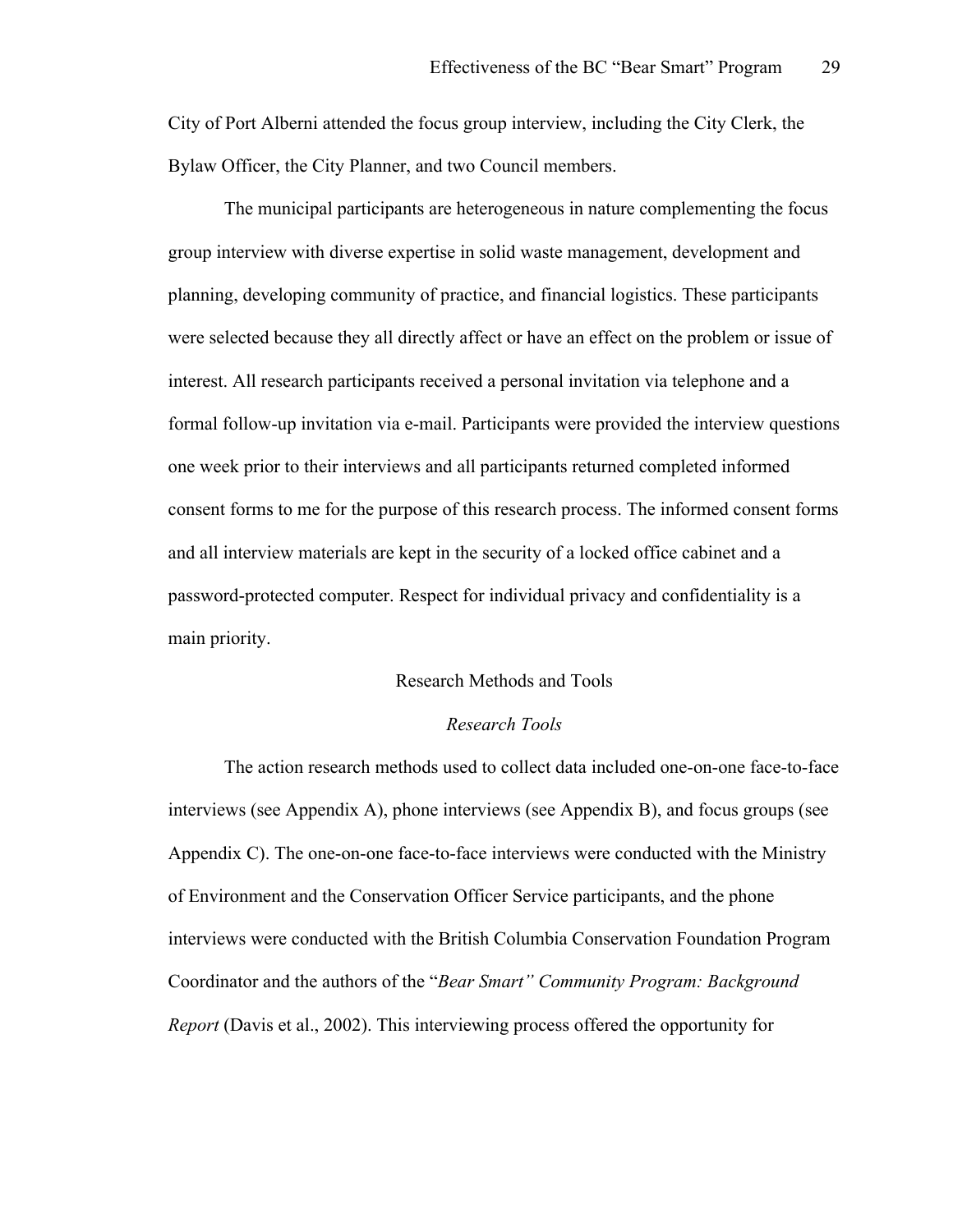City of Port Alberni attended the focus group interview, including the City Clerk, the Bylaw Officer, the City Planner, and two Council members.

The municipal participants are heterogeneous in nature complementing the focus group interview with diverse expertise in solid waste management, development and planning, developing community of practice, and financial logistics. These participants were selected because they all directly affect or have an effect on the problem or issue of interest. All research participants received a personal invitation via telephone and a formal follow-up invitation via e-mail. Participants were provided the interview questions one week prior to their interviews and all participants returned completed informed consent forms to me for the purpose of this research process. The informed consent forms and all interview materials are kept in the security of a locked office cabinet and a password-protected computer. Respect for individual privacy and confidentiality is a main priority.

## Research Methods and Tools

### *Research Tools*

The action research methods used to collect data included one-on-one face-to-face interviews (see Appendix A), phone interviews (see Appendix B), and focus groups (see Appendix C). The one-on-one face-to-face interviews were conducted with the Ministry of Environment and the Conservation Officer Service participants, and the phone interviews were conducted with the British Columbia Conservation Foundation Program Coordinator and the authors of the "*Bear Smart" Community Program: Background Report* (Davis et al., 2002). This interviewing process offered the opportunity for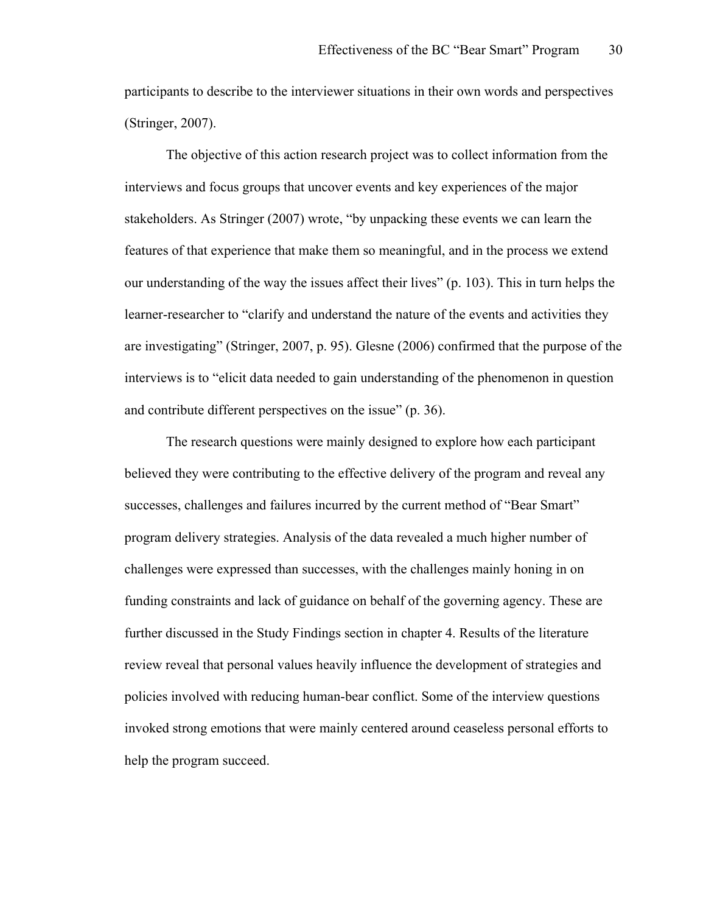participants to describe to the interviewer situations in their own words and perspectives (Stringer, 2007).

The objective of this action research project was to collect information from the interviews and focus groups that uncover events and key experiences of the major stakeholders. As Stringer (2007) wrote, "by unpacking these events we can learn the features of that experience that make them so meaningful, and in the process we extend our understanding of the way the issues affect their lives" (p. 103). This in turn helps the learner-researcher to "clarify and understand the nature of the events and activities they are investigating" (Stringer, 2007, p. 95). Glesne (2006) confirmed that the purpose of the interviews is to "elicit data needed to gain understanding of the phenomenon in question and contribute different perspectives on the issue" (p. 36).

The research questions were mainly designed to explore how each participant believed they were contributing to the effective delivery of the program and reveal any successes, challenges and failures incurred by the current method of "Bear Smart" program delivery strategies. Analysis of the data revealed a much higher number of challenges were expressed than successes, with the challenges mainly honing in on funding constraints and lack of guidance on behalf of the governing agency. These are further discussed in the Study Findings section in chapter 4. Results of the literature review reveal that personal values heavily influence the development of strategies and policies involved with reducing human-bear conflict. Some of the interview questions invoked strong emotions that were mainly centered around ceaseless personal efforts to help the program succeed.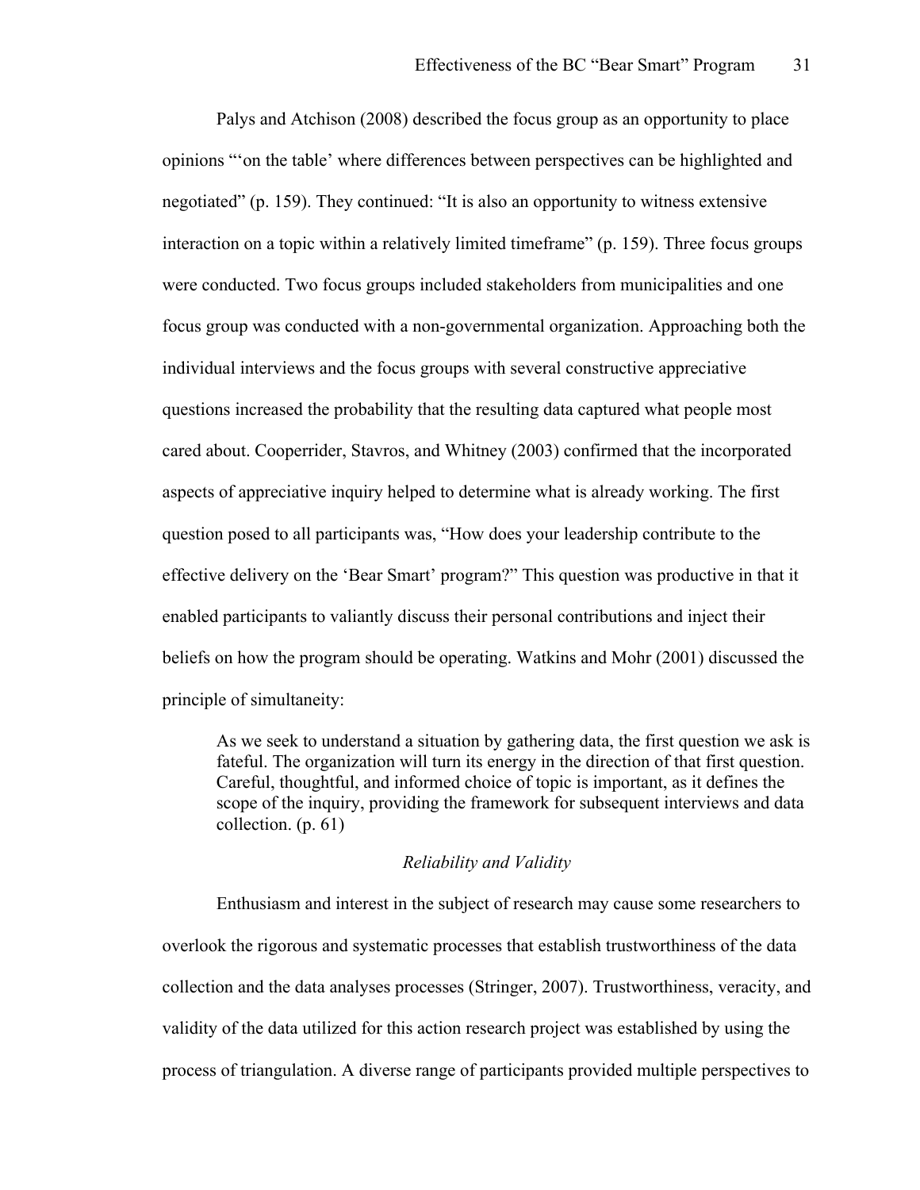Palys and Atchison (2008) described the focus group as an opportunity to place opinions "'on the table' where differences between perspectives can be highlighted and negotiated" (p. 159). They continued: "It is also an opportunity to witness extensive interaction on a topic within a relatively limited timeframe" (p. 159). Three focus groups were conducted. Two focus groups included stakeholders from municipalities and one focus group was conducted with a non-governmental organization. Approaching both the individual interviews and the focus groups with several constructive appreciative questions increased the probability that the resulting data captured what people most cared about. Cooperrider, Stavros, and Whitney (2003) confirmed that the incorporated aspects of appreciative inquiry helped to determine what is already working. The first question posed to all participants was, "How does your leadership contribute to the effective delivery on the 'Bear Smart' program?" This question was productive in that it enabled participants to valiantly discuss their personal contributions and inject their beliefs on how the program should be operating. Watkins and Mohr (2001) discussed the principle of simultaneity:

> As we seek to understand a situation by gathering data, the first question we ask is fateful. The organization will turn its energy in the direction of that first question. Careful, thoughtful, and informed choice of topic is important, as it defines the scope of the inquiry, providing the framework for subsequent interviews and data collection. (p. 61)

### *Reliability and Validity*

Enthusiasm and interest in the subject of research may cause some researchers to overlook the rigorous and systematic processes that establish trustworthiness of the data collection and the data analyses processes (Stringer, 2007). Trustworthiness, veracity, and validity of the data utilized for this action research project was established by using the process of triangulation. A diverse range of participants provided multiple perspectives to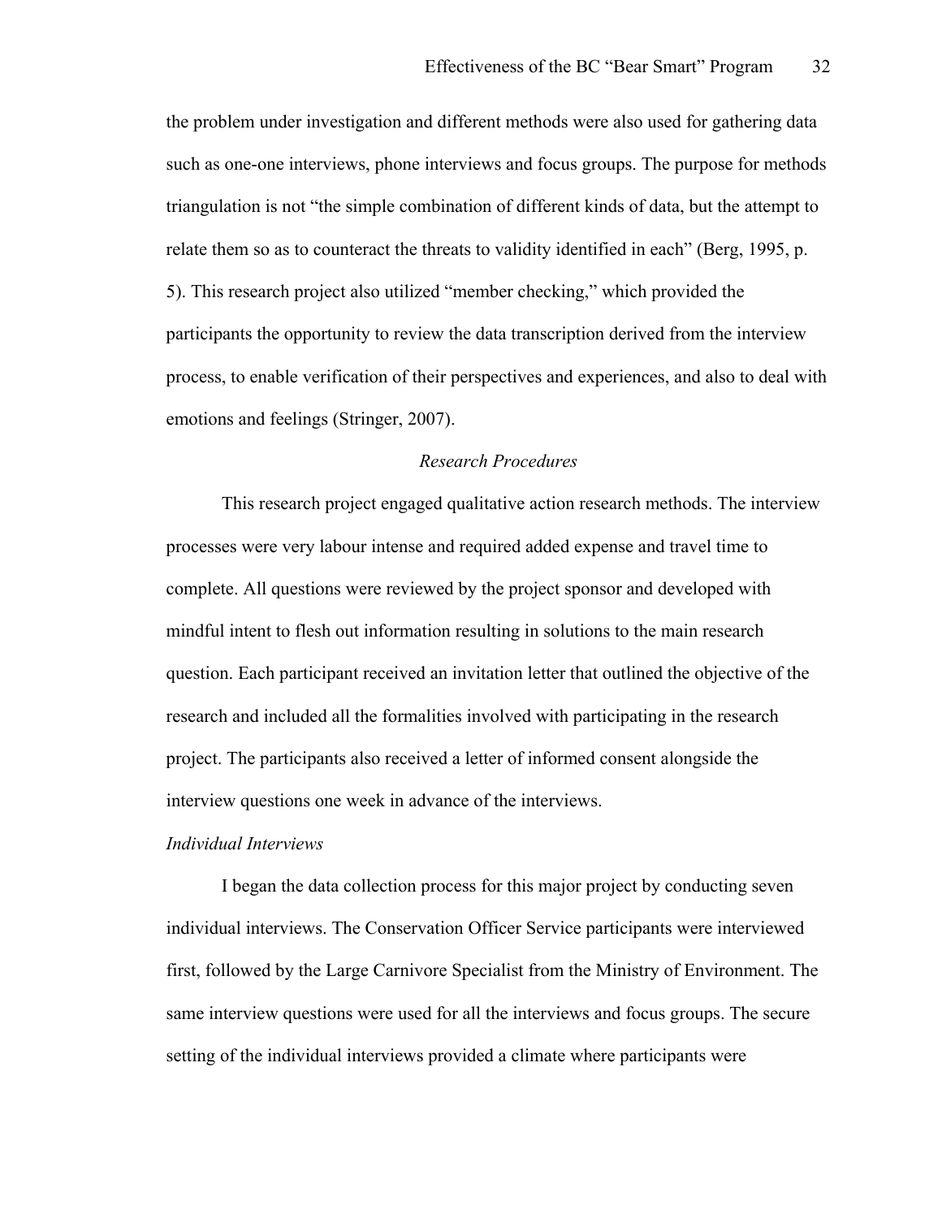the problem under investigation and different methods were also used for gathering data such as one-one interviews, phone interviews and focus groups. The purpose for methods triangulation is not "the simple combination of different kinds of data, but the attempt to relate them so as to counteract the threats to validity identified in each" (Berg, 1995, p. 5). This research project also utilized "member checking," which provided the participants the opportunity to review the data transcription derived from the interview process, to enable verification of their perspectives and experiences, and also to deal with emotions and feelings (Stringer, 2007).

### *Research Procedures*

This research project engaged qualitative action research methods. The interview processes were very labour intense and required added expense and travel time to complete. All questions were reviewed by the project sponsor and developed with mindful intent to flesh out information resulting in solutions to the main research question. Each participant received an invitation letter that outlined the objective of the research and included all the formalities involved with participating in the research project. The participants also received a letter of informed consent alongside the interview questions one week in advance of the interviews.

#### *Individual Interviews*

I began the data collection process for this major project by conducting seven individual interviews. The Conservation Officer Service participants were interviewed first, followed by the Large Carnivore Specialist from the Ministry of Environment. The same interview questions were used for all the interviews and focus groups. The secure setting of the individual interviews provided a climate where participants were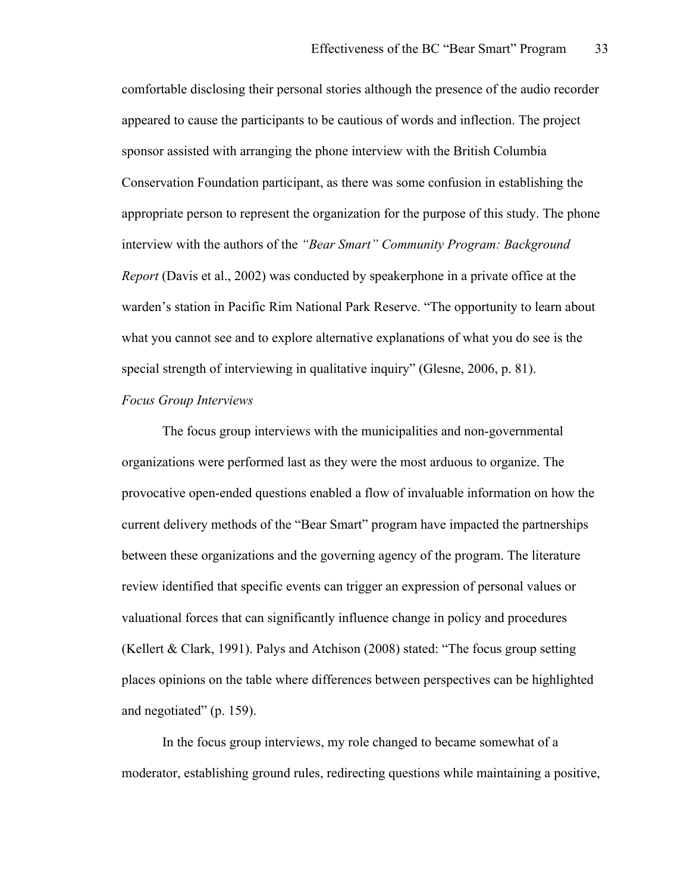comfortable disclosing their personal stories although the presence of the audio recorder appeared to cause the participants to be cautious of words and inflection. The project sponsor assisted with arranging the phone interview with the British Columbia Conservation Foundation participant, as there was some confusion in establishing the appropriate person to represent the organization for the purpose of this study. The phone interview with the authors of the *"Bear Smart" Community Program: Background Report* (Davis et al., 2002) was conducted by speakerphone in a private office at the warden's station in Pacific Rim National Park Reserve. "The opportunity to learn about what you cannot see and to explore alternative explanations of what you do see is the special strength of interviewing in qualitative inquiry" (Glesne, 2006, p. 81).

*Focus Group Interviews*

The focus group interviews with the municipalities and non-governmental organizations were performed last as they were the most arduous to organize. The provocative open-ended questions enabled a flow of invaluable information on how the current delivery methods of the "Bear Smart" program have impacted the partnerships between these organizations and the governing agency of the program. The literature review identified that specific events can trigger an expression of personal values or valuational forces that can significantly influence change in policy and procedures (Kellert & Clark, 1991). Palys and Atchison (2008) stated: "The focus group setting places opinions on the table where differences between perspectives can be highlighted and negotiated" (p. 159).

In the focus group interviews, my role changed to became somewhat of a moderator, establishing ground rules, redirecting questions while maintaining a positive,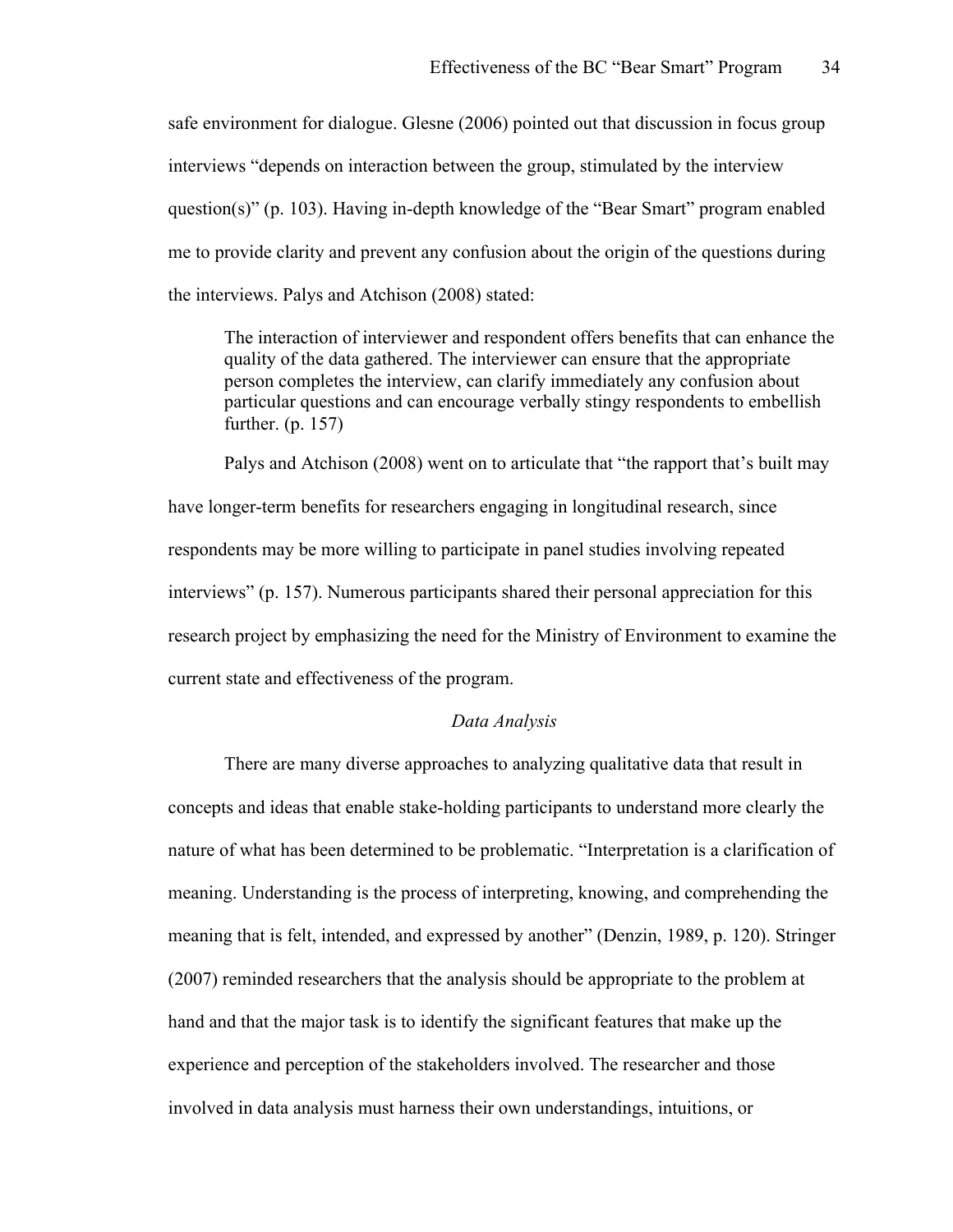safe environment for dialogue. Glesne (2006) pointed out that discussion in focus group interviews "depends on interaction between the group, stimulated by the interview question(s)" (p. 103). Having in-depth knowledge of the "Bear Smart" program enabled me to provide clarity and prevent any confusion about the origin of the questions during the interviews. Palys and Atchison (2008) stated:

> The interaction of interviewer and respondent offers benefits that can enhance the quality of the data gathered. The interviewer can ensure that the appropriate person completes the interview, can clarify immediately any confusion about particular questions and can encourage verbally stingy respondents to embellish further. (p. 157)

Palys and Atchison (2008) went on to articulate that "the rapport that's built may have longer-term benefits for researchers engaging in longitudinal research, since respondents may be more willing to participate in panel studies involving repeated interviews" (p. 157). Numerous participants shared their personal appreciation for this research project by emphasizing the need for the Ministry of Environment to examine the current state and effectiveness of the program.

### *Data Analysis*

There are many diverse approaches to analyzing qualitative data that result in concepts and ideas that enable stake-holding participants to understand more clearly the nature of what has been determined to be problematic. "Interpretation is a clarification of meaning. Understanding is the process of interpreting, knowing, and comprehending the meaning that is felt, intended, and expressed by another" (Denzin, 1989, p. 120). Stringer (2007) reminded researchers that the analysis should be appropriate to the problem at hand and that the major task is to identify the significant features that make up the experience and perception of the stakeholders involved. The researcher and those involved in data analysis must harness their own understandings, intuitions, or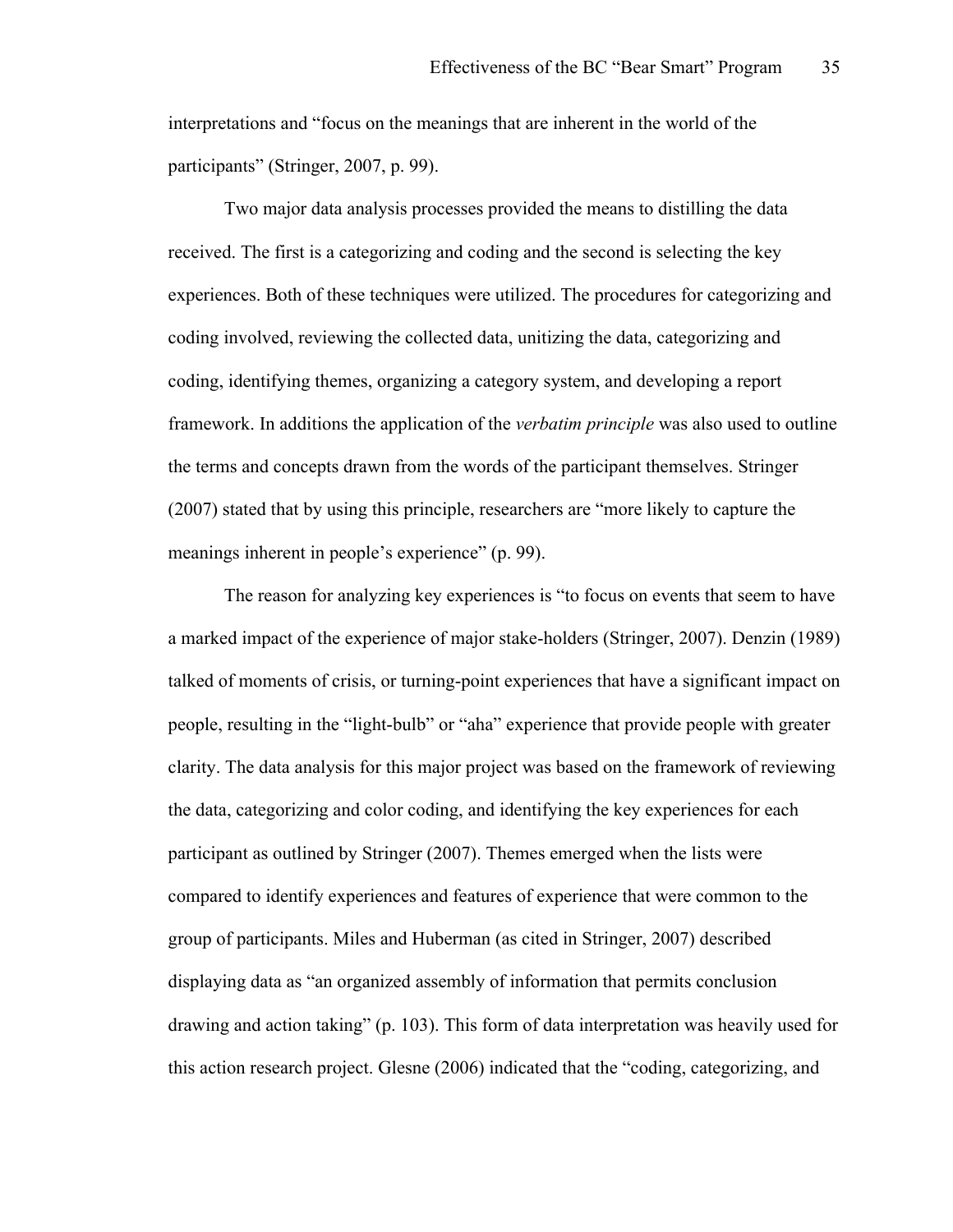interpretations and "focus on the meanings that are inherent in the world of the participants" (Stringer, 2007, p. 99).

Two major data analysis processes provided the means to distilling the data received. The first is a categorizing and coding and the second is selecting the key experiences. Both of these techniques were utilized. The procedures for categorizing and coding involved, reviewing the collected data, unitizing the data, categorizing and coding, identifying themes, organizing a category system, and developing a report framework. In additions the application of the *verbatim principle* was also used to outline the terms and concepts drawn from the words of the participant themselves. Stringer (2007) stated that by using this principle, researchers are "more likely to capture the meanings inherent in people's experience" (p. 99).

The reason for analyzing key experiences is "to focus on events that seem to have a marked impact of the experience of major stake-holders (Stringer, 2007). Denzin (1989) talked of moments of crisis, or turning-point experiences that have a significant impact on people, resulting in the "light-bulb" or "aha" experience that provide people with greater clarity. The data analysis for this major project was based on the framework of reviewing the data, categorizing and color coding, and identifying the key experiences for each participant as outlined by Stringer (2007). Themes emerged when the lists were compared to identify experiences and features of experience that were common to the group of participants. Miles and Huberman (as cited in Stringer, 2007) described displaying data as "an organized assembly of information that permits conclusion drawing and action taking" (p. 103). This form of data interpretation was heavily used for this action research project. Glesne (2006) indicated that the "coding, categorizing, and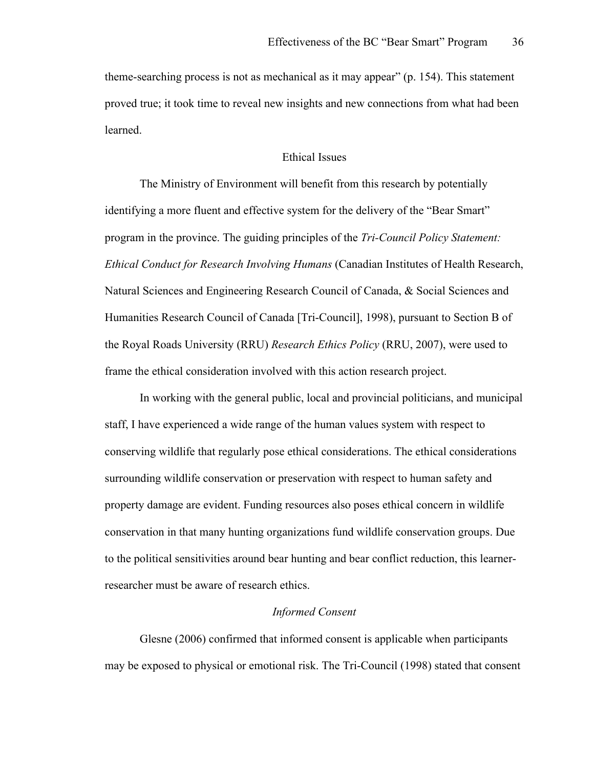theme-searching process is not as mechanical as it may appear" (p. 154). This statement proved true; it took time to reveal new insights and new connections from what had been learned.

## Ethical Issues

The Ministry of Environment will benefit from this research by potentially identifying a more fluent and effective system for the delivery of the "Bear Smart" program in the province. The guiding principles of the *Tri-Council Policy Statement: Ethical Conduct for Research Involving Humans* (Canadian Institutes of Health Research, Natural Sciences and Engineering Research Council of Canada, & Social Sciences and Humanities Research Council of Canada [Tri-Council], 1998), pursuant to Section B of the Royal Roads University (RRU) *Research Ethics Policy* (RRU, 2007), were used to frame the ethical consideration involved with this action research project.

In working with the general public, local and provincial politicians, and municipal staff, I have experienced a wide range of the human values system with respect to conserving wildlife that regularly pose ethical considerations. The ethical considerations surrounding wildlife conservation or preservation with respect to human safety and property damage are evident. Funding resources also poses ethical concern in wildlife conservation in that many hunting organizations fund wildlife conservation groups. Due to the political sensitivities around bear hunting and bear conflict reduction, this learner-researcher must be aware of research ethics.

### *Informed Consent*

Glesne (2006) confirmed that informed consent is applicable when participants may be exposed to physical or emotional risk. The Tri-Council (1998) stated that consent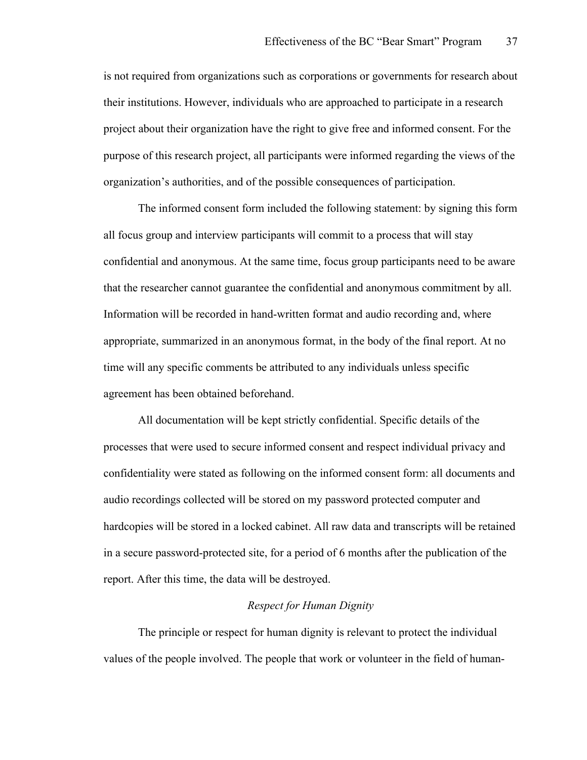is not required from organizations such as corporations or governments for research about their institutions. However, individuals who are approached to participate in a research project about their organization have the right to give free and informed consent. For the purpose of this research project, all participants were informed regarding the views of the organization's authorities, and of the possible consequences of participation.

The informed consent form included the following statement: by signing this form all focus group and interview participants will commit to a process that will stay confidential and anonymous. At the same time, focus group participants need to be aware that the researcher cannot guarantee the confidential and anonymous commitment by all. Information will be recorded in hand-written format and audio recording and, where appropriate, summarized in an anonymous format, in the body of the final report. At no time will any specific comments be attributed to any individuals unless specific agreement has been obtained beforehand.

All documentation will be kept strictly confidential. Specific details of the processes that were used to secure informed consent and respect individual privacy and confidentiality were stated as following on the informed consent form: all documents and audio recordings collected will be stored on my password protected computer and hardcopies will be stored in a locked cabinet. All raw data and transcripts will be retained in a secure password-protected site, for a period of 6 months after the publication of the report. After this time, the data will be destroyed.

### *Respect for Human Dignity*

The principle or respect for human dignity is relevant to protect the individual values of the people involved. The people that work or volunteer in the field of human-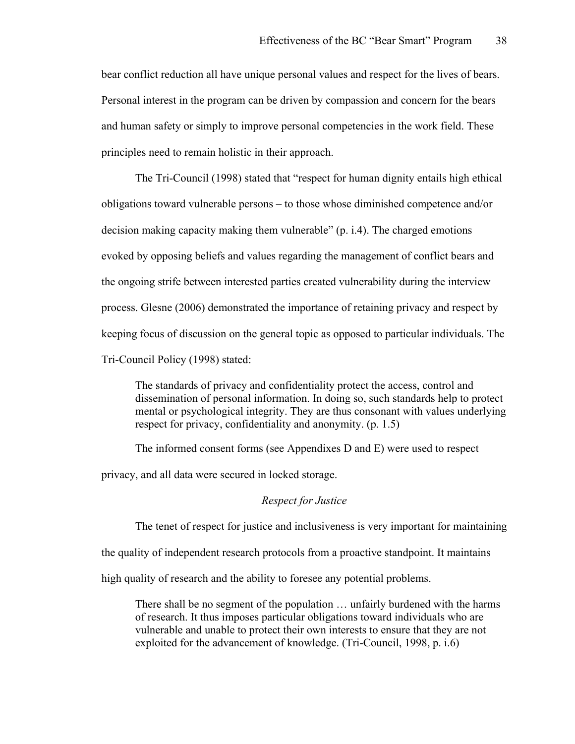bear conflict reduction all have unique personal values and respect for the lives of bears. Personal interest in the program can be driven by compassion and concern for the bears and human safety or simply to improve personal competencies in the work field. These principles need to remain holistic in their approach.

The Tri-Council (1998) stated that "respect for human dignity entails high ethical obligations toward vulnerable persons – to those whose diminished competence and/or decision making capacity making them vulnerable" (p. i.4). The charged emotions evoked by opposing beliefs and values regarding the management of conflict bears and the ongoing strife between interested parties created vulnerability during the interview process. Glesne (2006) demonstrated the importance of retaining privacy and respect by keeping focus of discussion on the general topic as opposed to particular individuals. The Tri-Council Policy (1998) stated:

> The standards of privacy and confidentiality protect the access, control and dissemination of personal information. In doing so, such standards help to protect mental or psychological integrity. They are thus consonant with values underlying respect for privacy, confidentiality and anonymity. (p. 1.5)

The informed consent forms (see Appendixes D and E) were used to respect privacy, and all data were secured in locked storage.

### *Respect for Justice*

The tenet of respect for justice and inclusiveness is very important for maintaining the quality of independent research protocols from a proactive standpoint. It maintains high quality of research and the ability to foresee any potential problems.

> There shall be no segment of the population … unfairly burdened with the harms of research. It thus imposes particular obligations toward individuals who are vulnerable and unable to protect their own interests to ensure that they are not exploited for the advancement of knowledge. (Tri-Council, 1998, p. i.6)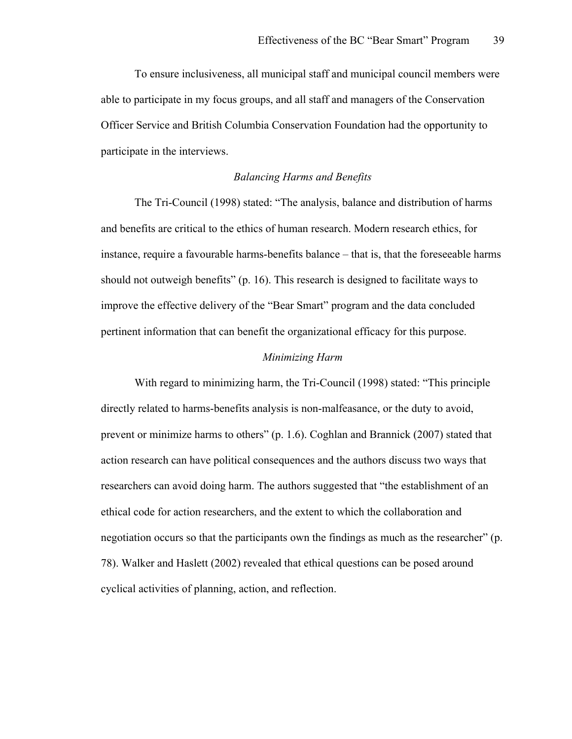To ensure inclusiveness, all municipal staff and municipal council members were able to participate in my focus groups, and all staff and managers of the Conservation Officer Service and British Columbia Conservation Foundation had the opportunity to participate in the interviews.

### *Balancing Harms and Benefits*

The Tri-Council (1998) stated: "The analysis, balance and distribution of harms and benefits are critical to the ethics of human research. Modern research ethics, for instance, require a favourable harms-benefits balance – that is, that the foreseeable harms should not outweigh benefits" (p. 16). This research is designed to facilitate ways to improve the effective delivery of the "Bear Smart" program and the data concluded pertinent information that can benefit the organizational efficacy for this purpose.

### *Minimizing Harm*

With regard to minimizing harm, the Tri-Council (1998) stated: "This principle directly related to harms-benefits analysis is non-malfeasance, or the duty to avoid, prevent or minimize harms to others" (p. 1.6). Coghlan and Brannick (2007) stated that action research can have political consequences and the authors discuss two ways that researchers can avoid doing harm. The authors suggested that "the establishment of an ethical code for action researchers, and the extent to which the collaboration and negotiation occurs so that the participants own the findings as much as the researcher" (p. 78). Walker and Haslett (2002) revealed that ethical questions can be posed around cyclical activities of planning, action, and reflection.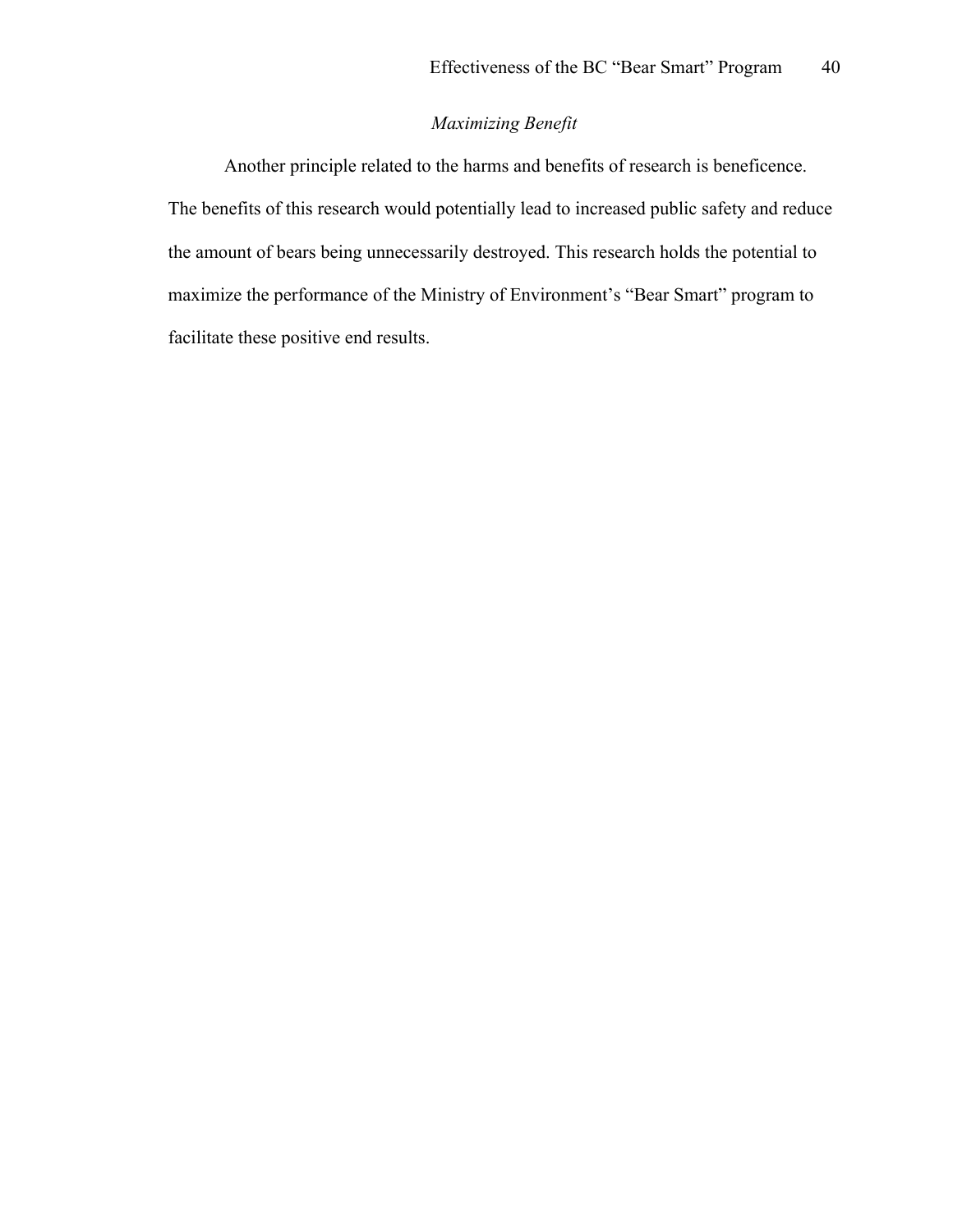### *Maximizing Benefit*

Another principle related to the harms and benefits of research is beneficence. The benefits of this research would potentially lead to increased public safety and reduce the amount of bears being unnecessarily destroyed. This research holds the potential to maximize the performance of the Ministry of Environment's "Bear Smart" program to facilitate these positive end results.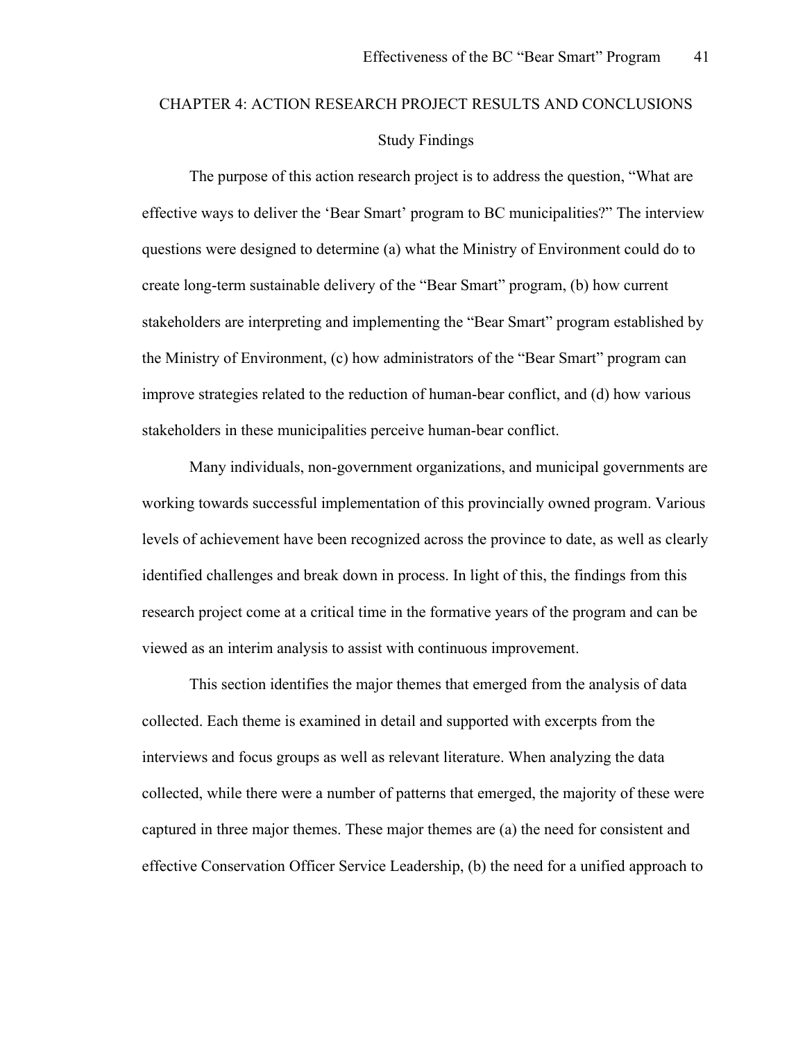# CHAPTER 4: ACTION RESEARCH PROJECT RESULTS AND CONCLUSIONS

## Study Findings

The purpose of this action research project is to address the question, "What are effective ways to deliver the 'Bear Smart' program to BC municipalities?" The interview questions were designed to determine (a) what the Ministry of Environment could do to create long-term sustainable delivery of the "Bear Smart" program, (b) how current stakeholders are interpreting and implementing the "Bear Smart" program established by the Ministry of Environment, (c) how administrators of the "Bear Smart" program can improve strategies related to the reduction of human-bear conflict, and (d) how various stakeholders in these municipalities perceive human-bear conflict.

Many individuals, non-government organizations, and municipal governments are working towards successful implementation of this provincially owned program. Various levels of achievement have been recognized across the province to date, as well as clearly identified challenges and break down in process. In light of this, the findings from this research project come at a critical time in the formative years of the program and can be viewed as an interim analysis to assist with continuous improvement.

This section identifies the major themes that emerged from the analysis of data collected. Each theme is examined in detail and supported with excerpts from the interviews and focus groups as well as relevant literature. When analyzing the data collected, while there were a number of patterns that emerged, the majority of these were captured in three major themes. These major themes are (a) the need for consistent and effective Conservation Officer Service Leadership, (b) the need for a unified approach to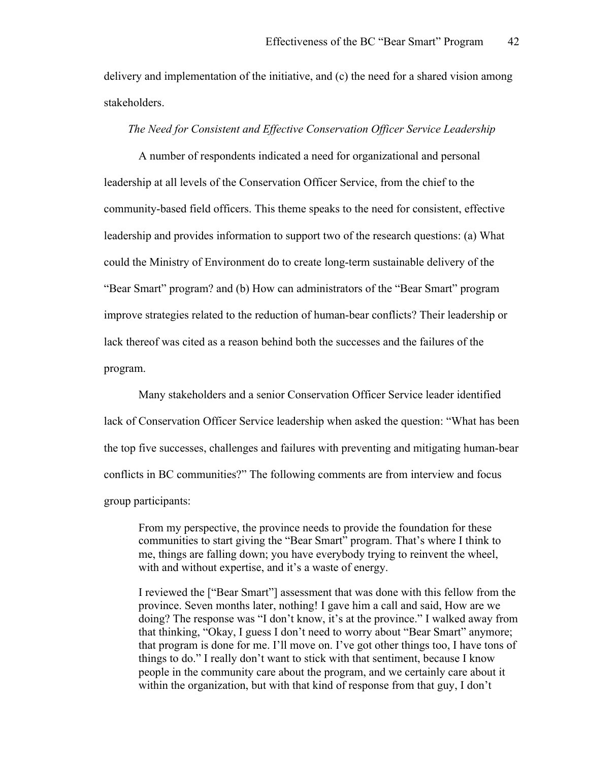delivery and implementation of the initiative, and (c) the need for a shared vision among stakeholders.

*The Need for Consistent and Effective Conservation Officer Service Leadership*

A number of respondents indicated a need for organizational and personal leadership at all levels of the Conservation Officer Service, from the chief to the community-based field officers. This theme speaks to the need for consistent, effective leadership and provides information to support two of the research questions: (a) What could the Ministry of Environment do to create long-term sustainable delivery of the "Bear Smart" program? and (b) How can administrators of the "Bear Smart" program improve strategies related to the reduction of human-bear conflicts? Their leadership or lack thereof was cited as a reason behind both the successes and the failures of the program.

Many stakeholders and a senior Conservation Officer Service leader identified lack of Conservation Officer Service leadership when asked the question: "What has been the top five successes, challenges and failures with preventing and mitigating human-bear conflicts in BC communities?" The following comments are from interview and focus group participants:

> From my perspective, the province needs to provide the foundation for these communities to start giving the "Bear Smart" program. That's where I think to me, things are falling down; you have everybody trying to reinvent the wheel, with and without expertise, and it's a waste of energy.
>
> I reviewed the ["Bear Smart"] assessment that was done with this fellow from the province. Seven months later, nothing! I gave him a call and said, How are we doing? The response was "I don't know, it's at the province." I walked away from that thinking, "Okay, I guess I don't need to worry about "Bear Smart" anymore; that program is done for me. I'll move on. I've got other things too, I have tons of things to do." I really don't want to stick with that sentiment, because I know people in the community care about the program, and we certainly care about it within the organization, but with that kind of response from that guy, I don't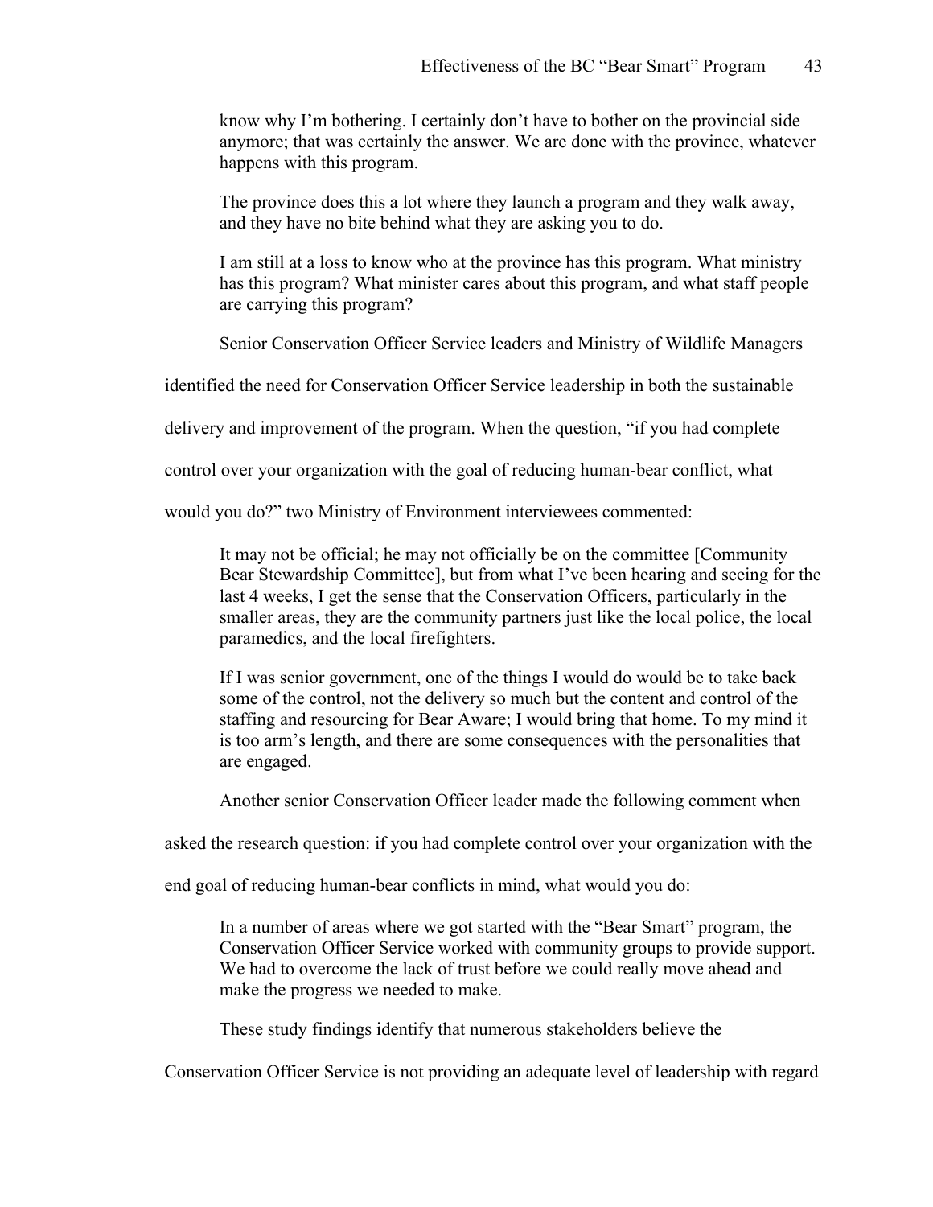> know why I'm bothering. I certainly don't have to bother on the provincial side anymore; that was certainly the answer. We are done with the province, whatever happens with this program.
>
> The province does this a lot where they launch a program and they walk away, and they have no bite behind what they are asking you to do.
>
> I am still at a loss to know who at the province has this program. What ministry has this program? What minister cares about this program, and what staff people are carrying this program?

Senior Conservation Officer Service leaders and Ministry of Wildlife Managers identified the need for Conservation Officer Service leadership in both the sustainable delivery and improvement of the program. When the question, "if you had complete control over your organization with the goal of reducing human-bear conflict, what would you do?" two Ministry of Environment interviewees commented:

> It may not be official; he may not officially be on the committee [Community Bear Stewardship Committee], but from what I've been hearing and seeing for the last 4 weeks, I get the sense that the Conservation Officers, particularly in the smaller areas, they are the community partners just like the local police, the local paramedics, and the local firefighters.
>
> If I was senior government, one of the things I would do would be to take back some of the control, not the delivery so much but the content and control of the staffing and resourcing for Bear Aware; I would bring that home. To my mind it is too arm's length, and there are some consequences with the personalities that are engaged.

Another senior Conservation Officer leader made the following comment when asked the research question: if you had complete control over your organization with the end goal of reducing human-bear conflicts in mind, what would you do:

> In a number of areas where we got started with the "Bear Smart" program, the Conservation Officer Service worked with community groups to provide support. We had to overcome the lack of trust before we could really move ahead and make the progress we needed to make.

These study findings identify that numerous stakeholders believe the Conservation Officer Service is not providing an adequate level of leadership with regard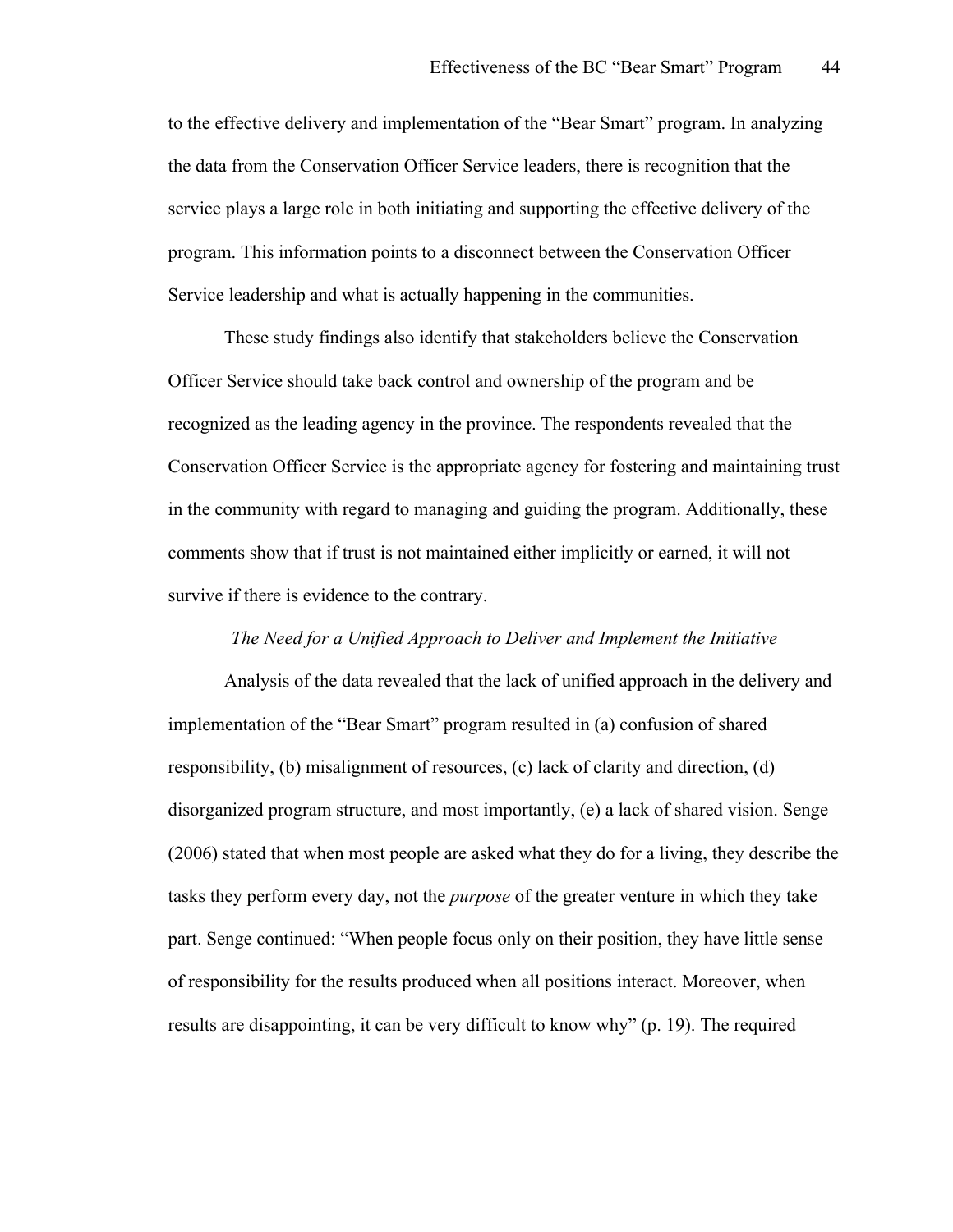to the effective delivery and implementation of the "Bear Smart" program. In analyzing the data from the Conservation Officer Service leaders, there is recognition that the service plays a large role in both initiating and supporting the effective delivery of the program. This information points to a disconnect between the Conservation Officer Service leadership and what is actually happening in the communities.

These study findings also identify that stakeholders believe the Conservation Officer Service should take back control and ownership of the program and be recognized as the leading agency in the province. The respondents revealed that the Conservation Officer Service is the appropriate agency for fostering and maintaining trust in the community with regard to managing and guiding the program. Additionally, these comments show that if trust is not maintained either implicitly or earned, it will not survive if there is evidence to the contrary.

### *The Need for a Unified Approach to Deliver and Implement the Initiative*

Analysis of the data revealed that the lack of unified approach in the delivery and implementation of the "Bear Smart" program resulted in (a) confusion of shared responsibility, (b) misalignment of resources, (c) lack of clarity and direction, (d) disorganized program structure, and most importantly, (e) a lack of shared vision. Senge (2006) stated that when most people are asked what they do for a living, they describe the tasks they perform every day, not the *purpose* of the greater venture in which they take part. Senge continued: "When people focus only on their position, they have little sense of responsibility for the results produced when all positions interact. Moreover, when results are disappointing, it can be very difficult to know why" (p. 19). The required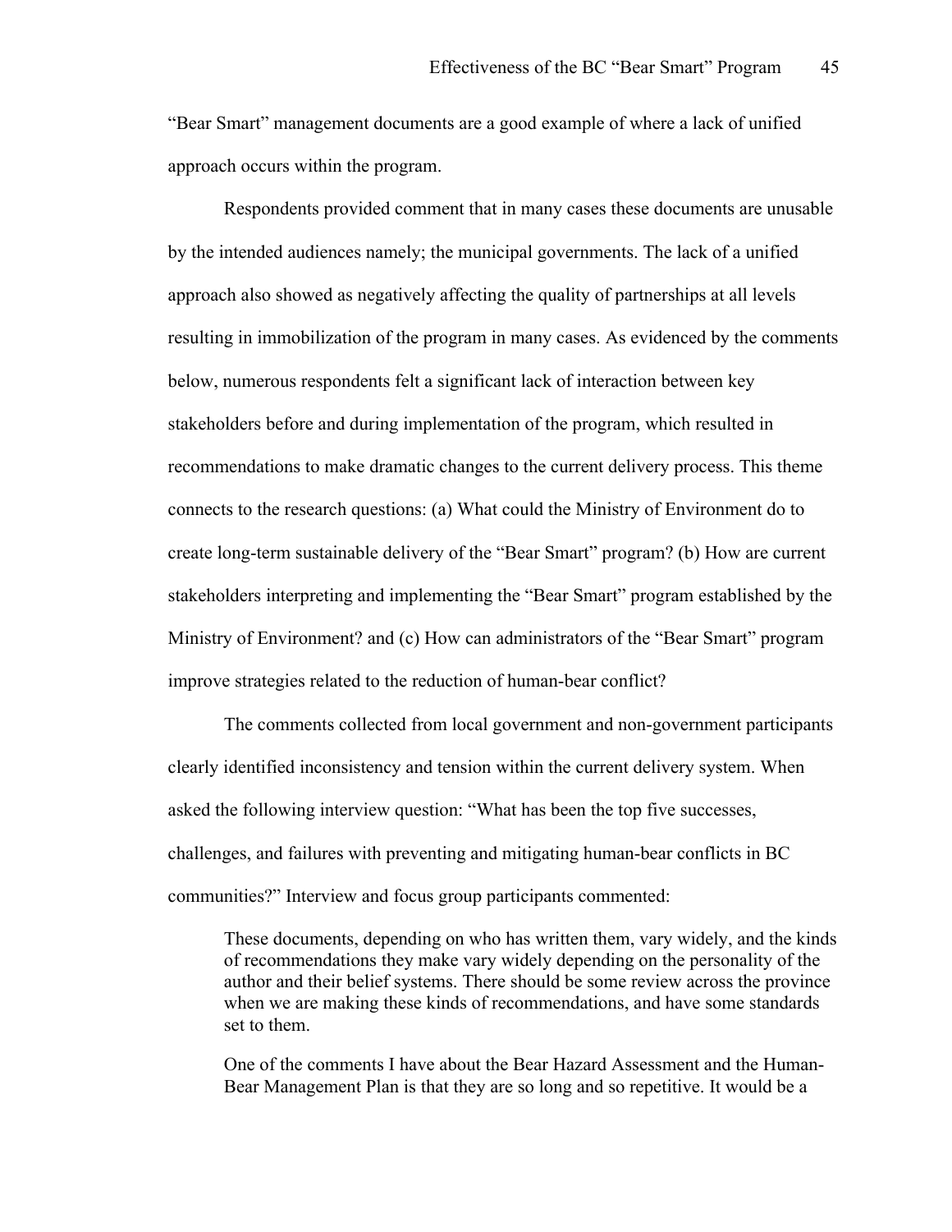“Bear Smart” management documents are a good example of where a lack of unified approach occurs within the program.

Respondents provided comment that in many cases these documents are unusable by the intended audiences namely; the municipal governments. The lack of a unified approach also showed as negatively affecting the quality of partnerships at all levels resulting in immobilization of the program in many cases. As evidenced by the comments below, numerous respondents felt a significant lack of interaction between key stakeholders before and during implementation of the program, which resulted in recommendations to make dramatic changes to the current delivery process. This theme connects to the research questions: (a) What could the Ministry of Environment do to create long-term sustainable delivery of the “Bear Smart” program? (b) How are current stakeholders interpreting and implementing the “Bear Smart” program established by the Ministry of Environment? and (c) How can administrators of the “Bear Smart” program improve strategies related to the reduction of human-bear conflict?

The comments collected from local government and non-government participants clearly identified inconsistency and tension within the current delivery system. When asked the following interview question: “What has been the top five successes, challenges, and failures with preventing and mitigating human-bear conflicts in BC communities?” Interview and focus group participants commented:

> These documents, depending on who has written them, vary widely, and the kinds of recommendations they make vary widely depending on the personality of the author and their belief systems. There should be some review across the province when we are making these kinds of recommendations, and have some standards set to them.

> One of the comments I have about the Bear Hazard Assessment and the Human-Bear Management Plan is that they are so long and so repetitive. It would be a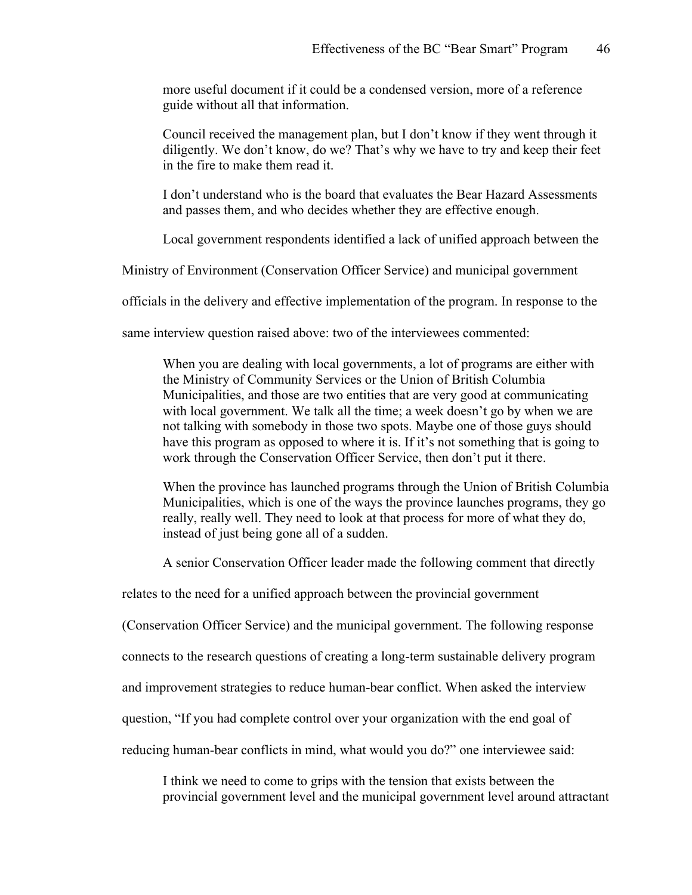> more useful document if it could be a condensed version, more of a reference guide without all that information.
>
> Council received the management plan, but I don't know if they went through it diligently. We don't know, do we? That's why we have to try and keep their feet in the fire to make them read it.
>
> I don't understand who is the board that evaluates the Bear Hazard Assessments and passes them, and who decides whether they are effective enough.

Local government respondents identified a lack of unified approach between the Ministry of Environment (Conservation Officer Service) and municipal government officials in the delivery and effective implementation of the program. In response to the same interview question raised above: two of the interviewees commented:

> When you are dealing with local governments, a lot of programs are either with the Ministry of Community Services or the Union of British Columbia Municipalities, and those are two entities that are very good at communicating with local government. We talk all the time; a week doesn't go by when we are not talking with somebody in those two spots. Maybe one of those guys should have this program as opposed to where it is. If it's not something that is going to work through the Conservation Officer Service, then don't put it there.
>
> When the province has launched programs through the Union of British Columbia Municipalities, which is one of the ways the province launches programs, they go really, really well. They need to look at that process for more of what they do, instead of just being gone all of a sudden.

A senior Conservation Officer leader made the following comment that directly relates to the need for a unified approach between the provincial government (Conservation Officer Service) and the municipal government. The following response connects to the research questions of creating a long-term sustainable delivery program and improvement strategies to reduce human-bear conflict. When asked the interview question, "If you had complete control over your organization with the end goal of reducing human-bear conflicts in mind, what would you do?" one interviewee said:

> I think we need to come to grips with the tension that exists between the provincial government level and the municipal government level around attractant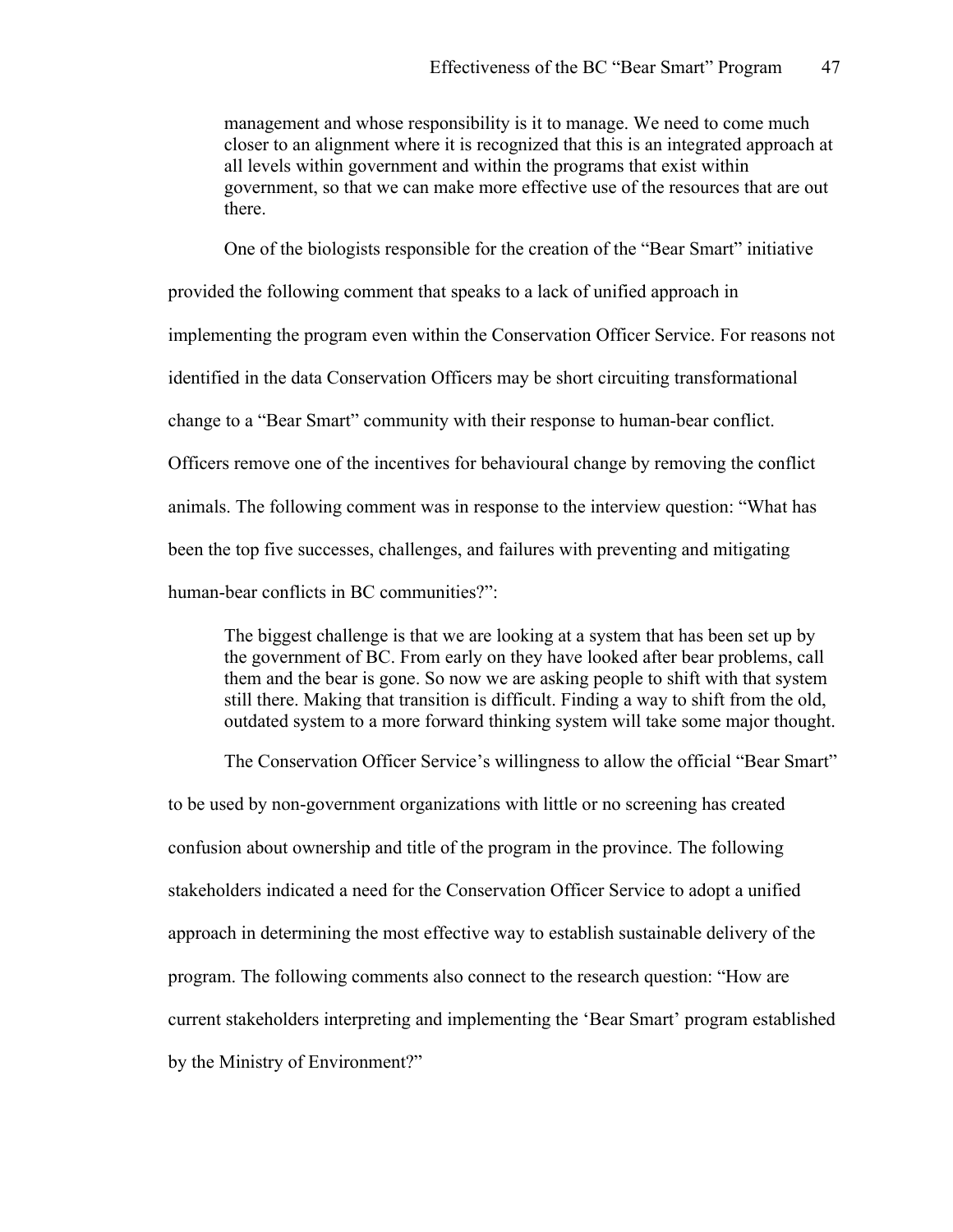> management and whose responsibility is it to manage. We need to come much closer to an alignment where it is recognized that this is an integrated approach at all levels within government and within the programs that exist within government, so that we can make more effective use of the resources that are out there.

One of the biologists responsible for the creation of the "Bear Smart" initiative provided the following comment that speaks to a lack of unified approach in implementing the program even within the Conservation Officer Service. For reasons not identified in the data Conservation Officers may be short circuiting transformational change to a "Bear Smart" community with their response to human-bear conflict. Officers remove one of the incentives for behavioural change by removing the conflict animals. The following comment was in response to the interview question: "What has been the top five successes, challenges, and failures with preventing and mitigating human-bear conflicts in BC communities?":

> The biggest challenge is that we are looking at a system that has been set up by the government of BC. From early on they have looked after bear problems, call them and the bear is gone. So now we are asking people to shift with that system still there. Making that transition is difficult. Finding a way to shift from the old, outdated system to a more forward thinking system will take some major thought.

The Conservation Officer Service's willingness to allow the official "Bear Smart" to be used by non-government organizations with little or no screening has created confusion about ownership and title of the program in the province. The following stakeholders indicated a need for the Conservation Officer Service to adopt a unified approach in determining the most effective way to establish sustainable delivery of the program. The following comments also connect to the research question: "How are current stakeholders interpreting and implementing the 'Bear Smart' program established by the Ministry of Environment?"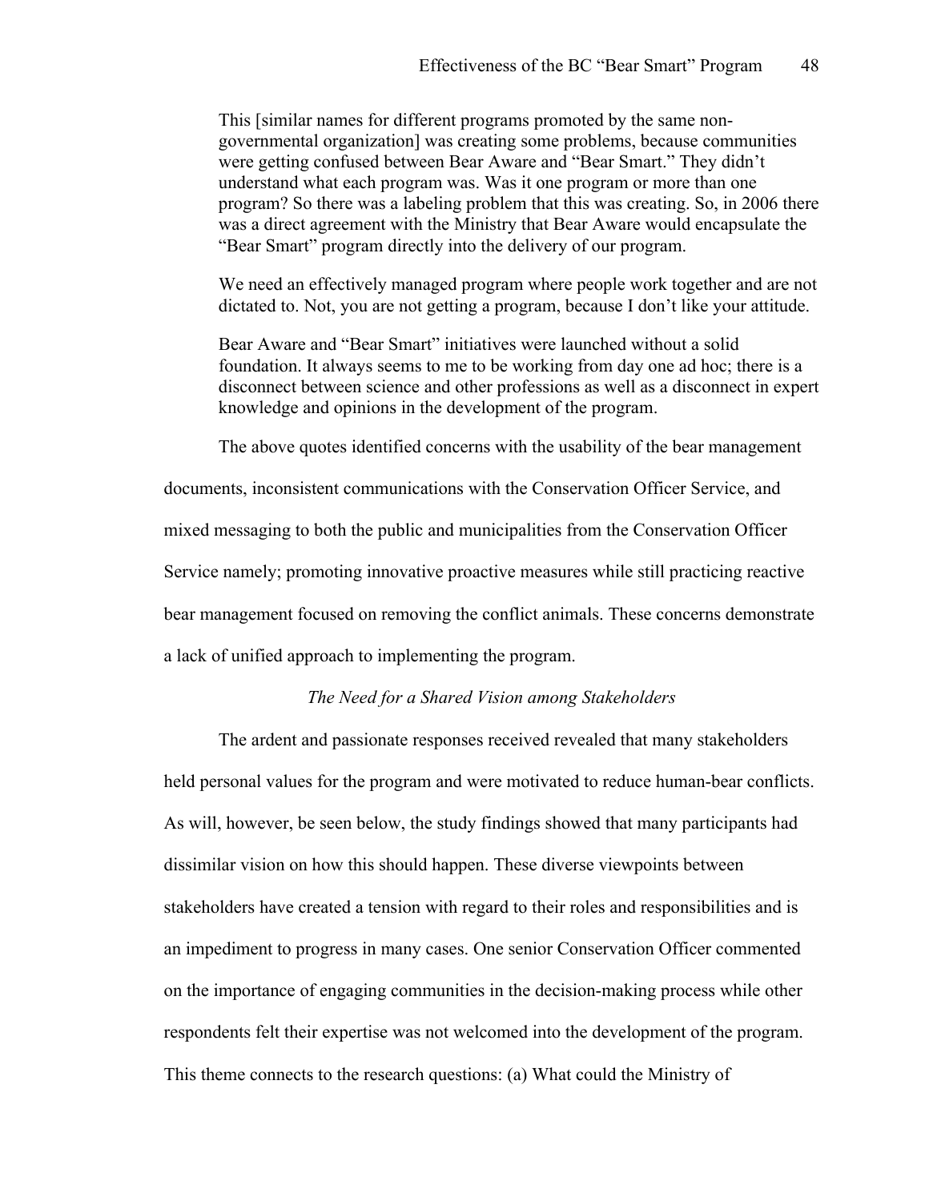> This [similar names for different programs promoted by the same non-governmental organization] was creating some problems, because communities were getting confused between Bear Aware and "Bear Smart." They didn't understand what each program was. Was it one program or more than one program? So there was a labeling problem that this was creating. So, in 2006 there was a direct agreement with the Ministry that Bear Aware would encapsulate the "Bear Smart" program directly into the delivery of our program.

> We need an effectively managed program where people work together and are not dictated to. Not, you are not getting a program, because I don't like your attitude.

> Bear Aware and "Bear Smart" initiatives were launched without a solid foundation. It always seems to me to be working from day one ad hoc; there is a disconnect between science and other professions as well as a disconnect in expert knowledge and opinions in the development of the program.

The above quotes identified concerns with the usability of the bear management documents, inconsistent communications with the Conservation Officer Service, and mixed messaging to both the public and municipalities from the Conservation Officer Service namely; promoting innovative proactive measures while still practicing reactive bear management focused on removing the conflict animals. These concerns demonstrate a lack of unified approach to implementing the program.

### *The Need for a Shared Vision among Stakeholders*

The ardent and passionate responses received revealed that many stakeholders held personal values for the program and were motivated to reduce human-bear conflicts. As will, however, be seen below, the study findings showed that many participants had dissimilar vision on how this should happen. These diverse viewpoints between stakeholders have created a tension with regard to their roles and responsibilities and is an impediment to progress in many cases. One senior Conservation Officer commented on the importance of engaging communities in the decision-making process while other respondents felt their expertise was not welcomed into the development of the program. This theme connects to the research questions: (a) What could the Ministry of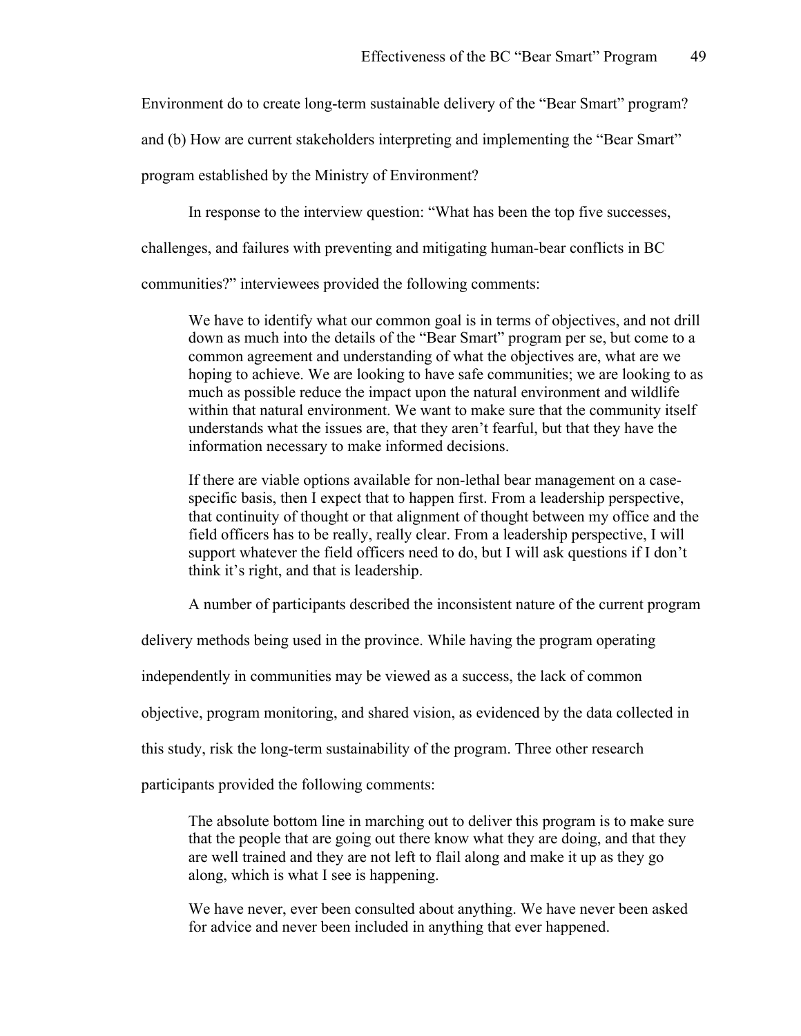Environment do to create long-term sustainable delivery of the "Bear Smart" program? and (b) How are current stakeholders interpreting and implementing the "Bear Smart" program established by the Ministry of Environment?

In response to the interview question: "What has been the top five successes, challenges, and failures with preventing and mitigating human-bear conflicts in BC communities?" interviewees provided the following comments:

> We have to identify what our common goal is in terms of objectives, and not drill down as much into the details of the "Bear Smart" program per se, but come to a common agreement and understanding of what the objectives are, what are we hoping to achieve. We are looking to have safe communities; we are looking to as much as possible reduce the impact upon the natural environment and wildlife within that natural environment. We want to make sure that the community itself understands what the issues are, that they aren't fearful, but that they have the information necessary to make informed decisions.
>
> If there are viable options available for non-lethal bear management on a case-specific basis, then I expect that to happen first. From a leadership perspective, that continuity of thought or that alignment of thought between my office and the field officers has to be really, really clear. From a leadership perspective, I will support whatever the field officers need to do, but I will ask questions if I don't think it's right, and that is leadership.

A number of participants described the inconsistent nature of the current program delivery methods being used in the province. While having the program operating independently in communities may be viewed as a success, the lack of common objective, program monitoring, and shared vision, as evidenced by the data collected in this study, risk the long-term sustainability of the program. Three other research participants provided the following comments:

> The absolute bottom line in marching out to deliver this program is to make sure that the people that are going out there know what they are doing, and that they are well trained and they are not left to flail along and make it up as they go along, which is what I see is happening.
>
> We have never, ever been consulted about anything. We have never been asked for advice and never been included in anything that ever happened.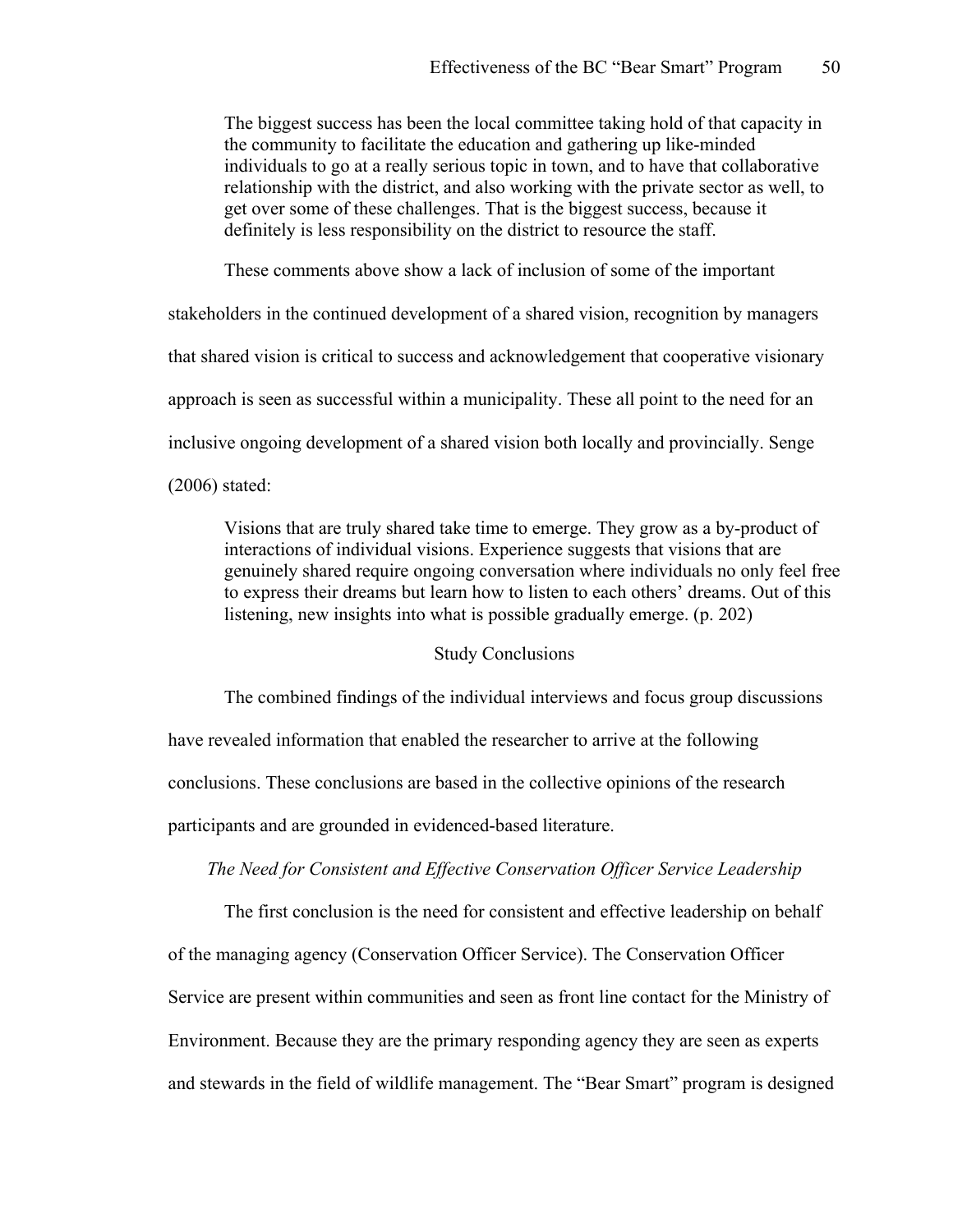> The biggest success has been the local committee taking hold of that capacity in the community to facilitate the education and gathering up like-minded individuals to go at a really serious topic in town, and to have that collaborative relationship with the district, and also working with the private sector as well, to get over some of these challenges. That is the biggest success, because it definitely is less responsibility on the district to resource the staff.

These comments above show a lack of inclusion of some of the important stakeholders in the continued development of a shared vision, recognition by managers that shared vision is critical to success and acknowledgement that cooperative visionary approach is seen as successful within a municipality. These all point to the need for an inclusive ongoing development of a shared vision both locally and provincially. Senge (2006) stated:

> Visions that are truly shared take time to emerge. They grow as a by-product of interactions of individual visions. Experience suggests that visions that are genuinely shared require ongoing conversation where individuals no only feel free to express their dreams but learn how to listen to each others' dreams. Out of this listening, new insights into what is possible gradually emerge. (p. 202)

## Study Conclusions

The combined findings of the individual interviews and focus group discussions have revealed information that enabled the researcher to arrive at the following conclusions. These conclusions are based in the collective opinions of the research participants and are grounded in evidenced-based literature.

### *The Need for Consistent and Effective Conservation Officer Service Leadership*

The first conclusion is the need for consistent and effective leadership on behalf of the managing agency (Conservation Officer Service). The Conservation Officer Service are present within communities and seen as front line contact for the Ministry of Environment. Because they are the primary responding agency they are seen as experts and stewards in the field of wildlife management. The "Bear Smart" program is designed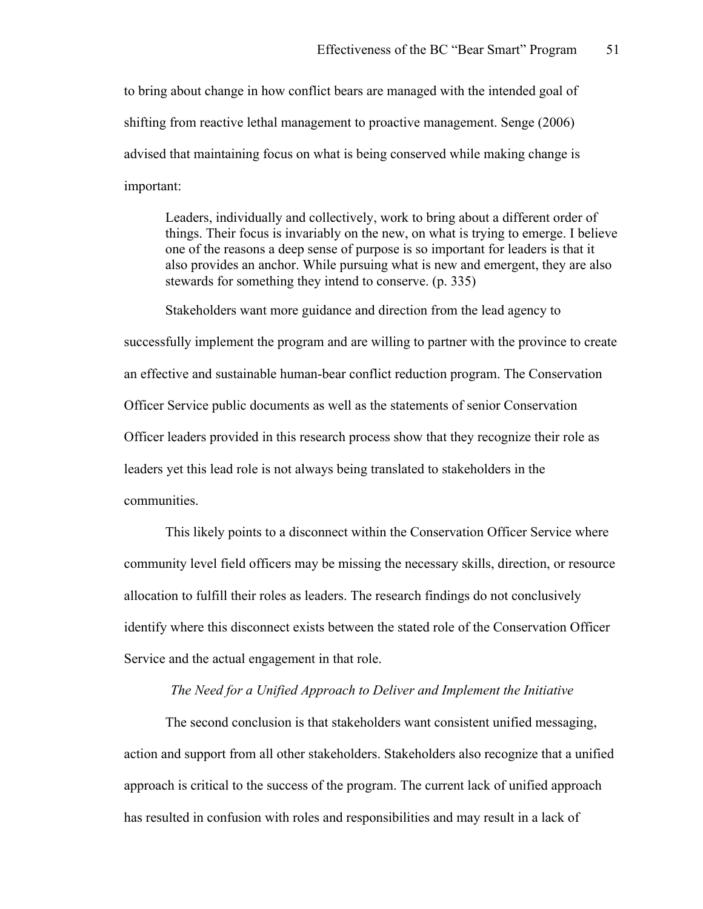to bring about change in how conflict bears are managed with the intended goal of shifting from reactive lethal management to proactive management. Senge (2006) advised that maintaining focus on what is being conserved while making change is important:

> Leaders, individually and collectively, work to bring about a different order of things. Their focus is invariably on the new, on what is trying to emerge. I believe one of the reasons a deep sense of purpose is so important for leaders is that it also provides an anchor. While pursuing what is new and emergent, they are also stewards for something they intend to conserve. (p. 335)

Stakeholders want more guidance and direction from the lead agency to successfully implement the program and are willing to partner with the province to create an effective and sustainable human-bear conflict reduction program. The Conservation Officer Service public documents as well as the statements of senior Conservation Officer leaders provided in this research process show that they recognize their role as leaders yet this lead role is not always being translated to stakeholders in the communities.

This likely points to a disconnect within the Conservation Officer Service where community level field officers may be missing the necessary skills, direction, or resource allocation to fulfill their roles as leaders. The research findings do not conclusively identify where this disconnect exists between the stated role of the Conservation Officer Service and the actual engagement in that role.

### *The Need for a Unified Approach to Deliver and Implement the Initiative*

The second conclusion is that stakeholders want consistent unified messaging, action and support from all other stakeholders. Stakeholders also recognize that a unified approach is critical to the success of the program. The current lack of unified approach has resulted in confusion with roles and responsibilities and may result in a lack of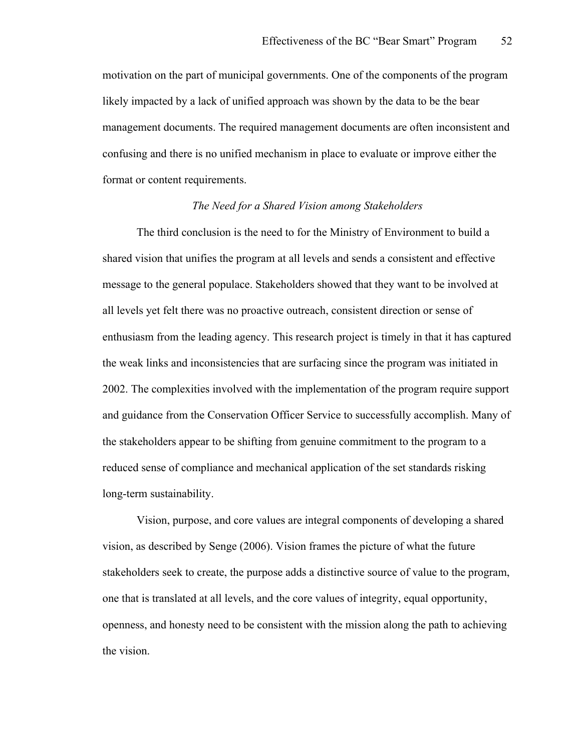motivation on the part of municipal governments. One of the components of the program likely impacted by a lack of unified approach was shown by the data to be the bear management documents. The required management documents are often inconsistent and confusing and there is no unified mechanism in place to evaluate or improve either the format or content requirements.

### *The Need for a Shared Vision among Stakeholders*

The third conclusion is the need to for the Ministry of Environment to build a shared vision that unifies the program at all levels and sends a consistent and effective message to the general populace. Stakeholders showed that they want to be involved at all levels yet felt there was no proactive outreach, consistent direction or sense of enthusiasm from the leading agency. This research project is timely in that it has captured the weak links and inconsistencies that are surfacing since the program was initiated in 2002. The complexities involved with the implementation of the program require support and guidance from the Conservation Officer Service to successfully accomplish. Many of the stakeholders appear to be shifting from genuine commitment to the program to a reduced sense of compliance and mechanical application of the set standards risking long-term sustainability.

Vision, purpose, and core values are integral components of developing a shared vision, as described by Senge (2006). Vision frames the picture of what the future stakeholders seek to create, the purpose adds a distinctive source of value to the program, one that is translated at all levels, and the core values of integrity, equal opportunity, openness, and honesty need to be consistent with the mission along the path to achieving the vision.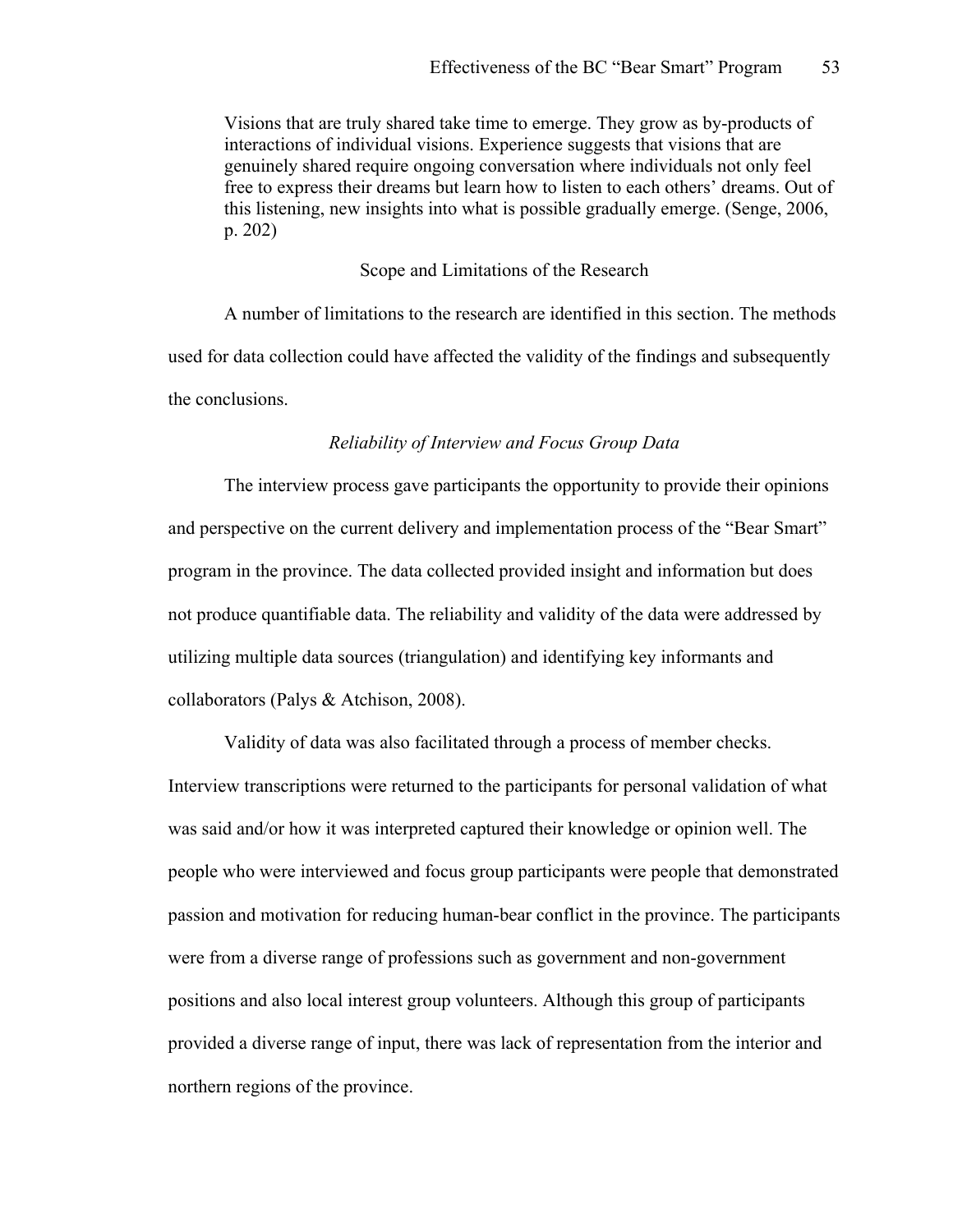> Visions that are truly shared take time to emerge. They grow as by-products of interactions of individual visions. Experience suggests that visions that are genuinely shared require ongoing conversation where individuals not only feel free to express their dreams but learn how to listen to each others' dreams. Out of this listening, new insights into what is possible gradually emerge. (Senge, 2006, p. 202)

## Scope and Limitations of the Research

A number of limitations to the research are identified in this section. The methods used for data collection could have affected the validity of the findings and subsequently the conclusions.

### *Reliability of Interview and Focus Group Data*

The interview process gave participants the opportunity to provide their opinions and perspective on the current delivery and implementation process of the "Bear Smart" program in the province. The data collected provided insight and information but does not produce quantifiable data. The reliability and validity of the data were addressed by utilizing multiple data sources (triangulation) and identifying key informants and collaborators (Palys & Atchison, 2008).

Validity of data was also facilitated through a process of member checks. Interview transcriptions were returned to the participants for personal validation of what was said and/or how it was interpreted captured their knowledge or opinion well. The people who were interviewed and focus group participants were people that demonstrated passion and motivation for reducing human-bear conflict in the province. The participants were from a diverse range of professions such as government and non-government positions and also local interest group volunteers. Although this group of participants provided a diverse range of input, there was lack of representation from the interior and northern regions of the province.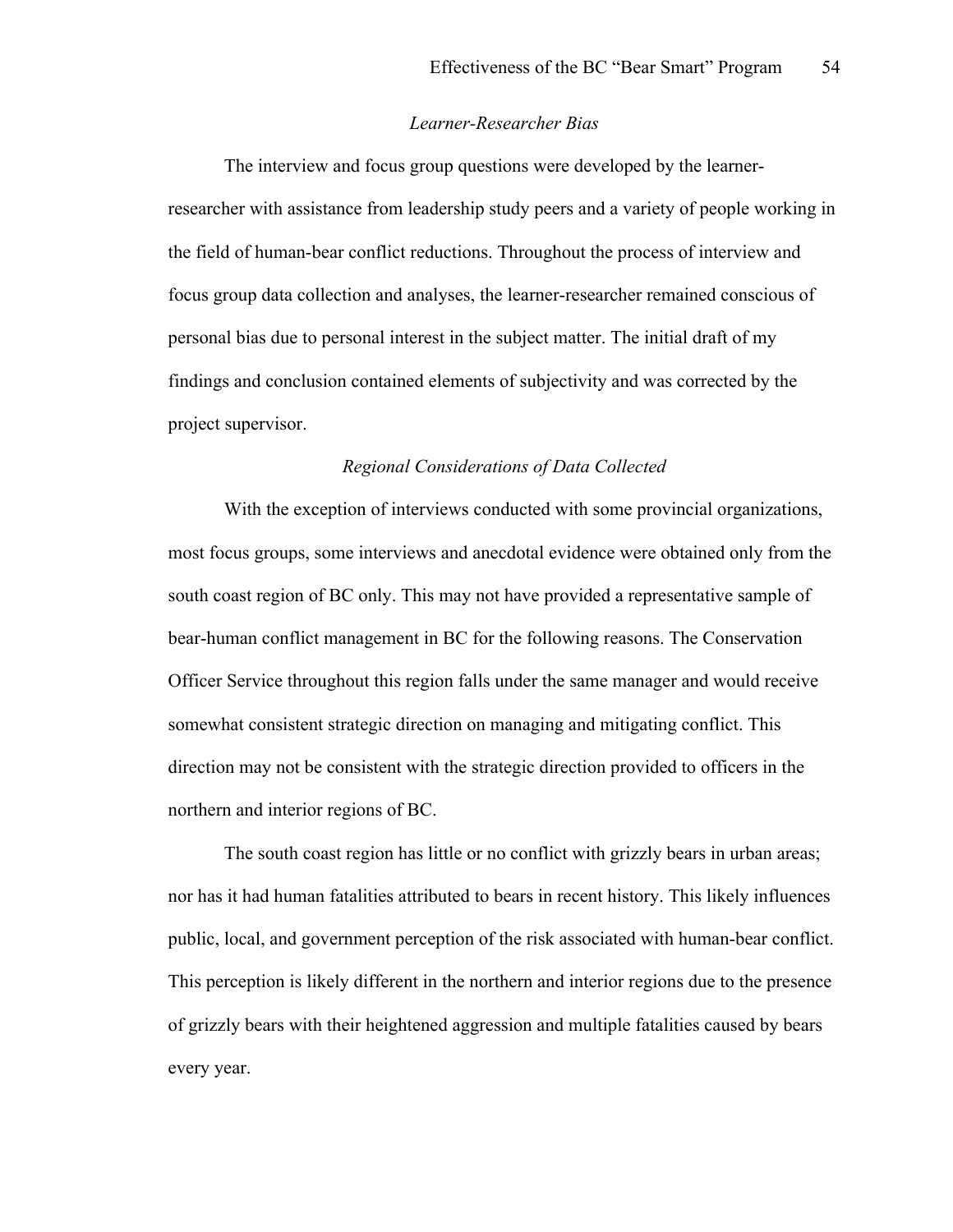*Learner-Researcher Bias*

The interview and focus group questions were developed by the learner-researcher with assistance from leadership study peers and a variety of people working in the field of human-bear conflict reductions. Throughout the process of interview and focus group data collection and analyses, the learner-researcher remained conscious of personal bias due to personal interest in the subject matter. The initial draft of my findings and conclusion contained elements of subjectivity and was corrected by the project supervisor.

*Regional Considerations of Data Collected*

With the exception of interviews conducted with some provincial organizations, most focus groups, some interviews and anecdotal evidence were obtained only from the south coast region of BC only. This may not have provided a representative sample of bear-human conflict management in BC for the following reasons. The Conservation Officer Service throughout this region falls under the same manager and would receive somewhat consistent strategic direction on managing and mitigating conflict. This direction may not be consistent with the strategic direction provided to officers in the northern and interior regions of BC.

The south coast region has little or no conflict with grizzly bears in urban areas; nor has it had human fatalities attributed to bears in recent history. This likely influences public, local, and government perception of the risk associated with human-bear conflict. This perception is likely different in the northern and interior regions due to the presence of grizzly bears with their heightened aggression and multiple fatalities caused by bears every year.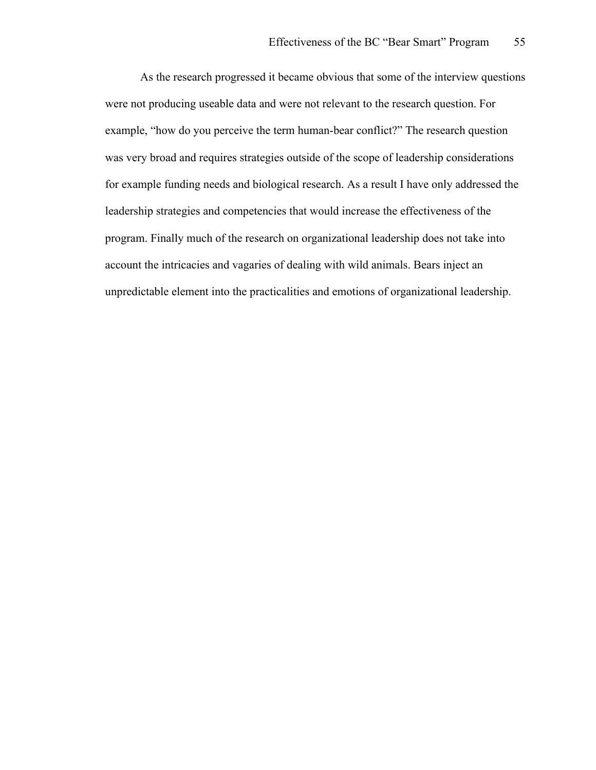As the research progressed it became obvious that some of the interview questions were not producing useable data and were not relevant to the research question. For example, "how do you perceive the term human-bear conflict?" The research question was very broad and requires strategies outside of the scope of leadership considerations for example funding needs and biological research. As a result I have only addressed the leadership strategies and competencies that would increase the effectiveness of the program. Finally much of the research on organizational leadership does not take into account the intricacies and vagaries of dealing with wild animals. Bears inject an unpredictable element into the practicalities and emotions of organizational leadership.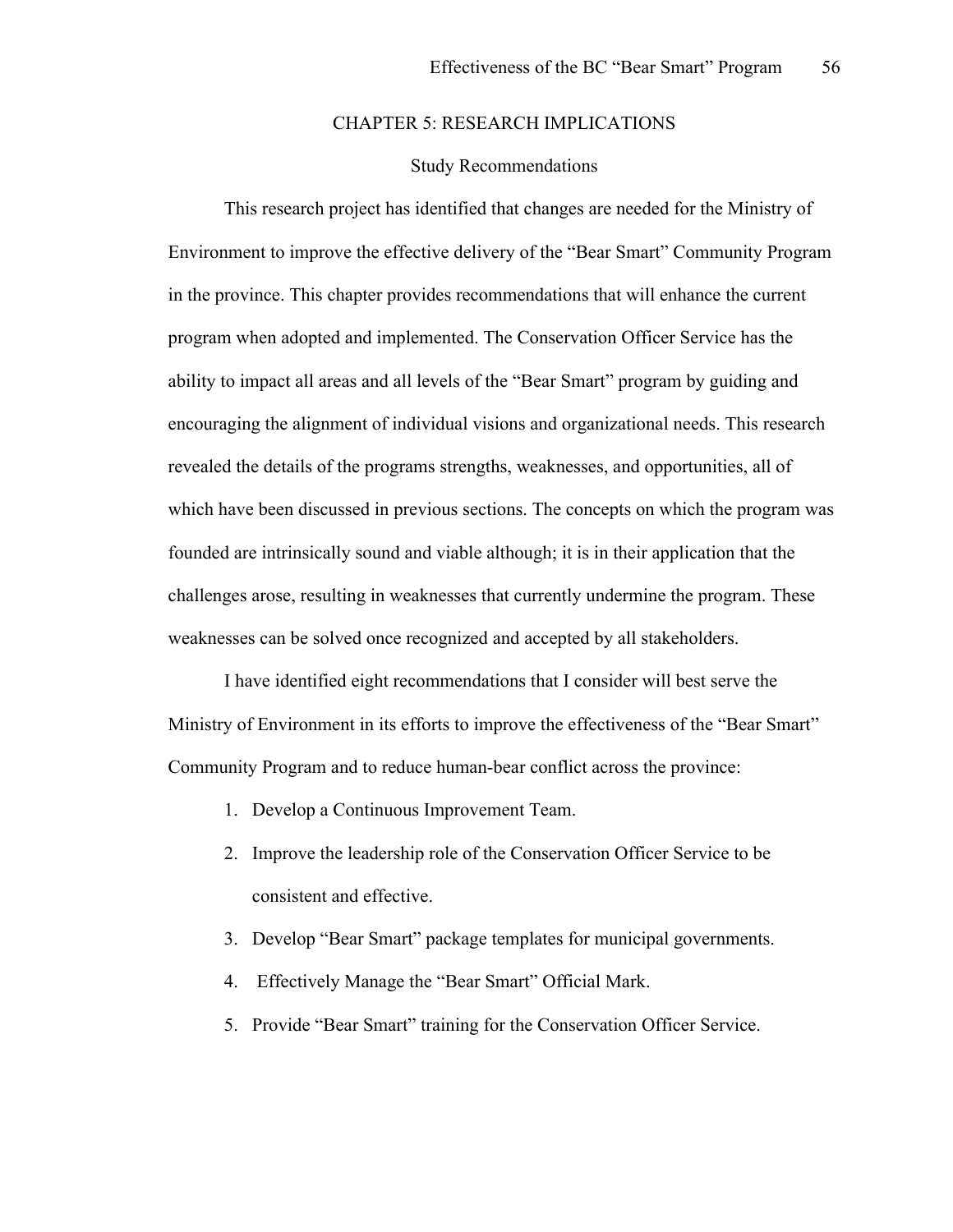# CHAPTER 5: RESEARCH IMPLICATIONS

## Study Recommendations

This research project has identified that changes are needed for the Ministry of Environment to improve the effective delivery of the "Bear Smart" Community Program in the province. This chapter provides recommendations that will enhance the current program when adopted and implemented. The Conservation Officer Service has the ability to impact all areas and all levels of the "Bear Smart" program by guiding and encouraging the alignment of individual visions and organizational needs. This research revealed the details of the programs strengths, weaknesses, and opportunities, all of which have been discussed in previous sections. The concepts on which the program was founded are intrinsically sound and viable although; it is in their application that the challenges arose, resulting in weaknesses that currently undermine the program. These weaknesses can be solved once recognized and accepted by all stakeholders.

I have identified eight recommendations that I consider will best serve the Ministry of Environment in its efforts to improve the effectiveness of the "Bear Smart" Community Program and to reduce human-bear conflict across the province:

1. Develop a Continuous Improvement Team.
2. Improve the leadership role of the Conservation Officer Service to be consistent and effective.
3. Develop "Bear Smart" package templates for municipal governments.
4. Effectively Manage the "Bear Smart" Official Mark.
5. Provide "Bear Smart" training for the Conservation Officer Service.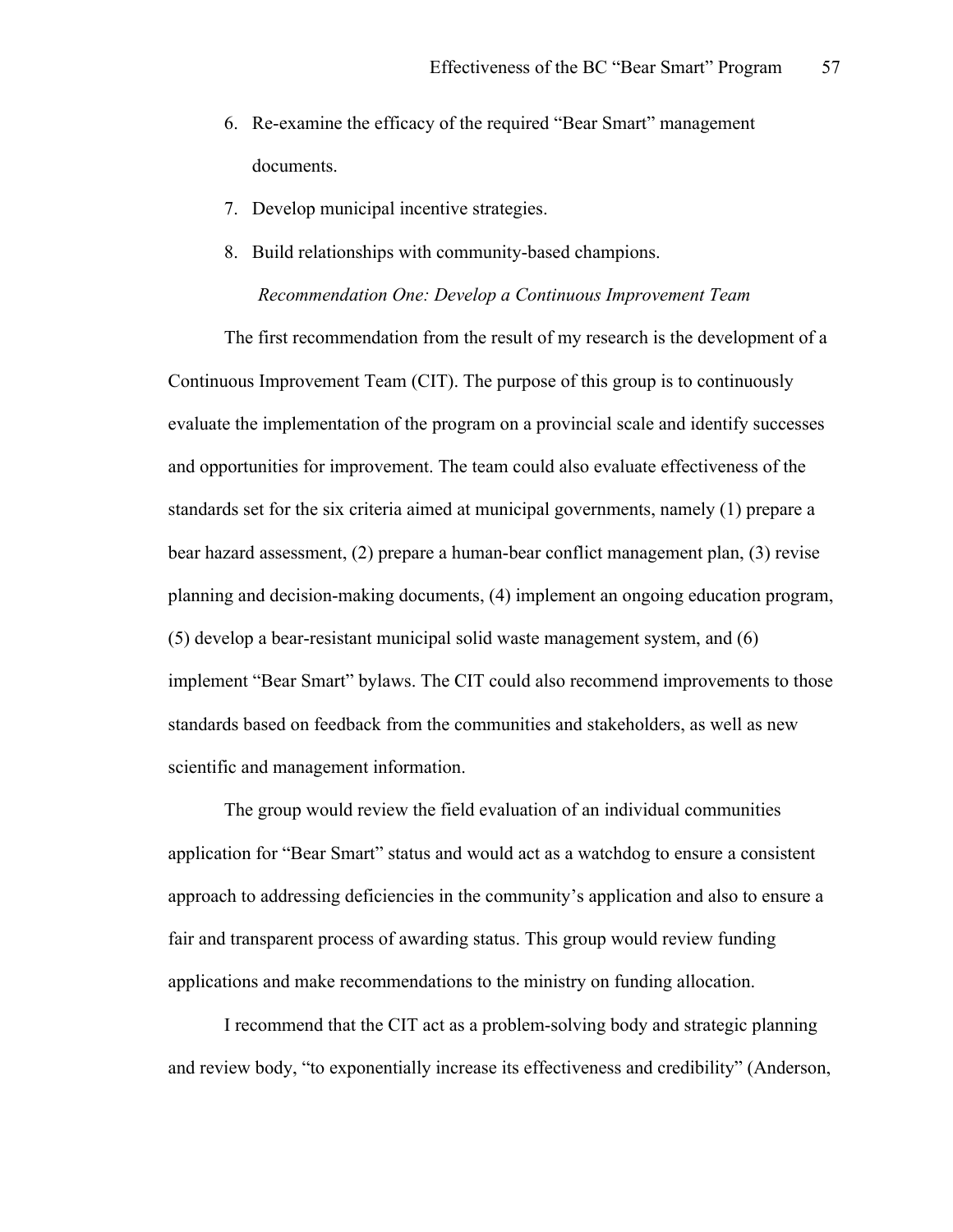6. Re-examine the efficacy of the required "Bear Smart" management documents.
7. Develop municipal incentive strategies.
8. Build relationships with community-based champions.

### *Recommendation One: Develop a Continuous Improvement Team*

The first recommendation from the result of my research is the development of a Continuous Improvement Team (CIT). The purpose of this group is to continuously evaluate the implementation of the program on a provincial scale and identify successes and opportunities for improvement. The team could also evaluate effectiveness of the standards set for the six criteria aimed at municipal governments, namely (1) prepare a bear hazard assessment, (2) prepare a human-bear conflict management plan, (3) revise planning and decision-making documents, (4) implement an ongoing education program, (5) develop a bear-resistant municipal solid waste management system, and (6) implement "Bear Smart" bylaws. The CIT could also recommend improvements to those standards based on feedback from the communities and stakeholders, as well as new scientific and management information.

The group would review the field evaluation of an individual communities application for "Bear Smart" status and would act as a watchdog to ensure a consistent approach to addressing deficiencies in the community's application and also to ensure a fair and transparent process of awarding status. This group would review funding applications and make recommendations to the ministry on funding allocation.

I recommend that the CIT act as a problem-solving body and strategic planning and review body, "to exponentially increase its effectiveness and credibility" (Anderson,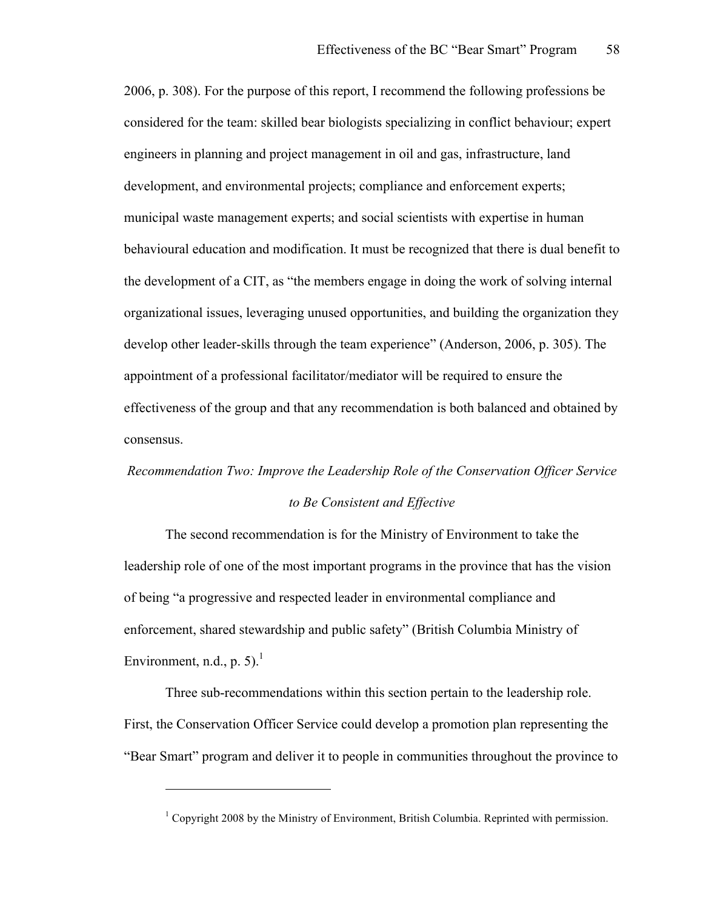2006, p. 308). For the purpose of this report, I recommend the following professions be considered for the team: skilled bear biologists specializing in conflict behaviour; expert engineers in planning and project management in oil and gas, infrastructure, land development, and environmental projects; compliance and enforcement experts; municipal waste management experts; and social scientists with expertise in human behavioural education and modification. It must be recognized that there is dual benefit to the development of a CIT, as "the members engage in doing the work of solving internal organizational issues, leveraging unused opportunities, and building the organization they develop other leader-skills through the team experience" (Anderson, 2006, p. 305). The appointment of a professional facilitator/mediator will be required to ensure the effectiveness of the group and that any recommendation is both balanced and obtained by consensus.

### *Recommendation Two: Improve the Leadership Role of the Conservation Officer Service to Be Consistent and Effective*

The second recommendation is for the Ministry of Environment to take the leadership role of one of the most important programs in the province that has the vision of being "a progressive and respected leader in environmental compliance and enforcement, shared stewardship and public safety" (British Columbia Ministry of Environment, n.d., p. 5).[1]

Three sub-recommendations within this section pertain to the leadership role. First, the Conservation Officer Service could develop a promotion plan representing the "Bear Smart" program and deliver it to people in communities throughout the province to

---

[1] Copyright 2008 by the Ministry of Environment, British Columbia. Reprinted with permission.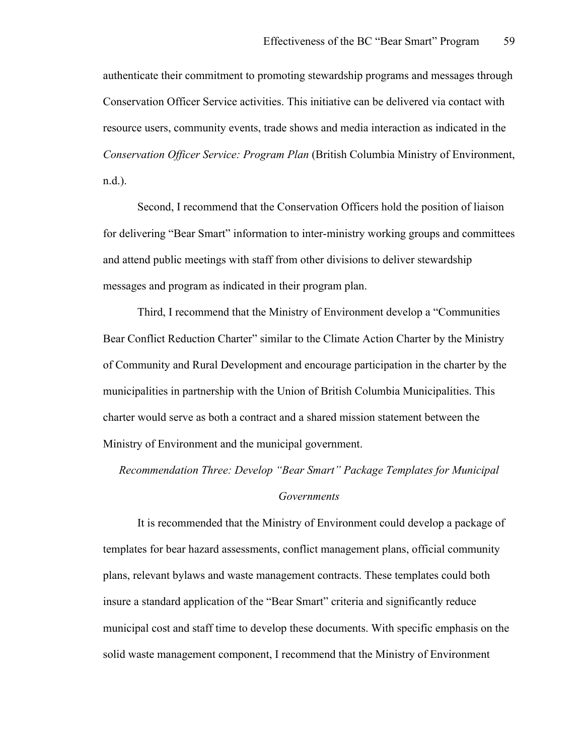authenticate their commitment to promoting stewardship programs and messages through Conservation Officer Service activities. This initiative can be delivered via contact with resource users, community events, trade shows and media interaction as indicated in the *Conservation Officer Service: Program Plan* (British Columbia Ministry of Environment, n.d.).

Second, I recommend that the Conservation Officers hold the position of liaison for delivering "Bear Smart" information to inter-ministry working groups and committees and attend public meetings with staff from other divisions to deliver stewardship messages and program as indicated in their program plan.

Third, I recommend that the Ministry of Environment develop a "Communities Bear Conflict Reduction Charter" similar to the Climate Action Charter by the Ministry of Community and Rural Development and encourage participation in the charter by the municipalities in partnership with the Union of British Columbia Municipalities. This charter would serve as both a contract and a shared mission statement between the Ministry of Environment and the municipal government.

### *Recommendation Three: Develop "Bear Smart" Package Templates for Municipal Governments*

It is recommended that the Ministry of Environment could develop a package of templates for bear hazard assessments, conflict management plans, official community plans, relevant bylaws and waste management contracts. These templates could both insure a standard application of the "Bear Smart" criteria and significantly reduce municipal cost and staff time to develop these documents. With specific emphasis on the solid waste management component, I recommend that the Ministry of Environment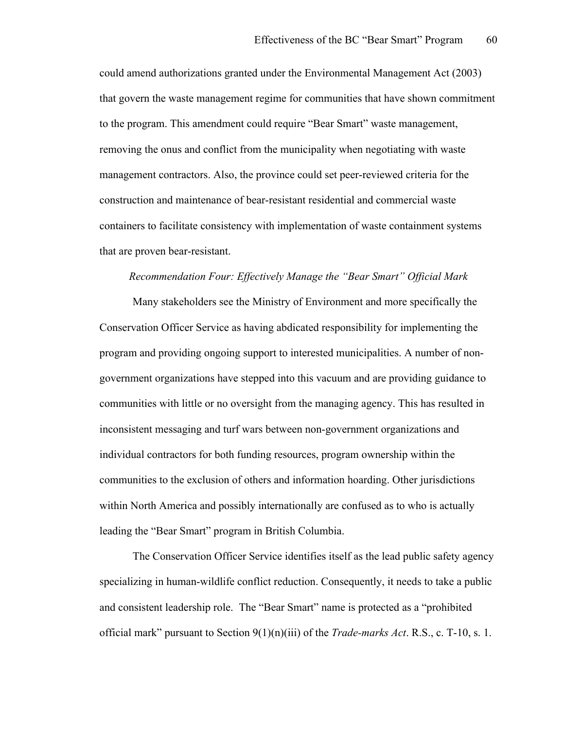could amend authorizations granted under the Environmental Management Act (2003) that govern the waste management regime for communities that have shown commitment to the program. This amendment could require "Bear Smart" waste management, removing the onus and conflict from the municipality when negotiating with waste management contractors. Also, the province could set peer-reviewed criteria for the construction and maintenance of bear-resistant residential and commercial waste containers to facilitate consistency with implementation of waste containment systems that are proven bear-resistant.

*Recommendation Four: Effectively Manage the "Bear Smart" Official Mark*

Many stakeholders see the Ministry of Environment and more specifically the Conservation Officer Service as having abdicated responsibility for implementing the program and providing ongoing support to interested municipalities. A number of non-government organizations have stepped into this vacuum and are providing guidance to communities with little or no oversight from the managing agency. This has resulted in inconsistent messaging and turf wars between non-government organizations and individual contractors for both funding resources, program ownership within the communities to the exclusion of others and information hoarding. Other jurisdictions within North America and possibly internationally are confused as to who is actually leading the "Bear Smart" program in British Columbia.

The Conservation Officer Service identifies itself as the lead public safety agency specializing in human-wildlife conflict reduction. Consequently, it needs to take a public and consistent leadership role. The "Bear Smart" name is protected as a "prohibited official mark" pursuant to Section 9(1)(n)(iii) of the *Trade-marks Act*. R.S., c. T-10, s. 1.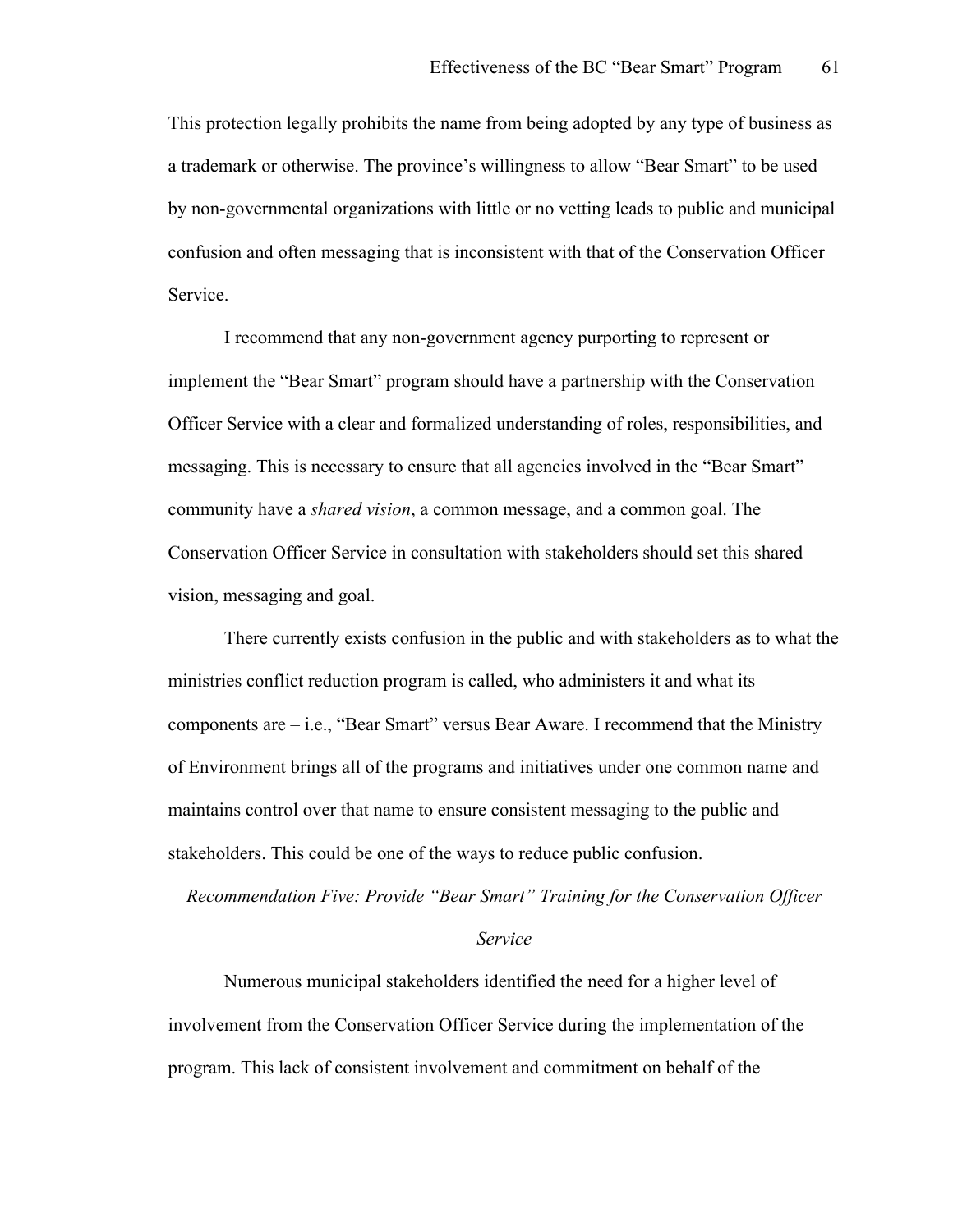This protection legally prohibits the name from being adopted by any type of business as a trademark or otherwise. The province's willingness to allow "Bear Smart" to be used by non-governmental organizations with little or no vetting leads to public and municipal confusion and often messaging that is inconsistent with that of the Conservation Officer Service.

I recommend that any non-government agency purporting to represent or implement the "Bear Smart" program should have a partnership with the Conservation Officer Service with a clear and formalized understanding of roles, responsibilities, and messaging. This is necessary to ensure that all agencies involved in the "Bear Smart" community have a *shared vision*, a common message, and a common goal. The Conservation Officer Service in consultation with stakeholders should set this shared vision, messaging and goal.

There currently exists confusion in the public and with stakeholders as to what the ministries conflict reduction program is called, who administers it and what its components are – i.e., "Bear Smart" versus Bear Aware. I recommend that the Ministry of Environment brings all of the programs and initiatives under one common name and maintains control over that name to ensure consistent messaging to the public and stakeholders. This could be one of the ways to reduce public confusion.

### *Recommendation Five: Provide "Bear Smart" Training for the Conservation Officer Service*

Numerous municipal stakeholders identified the need for a higher level of involvement from the Conservation Officer Service during the implementation of the program. This lack of consistent involvement and commitment on behalf of the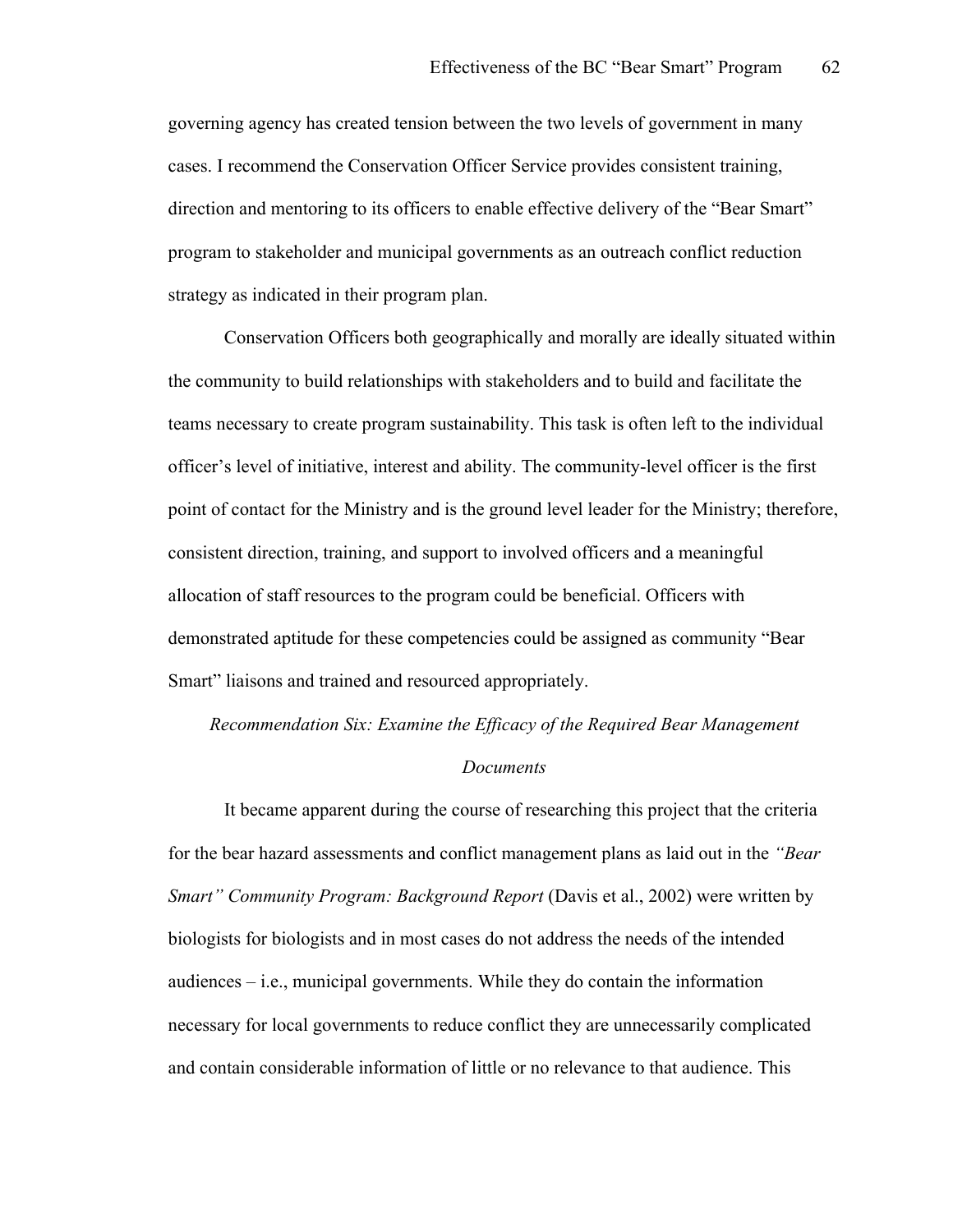governing agency has created tension between the two levels of government in many cases. I recommend the Conservation Officer Service provides consistent training, direction and mentoring to its officers to enable effective delivery of the "Bear Smart" program to stakeholder and municipal governments as an outreach conflict reduction strategy as indicated in their program plan.

Conservation Officers both geographically and morally are ideally situated within the community to build relationships with stakeholders and to build and facilitate the teams necessary to create program sustainability. This task is often left to the individual officer's level of initiative, interest and ability. The community-level officer is the first point of contact for the Ministry and is the ground level leader for the Ministry; therefore, consistent direction, training, and support to involved officers and a meaningful allocation of staff resources to the program could be beneficial. Officers with demonstrated aptitude for these competencies could be assigned as community "Bear Smart" liaisons and trained and resourced appropriately.

### *Recommendation Six: Examine the Efficacy of the Required Bear Management Documents*

It became apparent during the course of researching this project that the criteria for the bear hazard assessments and conflict management plans as laid out in the *"Bear Smart" Community Program: Background Report* (Davis et al., 2002) were written by biologists for biologists and in most cases do not address the needs of the intended audiences – i.e., municipal governments. While they do contain the information necessary for local governments to reduce conflict they are unnecessarily complicated and contain considerable information of little or no relevance to that audience. This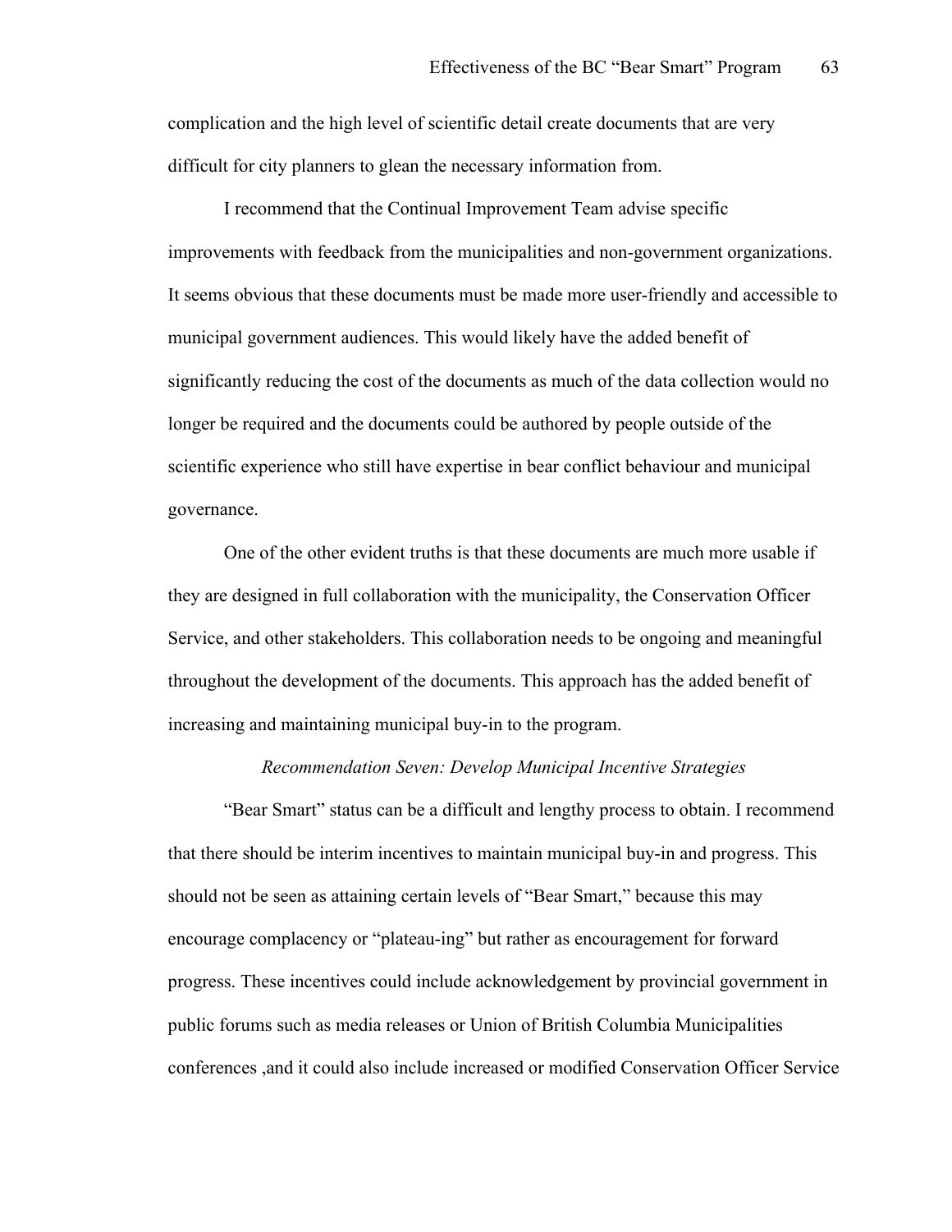complication and the high level of scientific detail create documents that are very difficult for city planners to glean the necessary information from.

I recommend that the Continual Improvement Team advise specific improvements with feedback from the municipalities and non-government organizations. It seems obvious that these documents must be made more user-friendly and accessible to municipal government audiences. This would likely have the added benefit of significantly reducing the cost of the documents as much of the data collection would no longer be required and the documents could be authored by people outside of the scientific experience who still have expertise in bear conflict behaviour and municipal governance.

One of the other evident truths is that these documents are much more usable if they are designed in full collaboration with the municipality, the Conservation Officer Service, and other stakeholders. This collaboration needs to be ongoing and meaningful throughout the development of the documents. This approach has the added benefit of increasing and maintaining municipal buy-in to the program.

*Recommendation Seven: Develop Municipal Incentive Strategies*

"Bear Smart" status can be a difficult and lengthy process to obtain. I recommend that there should be interim incentives to maintain municipal buy-in and progress. This should not be seen as attaining certain levels of "Bear Smart," because this may encourage complacency or "plateau-ing" but rather as encouragement for forward progress. These incentives could include acknowledgement by provincial government in public forums such as media releases or Union of British Columbia Municipalities conferences ,and it could also include increased or modified Conservation Officer Service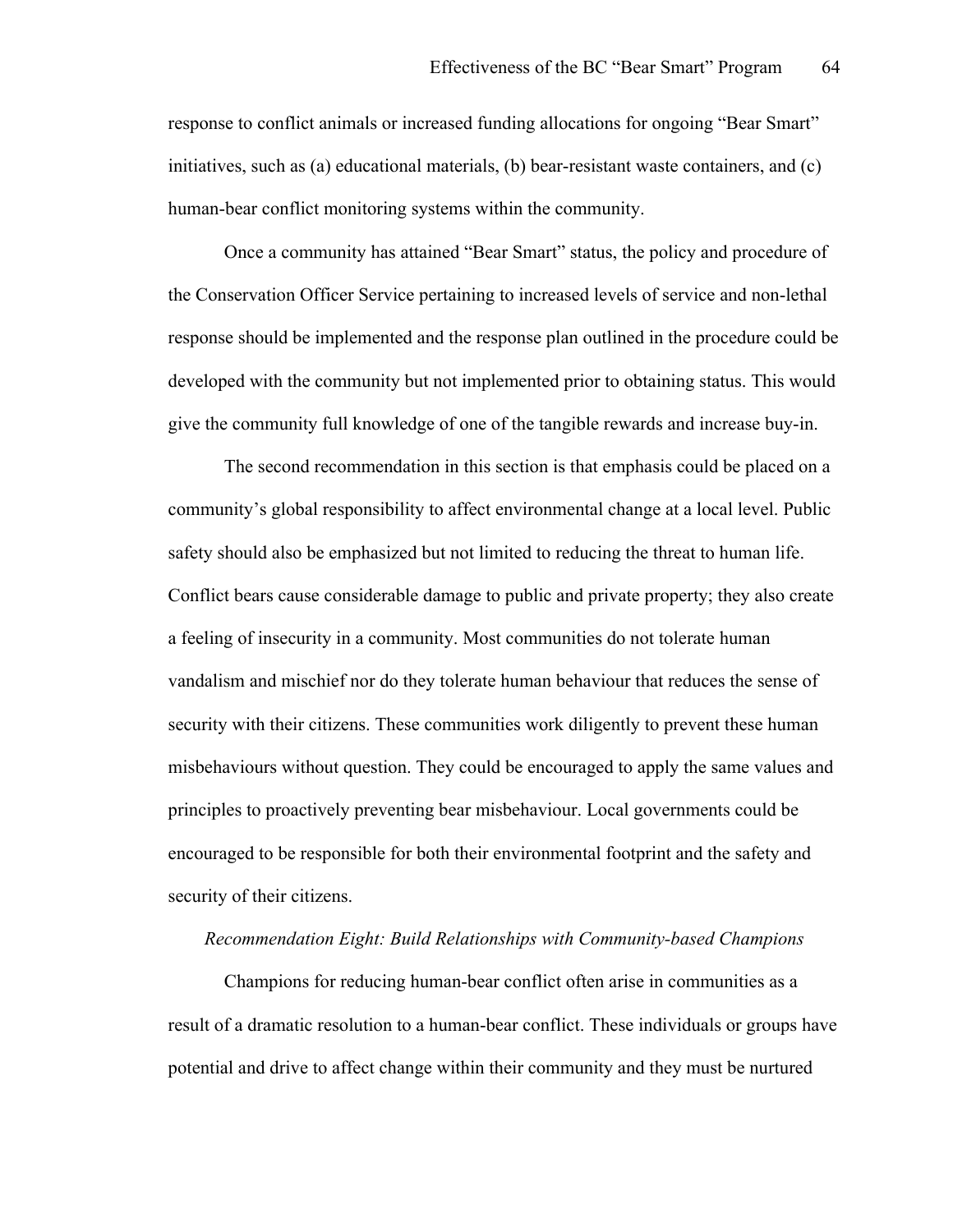response to conflict animals or increased funding allocations for ongoing "Bear Smart" initiatives, such as (a) educational materials, (b) bear-resistant waste containers, and (c) human-bear conflict monitoring systems within the community.

Once a community has attained "Bear Smart" status, the policy and procedure of the Conservation Officer Service pertaining to increased levels of service and non-lethal response should be implemented and the response plan outlined in the procedure could be developed with the community but not implemented prior to obtaining status. This would give the community full knowledge of one of the tangible rewards and increase buy-in.

The second recommendation in this section is that emphasis could be placed on a community's global responsibility to affect environmental change at a local level. Public safety should also be emphasized but not limited to reducing the threat to human life. Conflict bears cause considerable damage to public and private property; they also create a feeling of insecurity in a community. Most communities do not tolerate human vandalism and mischief nor do they tolerate human behaviour that reduces the sense of security with their citizens. These communities work diligently to prevent these human misbehaviours without question. They could be encouraged to apply the same values and principles to proactively preventing bear misbehaviour. Local governments could be encouraged to be responsible for both their environmental footprint and the safety and security of their citizens.

*Recommendation Eight: Build Relationships with Community-based Champions*

Champions for reducing human-bear conflict often arise in communities as a result of a dramatic resolution to a human-bear conflict. These individuals or groups have potential and drive to affect change within their community and they must be nurtured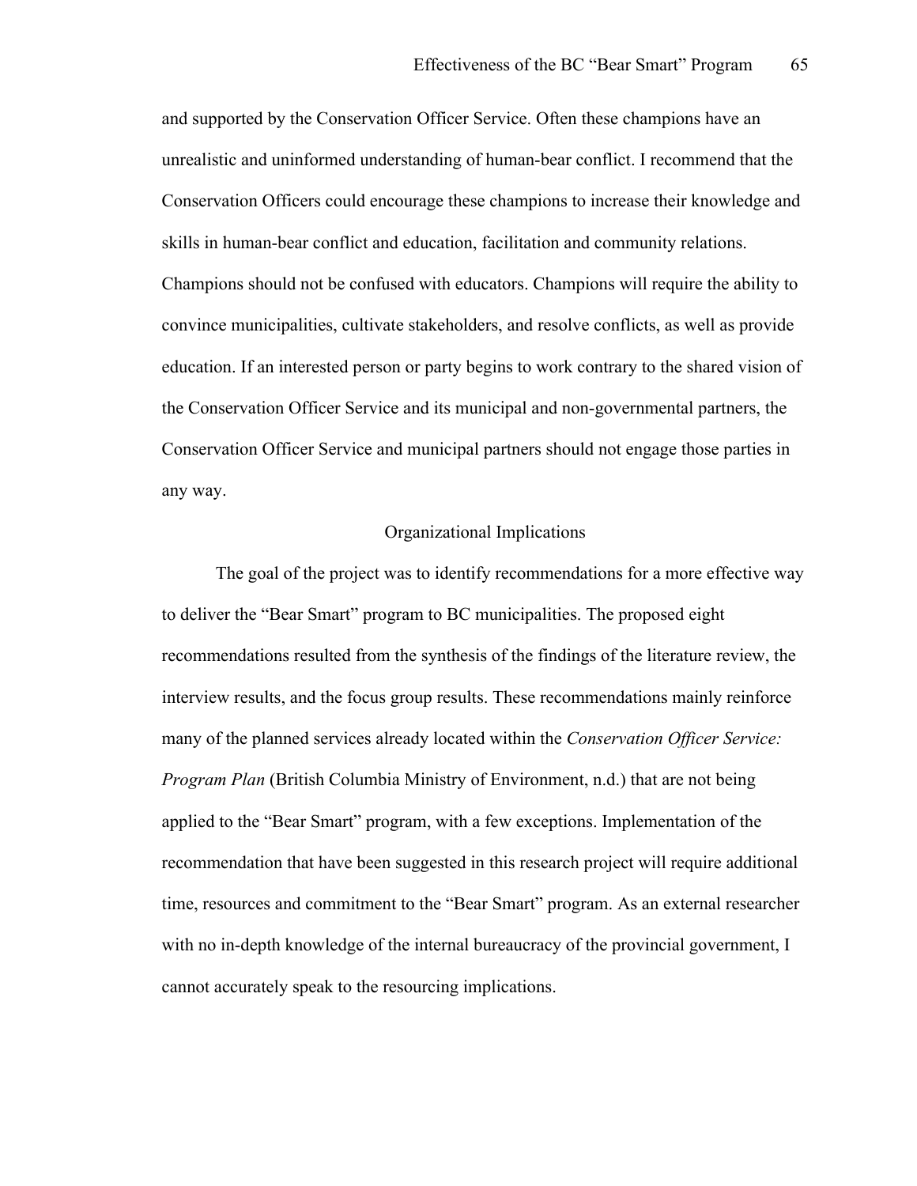and supported by the Conservation Officer Service. Often these champions have an unrealistic and uninformed understanding of human-bear conflict. I recommend that the Conservation Officers could encourage these champions to increase their knowledge and skills in human-bear conflict and education, facilitation and community relations. Champions should not be confused with educators. Champions will require the ability to convince municipalities, cultivate stakeholders, and resolve conflicts, as well as provide education. If an interested person or party begins to work contrary to the shared vision of the Conservation Officer Service and its municipal and non-governmental partners, the Conservation Officer Service and municipal partners should not engage those parties in any way.

## Organizational Implications

The goal of the project was to identify recommendations for a more effective way to deliver the "Bear Smart" program to BC municipalities. The proposed eight recommendations resulted from the synthesis of the findings of the literature review, the interview results, and the focus group results. These recommendations mainly reinforce many of the planned services already located within the *Conservation Officer Service: Program Plan* (British Columbia Ministry of Environment, n.d.) that are not being applied to the "Bear Smart" program, with a few exceptions. Implementation of the recommendation that have been suggested in this research project will require additional time, resources and commitment to the "Bear Smart" program. As an external researcher with no in-depth knowledge of the internal bureaucracy of the provincial government, I cannot accurately speak to the resourcing implications.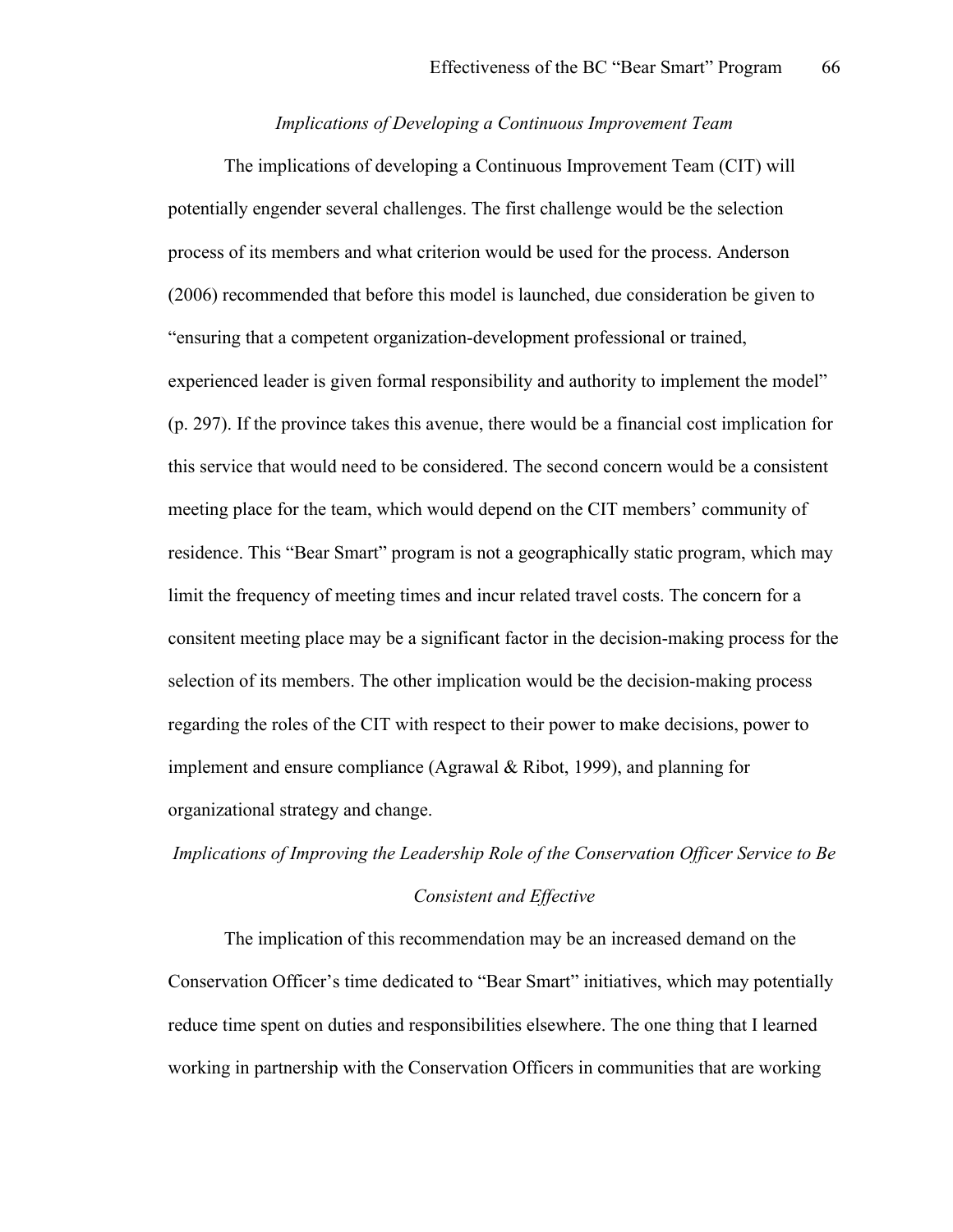*Implications of Developing a Continuous Improvement Team*

The implications of developing a Continuous Improvement Team (CIT) will potentially engender several challenges. The first challenge would be the selection process of its members and what criterion would be used for the process. Anderson (2006) recommended that before this model is launched, due consideration be given to "ensuring that a competent organization-development professional or trained, experienced leader is given formal responsibility and authority to implement the model" (p. 297). If the province takes this avenue, there would be a financial cost implication for this service that would need to be considered. The second concern would be a consistent meeting place for the team, which would depend on the CIT members' community of residence. This "Bear Smart" program is not a geographically static program, which may limit the frequency of meeting times and incur related travel costs. The concern for a consitent meeting place may be a significant factor in the decision-making process for the selection of its members. The other implication would be the decision-making process regarding the roles of the CIT with respect to their power to make decisions, power to implement and ensure compliance (Agrawal & Ribot, 1999), and planning for organizational strategy and change.

*Implications of Improving the Leadership Role of the Conservation Officer Service to Be Consistent and Effective*

The implication of this recommendation may be an increased demand on the Conservation Officer's time dedicated to "Bear Smart" initiatives, which may potentially reduce time spent on duties and responsibilities elsewhere. The one thing that I learned working in partnership with the Conservation Officers in communities that are working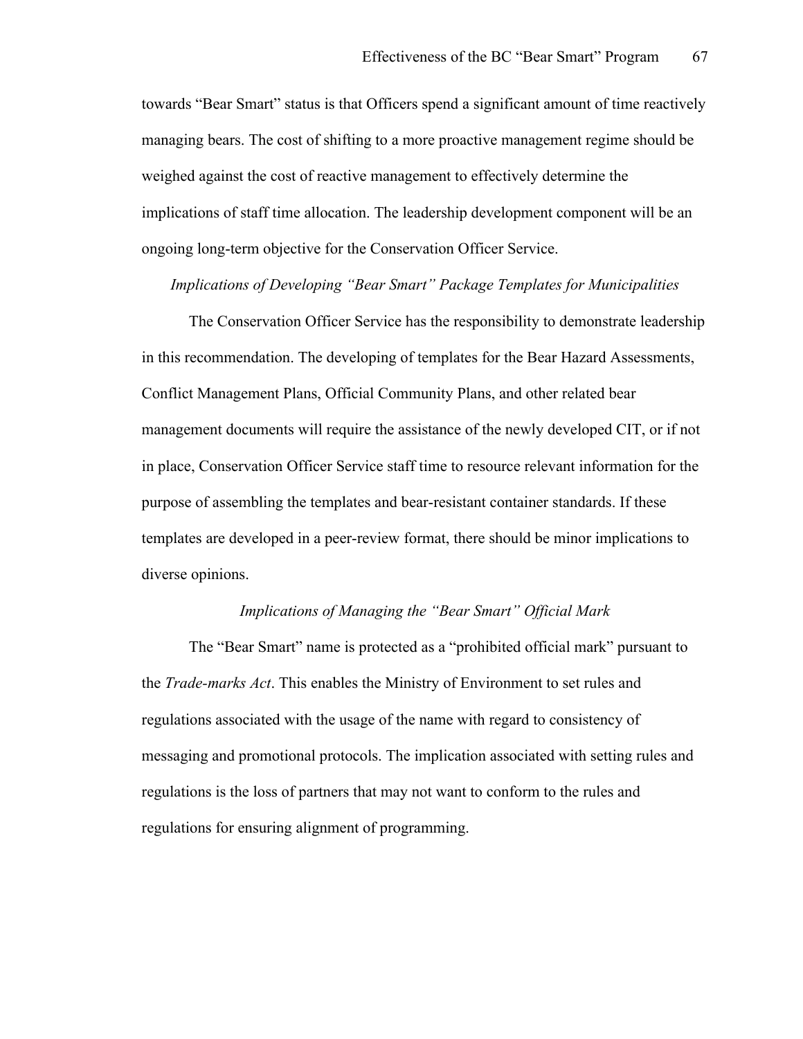towards "Bear Smart" status is that Officers spend a significant amount of time reactively managing bears. The cost of shifting to a more proactive management regime should be weighed against the cost of reactive management to effectively determine the implications of staff time allocation. The leadership development component will be an ongoing long-term objective for the Conservation Officer Service.

*Implications of Developing "Bear Smart" Package Templates for Municipalities*

The Conservation Officer Service has the responsibility to demonstrate leadership in this recommendation. The developing of templates for the Bear Hazard Assessments, Conflict Management Plans, Official Community Plans, and other related bear management documents will require the assistance of the newly developed CIT, or if not in place, Conservation Officer Service staff time to resource relevant information for the purpose of assembling the templates and bear-resistant container standards. If these templates are developed in a peer-review format, there should be minor implications to diverse opinions.

*Implications of Managing the "Bear Smart" Official Mark*

The "Bear Smart" name is protected as a "prohibited official mark" pursuant to the *Trade-marks Act*. This enables the Ministry of Environment to set rules and regulations associated with the usage of the name with regard to consistency of messaging and promotional protocols. The implication associated with setting rules and regulations is the loss of partners that may not want to conform to the rules and regulations for ensuring alignment of programming.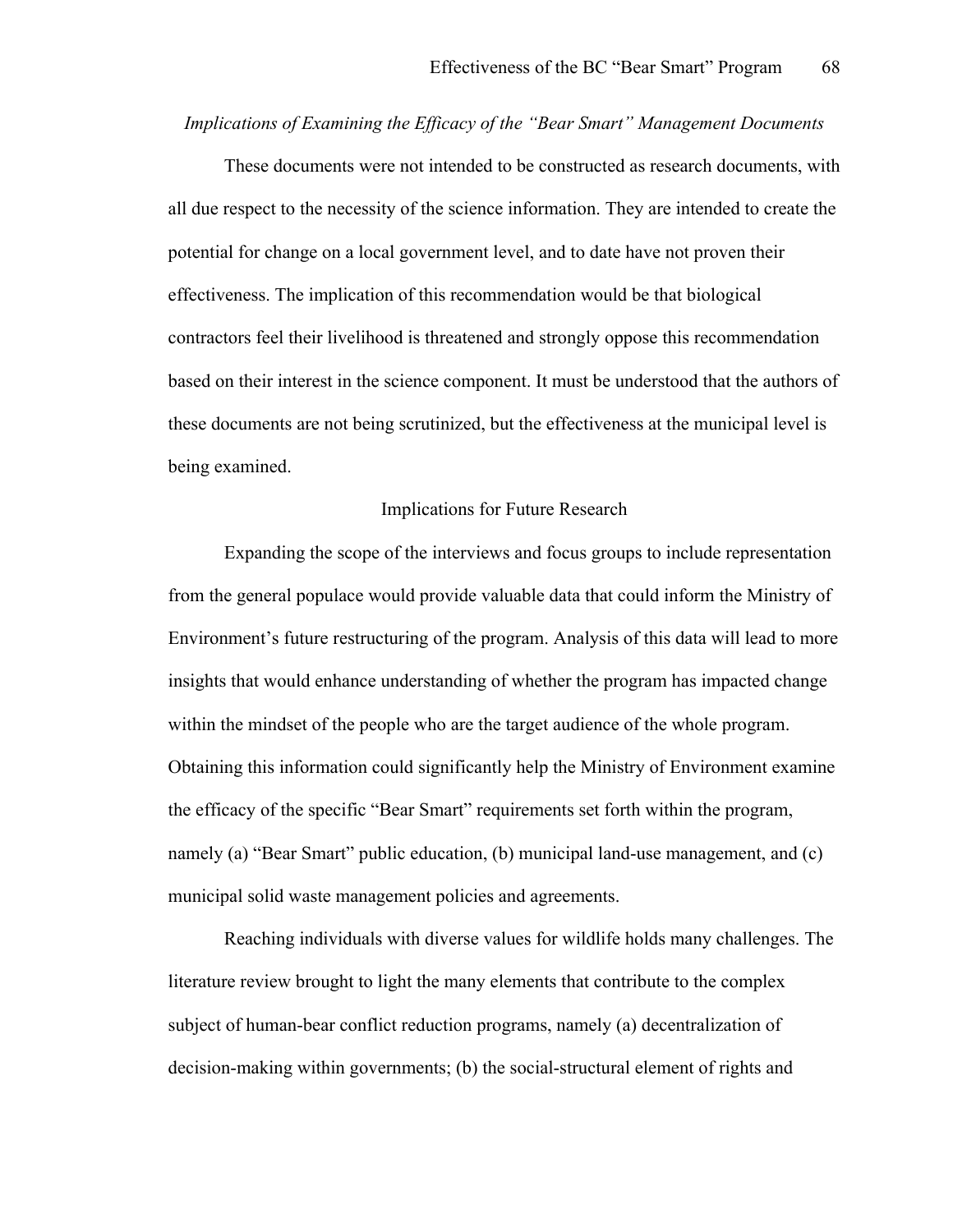*Implications of Examining the Efficacy of the "Bear Smart" Management Documents*

These documents were not intended to be constructed as research documents, with all due respect to the necessity of the science information. They are intended to create the potential for change on a local government level, and to date have not proven their effectiveness. The implication of this recommendation would be that biological contractors feel their livelihood is threatened and strongly oppose this recommendation based on their interest in the science component. It must be understood that the authors of these documents are not being scrutinized, but the effectiveness at the municipal level is being examined.

## Implications for Future Research

Expanding the scope of the interviews and focus groups to include representation from the general populace would provide valuable data that could inform the Ministry of Environment's future restructuring of the program. Analysis of this data will lead to more insights that would enhance understanding of whether the program has impacted change within the mindset of the people who are the target audience of the whole program. Obtaining this information could significantly help the Ministry of Environment examine the efficacy of the specific "Bear Smart" requirements set forth within the program, namely (a) "Bear Smart" public education, (b) municipal land-use management, and (c) municipal solid waste management policies and agreements.

Reaching individuals with diverse values for wildlife holds many challenges. The literature review brought to light the many elements that contribute to the complex subject of human-bear conflict reduction programs, namely (a) decentralization of decision-making within governments; (b) the social-structural element of rights and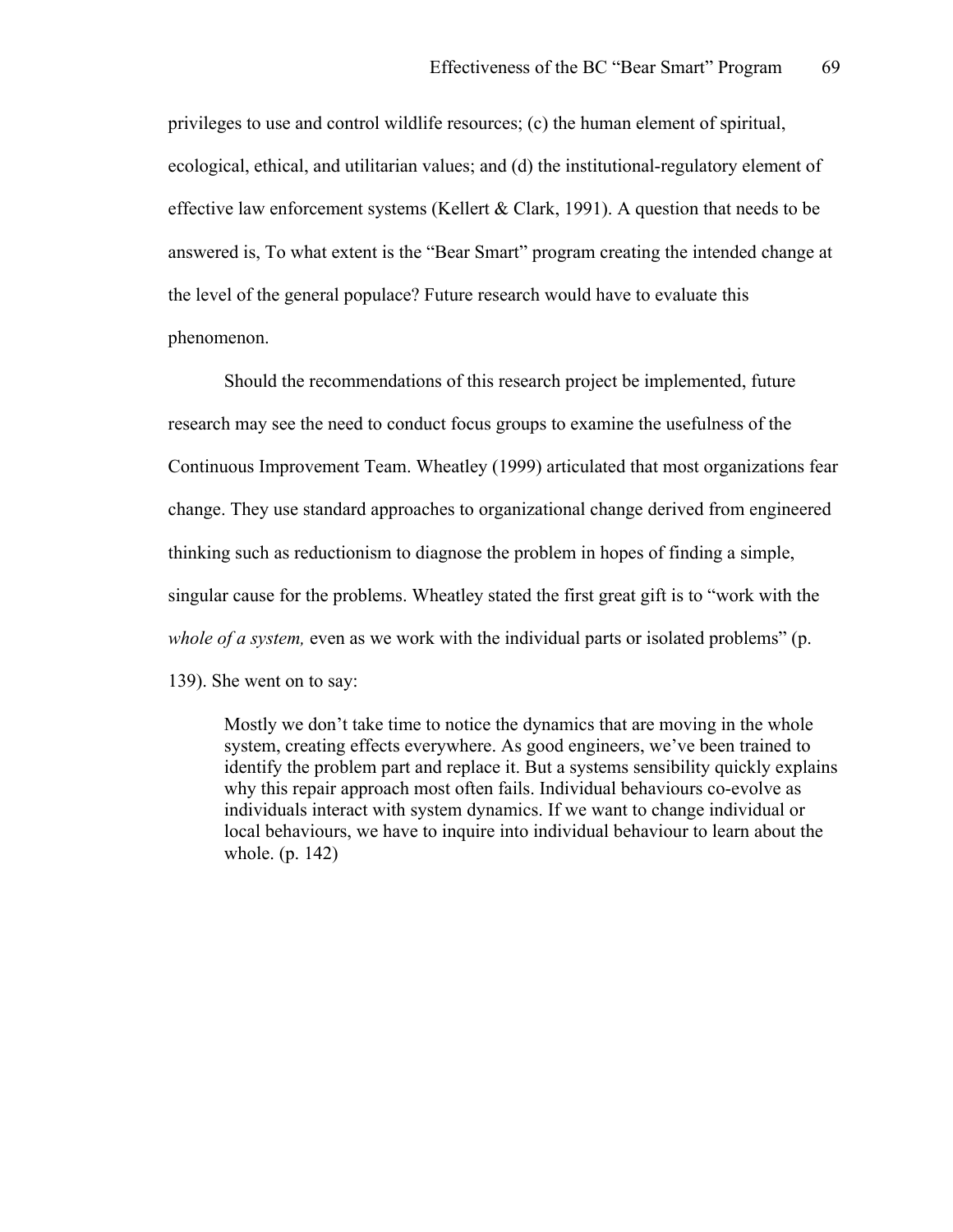privileges to use and control wildlife resources; (c) the human element of spiritual, ecological, ethical, and utilitarian values; and (d) the institutional-regulatory element of effective law enforcement systems (Kellert & Clark, 1991). A question that needs to be answered is, To what extent is the “Bear Smart” program creating the intended change at the level of the general populace? Future research would have to evaluate this phenomenon.

Should the recommendations of this research project be implemented, future research may see the need to conduct focus groups to examine the usefulness of the Continuous Improvement Team. Wheatley (1999) articulated that most organizations fear change. They use standard approaches to organizational change derived from engineered thinking such as reductionism to diagnose the problem in hopes of finding a simple, singular cause for the problems. Wheatley stated the first great gift is to “work with the *whole of a system,* even as we work with the individual parts or isolated problems” (p. 139). She went on to say:

> Mostly we don’t take time to notice the dynamics that are moving in the whole system, creating effects everywhere. As good engineers, we’ve been trained to identify the problem part and replace it. But a systems sensibility quickly explains why this repair approach most often fails. Individual behaviours co-evolve as individuals interact with system dynamics. If we want to change individual or local behaviours, we have to inquire into individual behaviour to learn about the whole. (p. 142)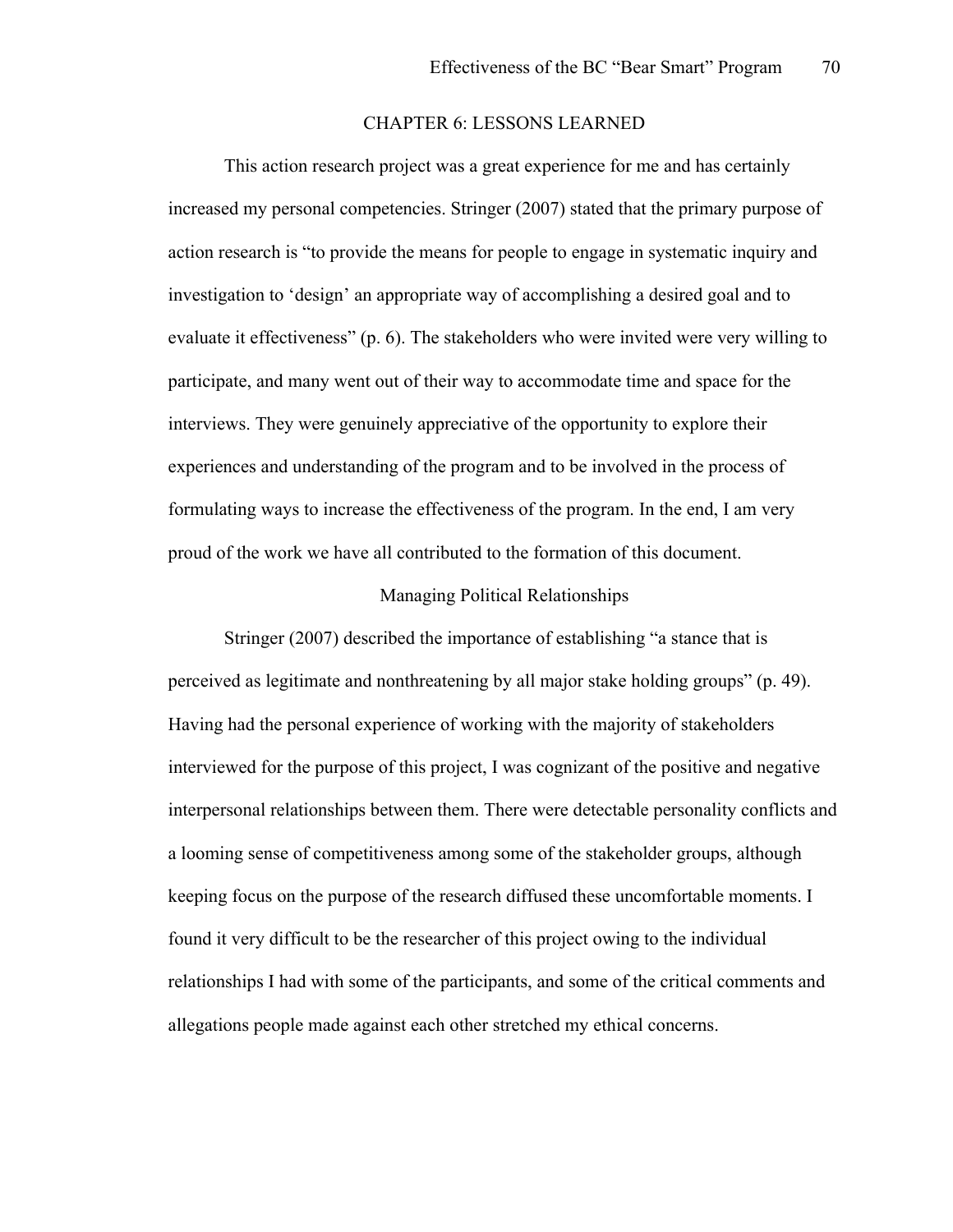# CHAPTER 6: LESSONS LEARNED

This action research project was a great experience for me and has certainly increased my personal competencies. Stringer (2007) stated that the primary purpose of action research is "to provide the means for people to engage in systematic inquiry and investigation to 'design' an appropriate way of accomplishing a desired goal and to evaluate it effectiveness" (p. 6). The stakeholders who were invited were very willing to participate, and many went out of their way to accommodate time and space for the interviews. They were genuinely appreciative of the opportunity to explore their experiences and understanding of the program and to be involved in the process of formulating ways to increase the effectiveness of the program. In the end, I am very proud of the work we have all contributed to the formation of this document.

## Managing Political Relationships

Stringer (2007) described the importance of establishing "a stance that is perceived as legitimate and nonthreatening by all major stake holding groups" (p. 49). Having had the personal experience of working with the majority of stakeholders interviewed for the purpose of this project, I was cognizant of the positive and negative interpersonal relationships between them. There were detectable personality conflicts and a looming sense of competitiveness among some of the stakeholder groups, although keeping focus on the purpose of the research diffused these uncomfortable moments. I found it very difficult to be the researcher of this project owing to the individual relationships I had with some of the participants, and some of the critical comments and allegations people made against each other stretched my ethical concerns.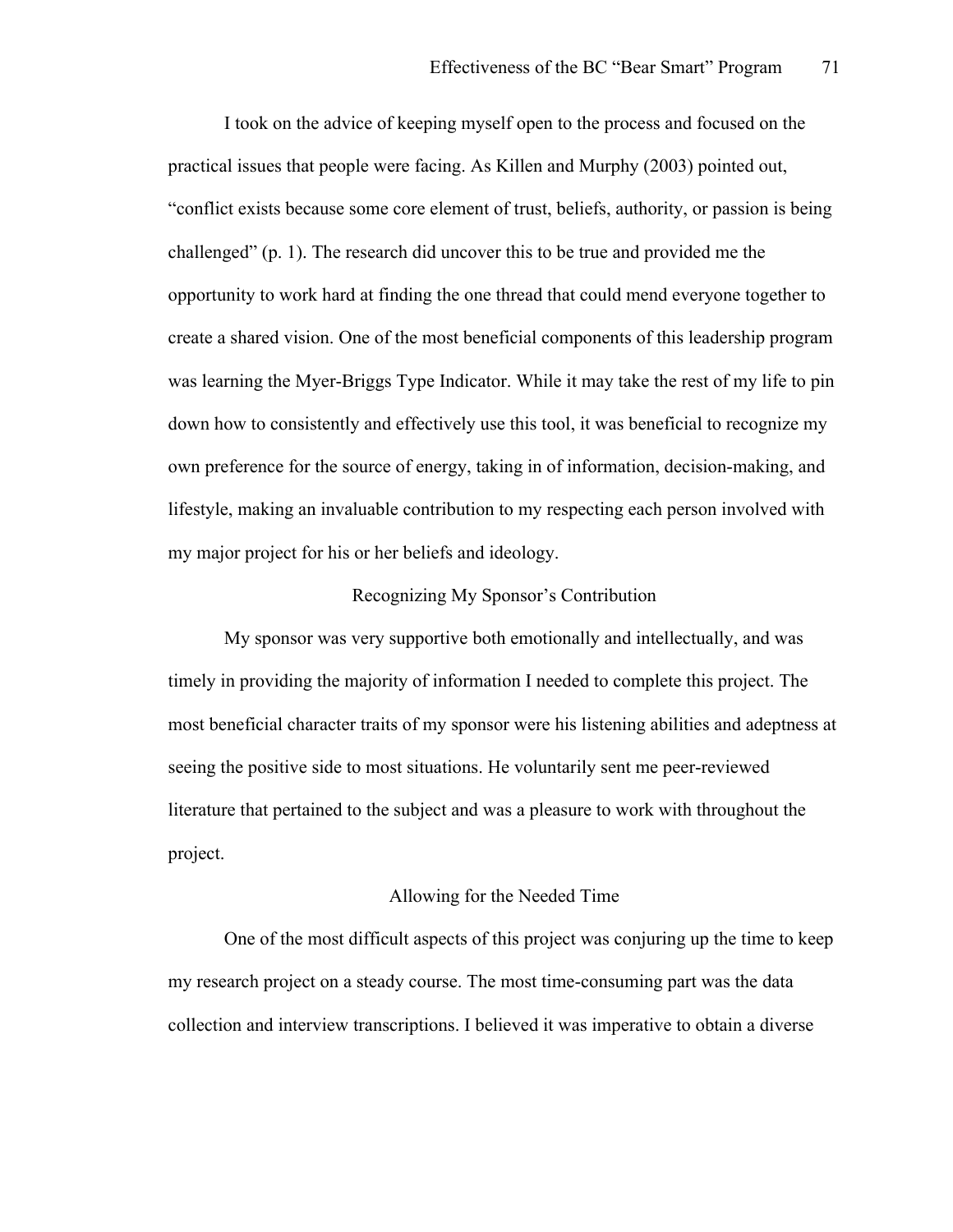I took on the advice of keeping myself open to the process and focused on the practical issues that people were facing. As Killen and Murphy (2003) pointed out, "conflict exists because some core element of trust, beliefs, authority, or passion is being challenged" (p. 1). The research did uncover this to be true and provided me the opportunity to work hard at finding the one thread that could mend everyone together to create a shared vision. One of the most beneficial components of this leadership program was learning the Myer-Briggs Type Indicator. While it may take the rest of my life to pin down how to consistently and effectively use this tool, it was beneficial to recognize my own preference for the source of energy, taking in of information, decision-making, and lifestyle, making an invaluable contribution to my respecting each person involved with my major project for his or her beliefs and ideology.

### Recognizing My Sponsor's Contribution

My sponsor was very supportive both emotionally and intellectually, and was timely in providing the majority of information I needed to complete this project. The most beneficial character traits of my sponsor were his listening abilities and adeptness at seeing the positive side to most situations. He voluntarily sent me peer-reviewed literature that pertained to the subject and was a pleasure to work with throughout the project.

### Allowing for the Needed Time

One of the most difficult aspects of this project was conjuring up the time to keep my research project on a steady course. The most time-consuming part was the data collection and interview transcriptions. I believed it was imperative to obtain a diverse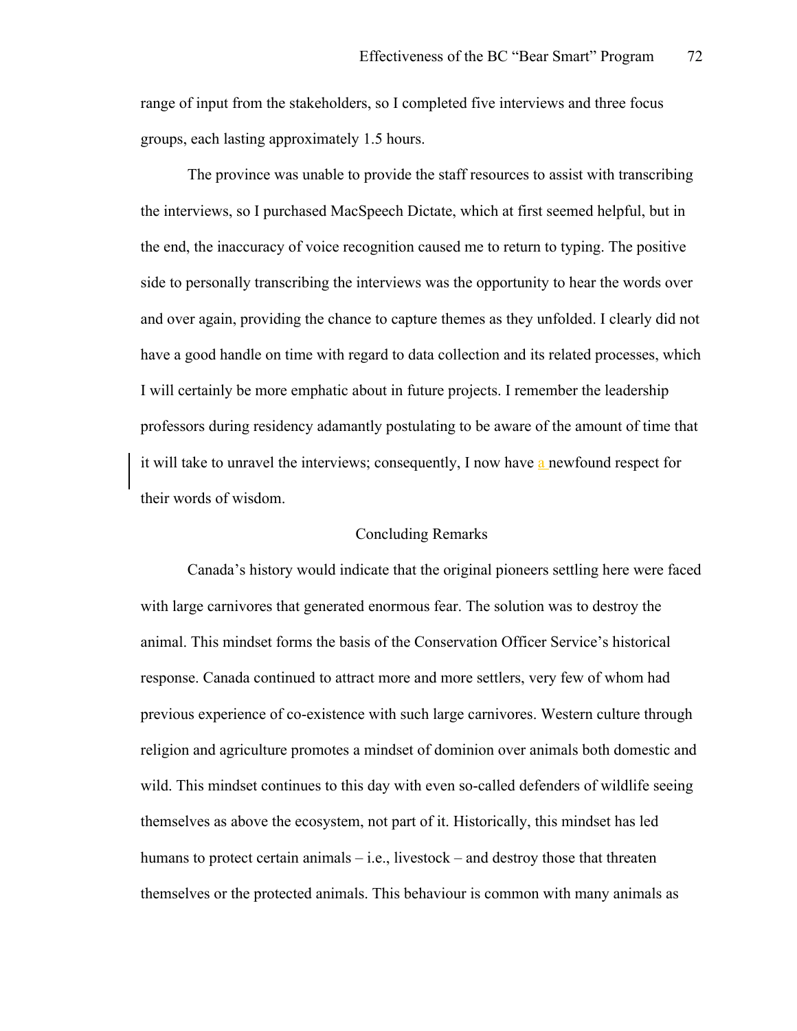range of input from the stakeholders, so I completed five interviews and three focus groups, each lasting approximately 1.5 hours.

The province was unable to provide the staff resources to assist with transcribing the interviews, so I purchased MacSpeech Dictate, which at first seemed helpful, but in the end, the inaccuracy of voice recognition caused me to return to typing. The positive side to personally transcribing the interviews was the opportunity to hear the words over and over again, providing the chance to capture themes as they unfolded. I clearly did not have a good handle on time with regard to data collection and its related processes, which I will certainly be more emphatic about in future projects. I remember the leadership professors during residency adamantly postulating to be aware of the amount of time that it will take to unravel the interviews; consequently, I now have a newfound respect for their words of wisdom.

## Concluding Remarks

Canada's history would indicate that the original pioneers settling here were faced with large carnivores that generated enormous fear. The solution was to destroy the animal. This mindset forms the basis of the Conservation Officer Service's historical response. Canada continued to attract more and more settlers, very few of whom had previous experience of co-existence with such large carnivores. Western culture through religion and agriculture promotes a mindset of dominion over animals both domestic and wild. This mindset continues to this day with even so-called defenders of wildlife seeing themselves as above the ecosystem, not part of it. Historically, this mindset has led humans to protect certain animals – i.e., livestock – and destroy those that threaten themselves or the protected animals. This behaviour is common with many animals as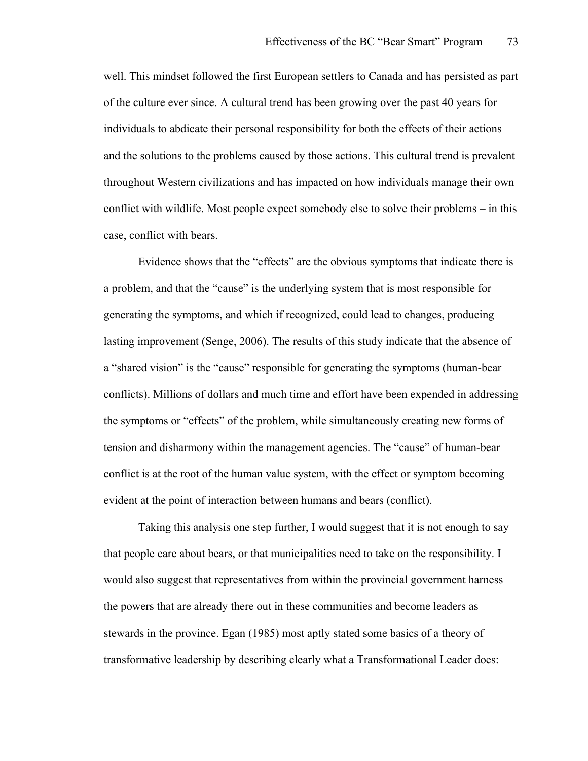well. This mindset followed the first European settlers to Canada and has persisted as part of the culture ever since. A cultural trend has been growing over the past 40 years for individuals to abdicate their personal responsibility for both the effects of their actions and the solutions to the problems caused by those actions. This cultural trend is prevalent throughout Western civilizations and has impacted on how individuals manage their own conflict with wildlife. Most people expect somebody else to solve their problems – in this case, conflict with bears.

Evidence shows that the "effects" are the obvious symptoms that indicate there is a problem, and that the "cause" is the underlying system that is most responsible for generating the symptoms, and which if recognized, could lead to changes, producing lasting improvement (Senge, 2006). The results of this study indicate that the absence of a "shared vision" is the "cause" responsible for generating the symptoms (human-bear conflicts). Millions of dollars and much time and effort have been expended in addressing the symptoms or "effects" of the problem, while simultaneously creating new forms of tension and disharmony within the management agencies. The "cause" of human-bear conflict is at the root of the human value system, with the effect or symptom becoming evident at the point of interaction between humans and bears (conflict).

Taking this analysis one step further, I would suggest that it is not enough to say that people care about bears, or that municipalities need to take on the responsibility. I would also suggest that representatives from within the provincial government harness the powers that are already there out in these communities and become leaders as stewards in the province. Egan (1985) most aptly stated some basics of a theory of transformative leadership by describing clearly what a Transformational Leader does: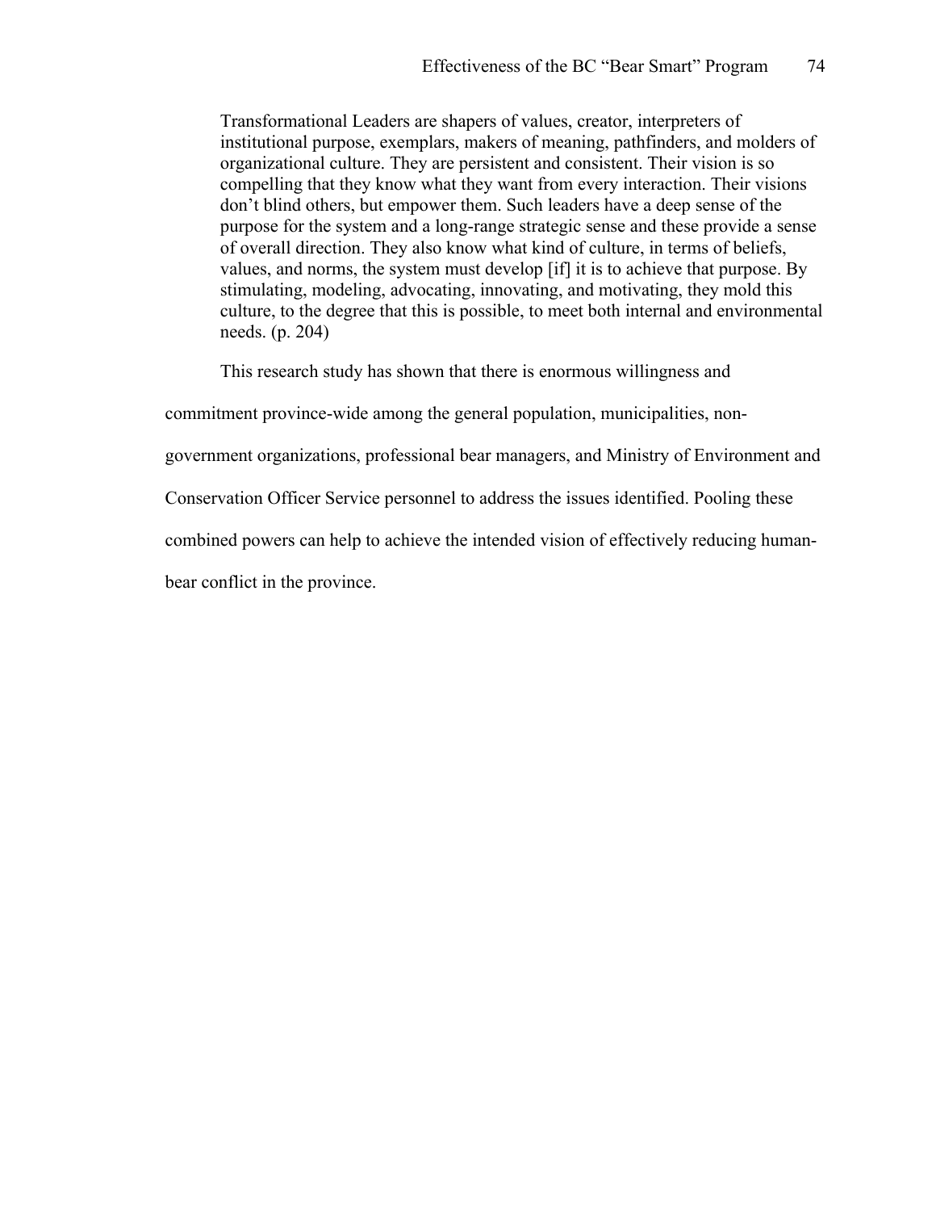> Transformational Leaders are shapers of values, creator, interpreters of institutional purpose, exemplars, makers of meaning, pathfinders, and molders of organizational culture. They are persistent and consistent. Their vision is so compelling that they know what they want from every interaction. Their visions don't blind others, but empower them. Such leaders have a deep sense of the purpose for the system and a long-range strategic sense and these provide a sense of overall direction. They also know what kind of culture, in terms of beliefs, values, and norms, the system must develop [if] it is to achieve that purpose. By stimulating, modeling, advocating, innovating, and motivating, they mold this culture, to the degree that this is possible, to meet both internal and environmental needs. (p. 204)

This research study has shown that there is enormous willingness and commitment province-wide among the general population, municipalities, non-government organizations, professional bear managers, and Ministry of Environment and Conservation Officer Service personnel to address the issues identified. Pooling these combined powers can help to achieve the intended vision of effectively reducing human-bear conflict in the province.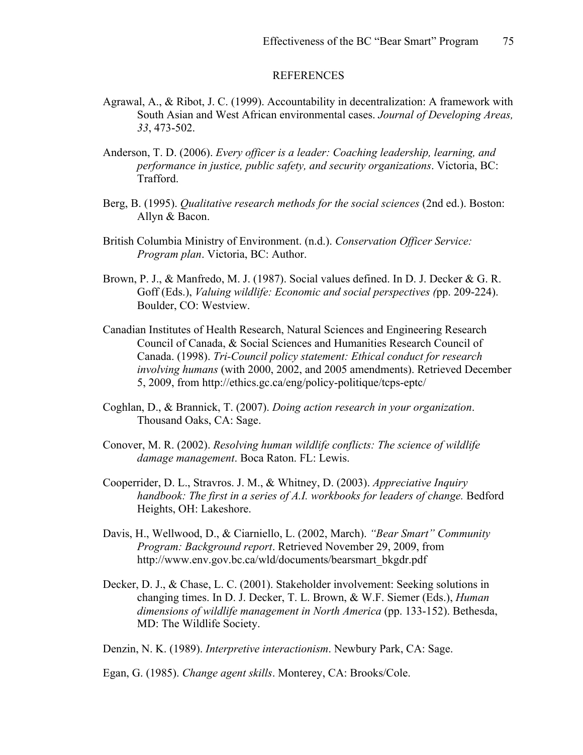## REFERENCES

Agrawal, A., & Ribot, J. C. (1999). Accountability in decentralization: A framework with South Asian and West African environmental cases. *Journal of Developing Areas, 33*, 473-502.

Anderson, T. D. (2006). *Every officer is a leader: Coaching leadership, learning, and performance in justice, public safety, and security organizations*. Victoria, BC: Trafford.

Berg, B. (1995). *Qualitative research methods for the social sciences* (2nd ed.). Boston: Allyn & Bacon.

British Columbia Ministry of Environment. (n.d.). *Conservation Officer Service: Program plan*. Victoria, BC: Author.

Brown, P. J., & Manfredo, M. J. (1987). Social values defined. In D. J. Decker & G. R. Goff (Eds.), *Valuing wildlife: Economic and social perspectives (*pp. 209-224). Boulder, CO: Westview.

Canadian Institutes of Health Research, Natural Sciences and Engineering Research Council of Canada, & Social Sciences and Humanities Research Council of Canada. (1998). *Tri-Council policy statement: Ethical conduct for research involving humans* (with 2000, 2002, and 2005 amendments). Retrieved December 5, 2009, from http://ethics.gc.ca/eng/policy-politique/tcps-eptc/

Coghlan, D., & Brannick, T. (2007). *Doing action research in your organization*. Thousand Oaks, CA: Sage.

Conover, M. R. (2002). *Resolving human wildlife conflicts: The science of wildlife damage management*. Boca Raton. FL: Lewis.

Cooperrider, D. L., Stravros. J. M., & Whitney, D. (2003). *Appreciative Inquiry handbook: The first in a series of A.I. workbooks for leaders of change.* Bedford Heights, OH: Lakeshore.

Davis, H., Wellwood, D., & Ciarniello, L. (2002, March). *"Bear Smart" Community Program: Background report*. Retrieved November 29, 2009, from http://www.env.gov.bc.ca/wld/documents/bearsmart_bkgdr.pdf

Decker, D. J., & Chase, L. C. (2001). Stakeholder involvement: Seeking solutions in changing times. In D. J. Decker, T. L. Brown, & W.F. Siemer (Eds.), *Human dimensions of wildlife management in North America* (pp. 133-152). Bethesda, MD: The Wildlife Society.

Denzin, N. K. (1989). *Interpretive interactionism*. Newbury Park, CA: Sage.

Egan, G. (1985). *Change agent skills*. Monterey, CA: Brooks/Cole.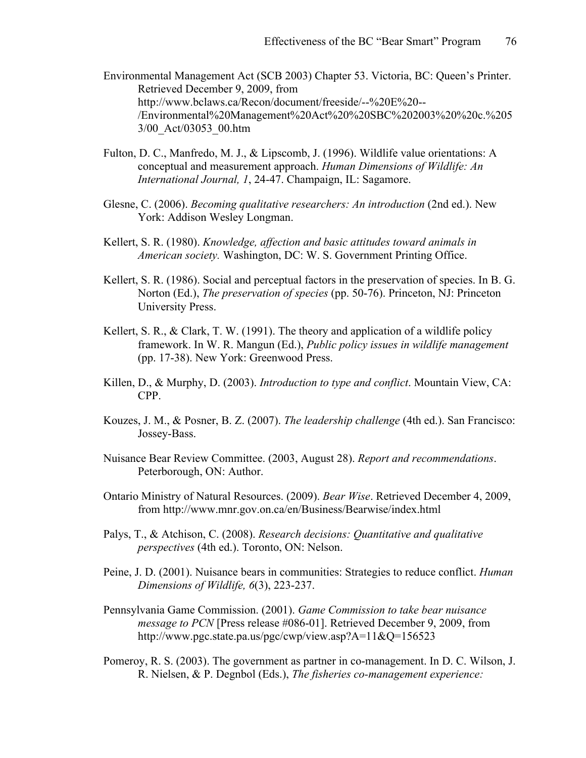Environmental Management Act (SCB 2003) Chapter 53. Victoria, BC: Queen's Printer. Retrieved December 9, 2009, from http://www.bclaws.ca/Recon/document/freeside/--%20E%20--/Environmental%20Management%20Act%20%20SBC%202003%20%20c.%2053/00_Act/03053_00.htm

Fulton, D. C., Manfredo, M. J., & Lipscomb, J. (1996). Wildlife value orientations: A conceptual and measurement approach. *Human Dimensions of Wildlife: An International Journal, 1*, 24-47. Champaign, IL: Sagamore.

Glesne, C. (2006). *Becoming qualitative researchers: An introduction* (2nd ed.). New York: Addison Wesley Longman.

Kellert, S. R. (1980). *Knowledge, affection and basic attitudes toward animals in American society.* Washington, DC: W. S. Government Printing Office.

Kellert, S. R. (1986). Social and perceptual factors in the preservation of species. In B. G. Norton (Ed.), *The preservation of species* (pp. 50-76). Princeton, NJ: Princeton University Press.

Kellert, S. R., & Clark, T. W. (1991). The theory and application of a wildlife policy framework. In W. R. Mangun (Ed.), *Public policy issues in wildlife management* (pp. 17-38). New York: Greenwood Press.

Killen, D., & Murphy, D. (2003). *Introduction to type and conflict*. Mountain View, CA: CPP.

Kouzes, J. M., & Posner, B. Z. (2007). *The leadership challenge* (4th ed.). San Francisco: Jossey-Bass.

Nuisance Bear Review Committee. (2003, August 28). *Report and recommendations*. Peterborough, ON: Author.

Ontario Ministry of Natural Resources. (2009). *Bear Wise*. Retrieved December 4, 2009, from http://www.mnr.gov.on.ca/en/Business/Bearwise/index.html

Palys, T., & Atchison, C. (2008). *Research decisions: Quantitative and qualitative perspectives* (4th ed.). Toronto, ON: Nelson.

Peine, J. D. (2001). Nuisance bears in communities: Strategies to reduce conflict. *Human Dimensions of Wildlife, 6*(3), 223-237.

Pennsylvania Game Commission. (2001). *Game Commission to take bear nuisance message to PCN* [Press release #086-01]. Retrieved December 9, 2009, from http://www.pgc.state.pa.us/pgc/cwp/view.asp?A=11&Q=156523

Pomeroy, R. S. (2003). The government as partner in co-management. In D. C. Wilson, J. R. Nielsen, & P. Degnbol (Eds.), *The fisheries co-management experience:*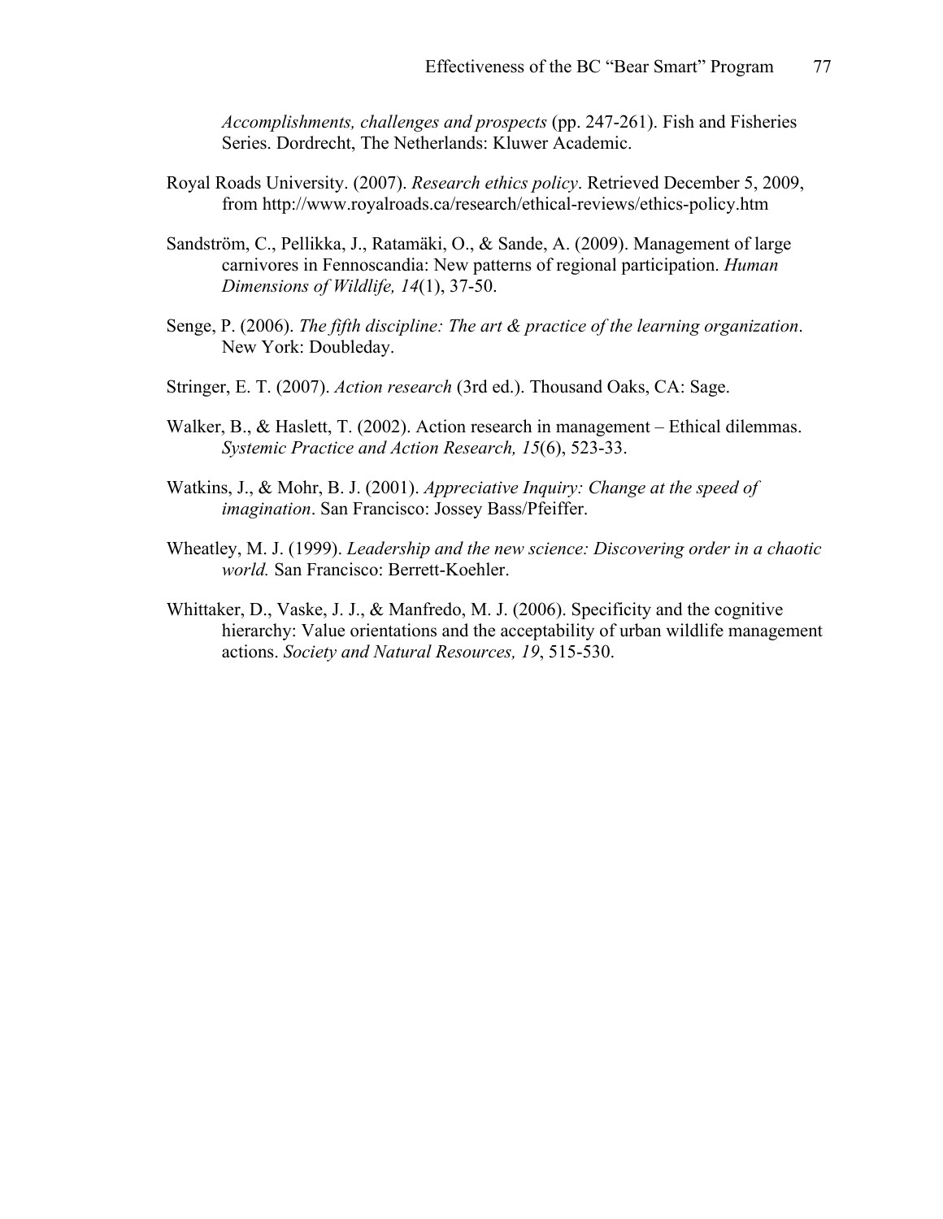*Accomplishments, challenges and prospects* (pp. 247-261). Fish and Fisheries Series. Dordrecht, The Netherlands: Kluwer Academic.

Royal Roads University. (2007). *Research ethics policy*. Retrieved December 5, 2009, from http://www.royalroads.ca/research/ethical-reviews/ethics-policy.htm

Sandström, C., Pellikka, J., Ratamäki, O., & Sande, A. (2009). Management of large carnivores in Fennoscandia: New patterns of regional participation. *Human Dimensions of Wildlife, 14*(1), 37-50.

Senge, P. (2006). *The fifth discipline: The art & practice of the learning organization*. New York: Doubleday.

Stringer, E. T. (2007). *Action research* (3rd ed.). Thousand Oaks, CA: Sage.

Walker, B., & Haslett, T. (2002). Action research in management – Ethical dilemmas. *Systemic Practice and Action Research, 15*(6), 523-33.

Watkins, J., & Mohr, B. J. (2001). *Appreciative Inquiry: Change at the speed of imagination*. San Francisco: Jossey Bass/Pfeiffer.

Wheatley, M. J. (1999). *Leadership and the new science: Discovering order in a chaotic world.* San Francisco: Berrett-Koehler.

Whittaker, D., Vaske, J. J., & Manfredo, M. J. (2006). Specificity and the cognitive hierarchy: Value orientations and the acceptability of urban wildlife management actions. *Society and Natural Resources, 19*, 515-530.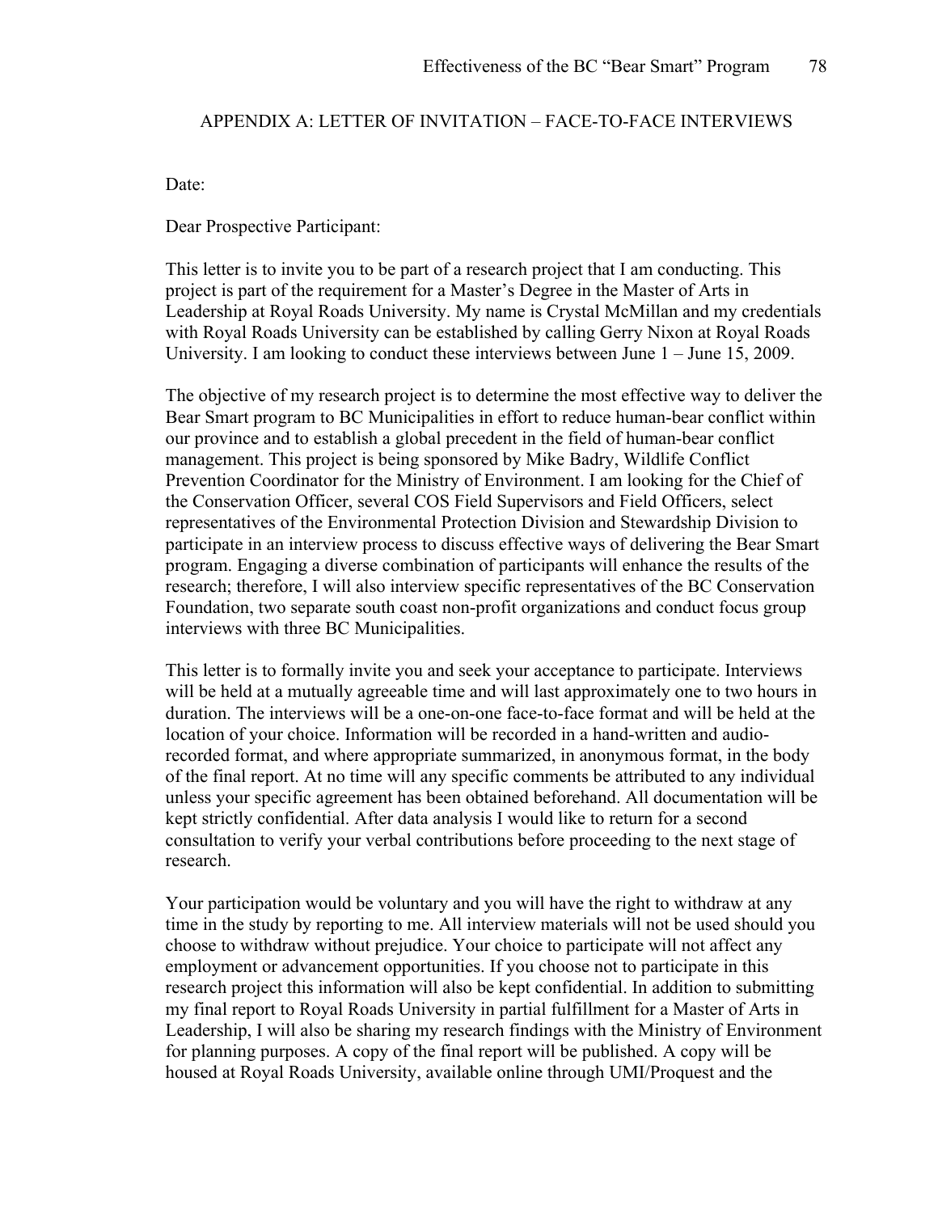## APPENDIX A: LETTER OF INVITATION – FACE-TO-FACE INTERVIEWS

Date:

Dear Prospective Participant:

This letter is to invite you to be part of a research project that I am conducting. This project is part of the requirement for a Master's Degree in the Master of Arts in Leadership at Royal Roads University. My name is Crystal McMillan and my credentials with Royal Roads University can be established by calling Gerry Nixon at Royal Roads University. I am looking to conduct these interviews between June 1 – June 15, 2009.

The objective of my research project is to determine the most effective way to deliver the Bear Smart program to BC Municipalities in effort to reduce human-bear conflict within our province and to establish a global precedent in the field of human-bear conflict management. This project is being sponsored by Mike Badry, Wildlife Conflict Prevention Coordinator for the Ministry of Environment. I am looking for the Chief of the Conservation Officer, several COS Field Supervisors and Field Officers, select representatives of the Environmental Protection Division and Stewardship Division to participate in an interview process to discuss effective ways of delivering the Bear Smart program. Engaging a diverse combination of participants will enhance the results of the research; therefore, I will also interview specific representatives of the BC Conservation Foundation, two separate south coast non-profit organizations and conduct focus group interviews with three BC Municipalities.

This letter is to formally invite you and seek your acceptance to participate. Interviews will be held at a mutually agreeable time and will last approximately one to two hours in duration. The interviews will be a one-on-one face-to-face format and will be held at the location of your choice. Information will be recorded in a hand-written and audio-recorded format, and where appropriate summarized, in anonymous format, in the body of the final report. At no time will any specific comments be attributed to any individual unless your specific agreement has been obtained beforehand. All documentation will be kept strictly confidential. After data analysis I would like to return for a second consultation to verify your verbal contributions before proceeding to the next stage of research.

Your participation would be voluntary and you will have the right to withdraw at any time in the study by reporting to me. All interview materials will not be used should you choose to withdraw without prejudice. Your choice to participate will not affect any employment or advancement opportunities. If you choose not to participate in this research project this information will also be kept confidential. In addition to submitting my final report to Royal Roads University in partial fulfillment for a Master of Arts in Leadership, I will also be sharing my research findings with the Ministry of Environment for planning purposes. A copy of the final report will be published. A copy will be housed at Royal Roads University, available online through UMI/Proquest and the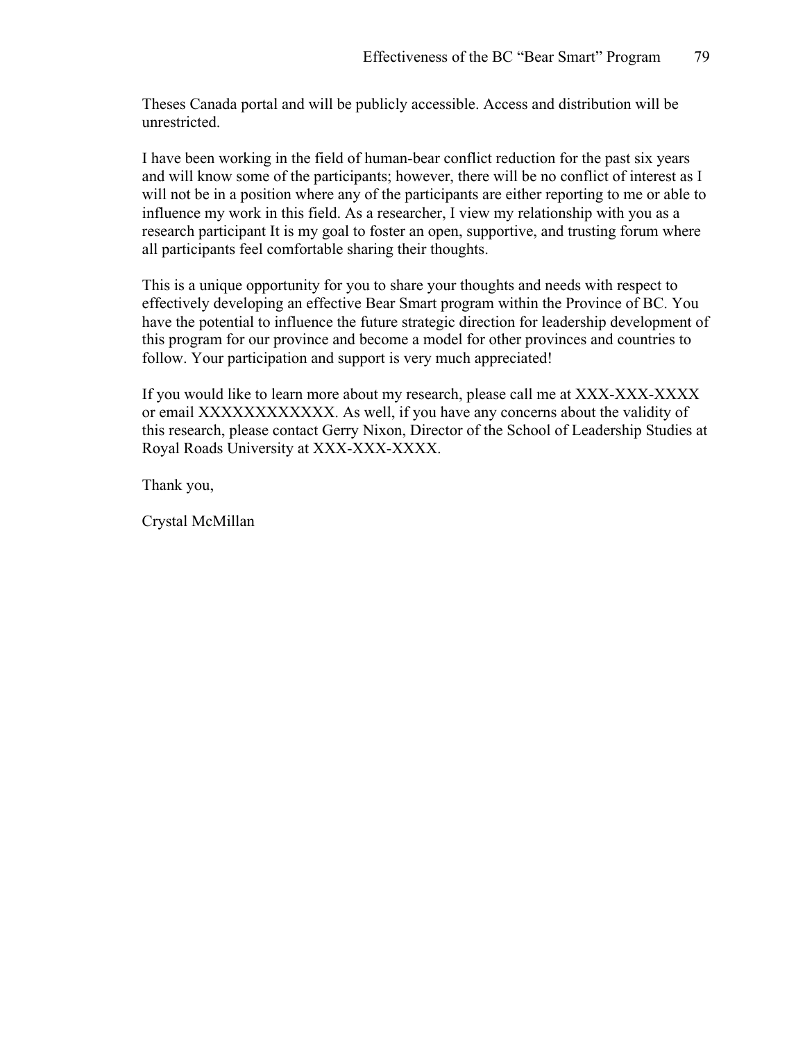Theses Canada portal and will be publicly accessible. Access and distribution will be unrestricted.

I have been working in the field of human-bear conflict reduction for the past six years and will know some of the participants; however, there will be no conflict of interest as I will not be in a position where any of the participants are either reporting to me or able to influence my work in this field. As a researcher, I view my relationship with you as a research participant It is my goal to foster an open, supportive, and trusting forum where all participants feel comfortable sharing their thoughts.

This is a unique opportunity for you to share your thoughts and needs with respect to effectively developing an effective Bear Smart program within the Province of BC. You have the potential to influence the future strategic direction for leadership development of this program for our province and become a model for other provinces and countries to follow. Your participation and support is very much appreciated!

If you would like to learn more about my research, please call me at XXX-XXX-XXXX or email XXXXXXXXXXXX. As well, if you have any concerns about the validity of this research, please contact Gerry Nixon, Director of the School of Leadership Studies at Royal Roads University at XXX-XXX-XXXX.

Thank you,

Crystal McMillan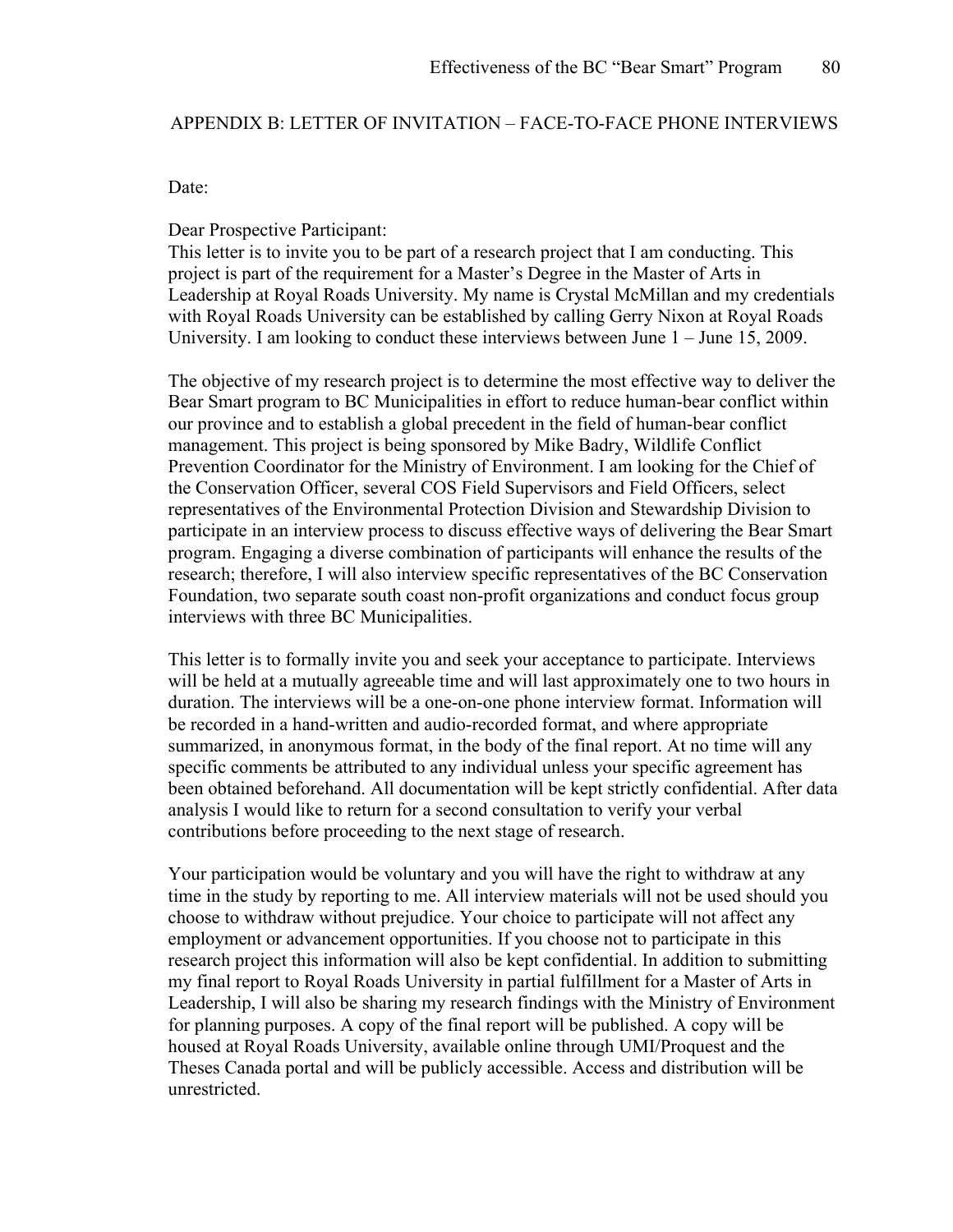## APPENDIX B: LETTER OF INVITATION – FACE-TO-FACE PHONE INTERVIEWS

Date:

Dear Prospective Participant:

This letter is to invite you to be part of a research project that I am conducting. This project is part of the requirement for a Master's Degree in the Master of Arts in Leadership at Royal Roads University. My name is Crystal McMillan and my credentials with Royal Roads University can be established by calling Gerry Nixon at Royal Roads University. I am looking to conduct these interviews between June 1 – June 15, 2009.

The objective of my research project is to determine the most effective way to deliver the Bear Smart program to BC Municipalities in effort to reduce human-bear conflict within our province and to establish a global precedent in the field of human-bear conflict management. This project is being sponsored by Mike Badry, Wildlife Conflict Prevention Coordinator for the Ministry of Environment. I am looking for the Chief of the Conservation Officer, several COS Field Supervisors and Field Officers, select representatives of the Environmental Protection Division and Stewardship Division to participate in an interview process to discuss effective ways of delivering the Bear Smart program. Engaging a diverse combination of participants will enhance the results of the research; therefore, I will also interview specific representatives of the BC Conservation Foundation, two separate south coast non-profit organizations and conduct focus group interviews with three BC Municipalities.

This letter is to formally invite you and seek your acceptance to participate. Interviews will be held at a mutually agreeable time and will last approximately one to two hours in duration. The interviews will be a one-on-one phone interview format. Information will be recorded in a hand-written and audio-recorded format, and where appropriate summarized, in anonymous format, in the body of the final report. At no time will any specific comments be attributed to any individual unless your specific agreement has been obtained beforehand. All documentation will be kept strictly confidential. After data analysis I would like to return for a second consultation to verify your verbal contributions before proceeding to the next stage of research.

Your participation would be voluntary and you will have the right to withdraw at any time in the study by reporting to me. All interview materials will not be used should you choose to withdraw without prejudice. Your choice to participate will not affect any employment or advancement opportunities. If you choose not to participate in this research project this information will also be kept confidential. In addition to submitting my final report to Royal Roads University in partial fulfillment for a Master of Arts in Leadership, I will also be sharing my research findings with the Ministry of Environment for planning purposes. A copy of the final report will be published. A copy will be housed at Royal Roads University, available online through UMI/Proquest and the Theses Canada portal and will be publicly accessible. Access and distribution will be unrestricted.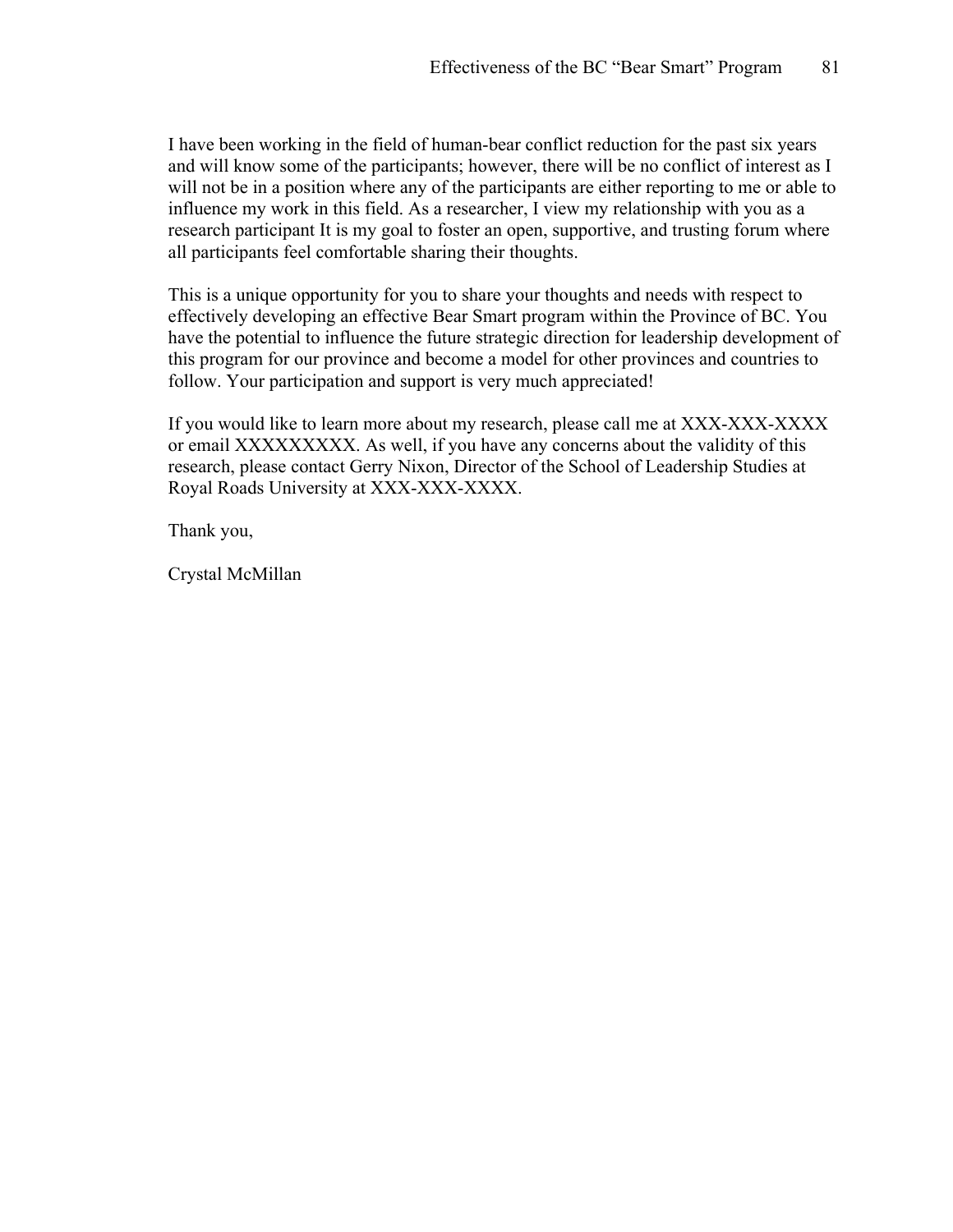I have been working in the field of human-bear conflict reduction for the past six years and will know some of the participants; however, there will be no conflict of interest as I will not be in a position where any of the participants are either reporting to me or able to influence my work in this field. As a researcher, I view my relationship with you as a research participant It is my goal to foster an open, supportive, and trusting forum where all participants feel comfortable sharing their thoughts.

This is a unique opportunity for you to share your thoughts and needs with respect to effectively developing an effective Bear Smart program within the Province of BC. You have the potential to influence the future strategic direction for leadership development of this program for our province and become a model for other provinces and countries to follow. Your participation and support is very much appreciated!

If you would like to learn more about my research, please call me at XXX-XXX-XXXX or email XXXXXXXXX. As well, if you have any concerns about the validity of this research, please contact Gerry Nixon, Director of the School of Leadership Studies at Royal Roads University at XXX-XXX-XXXX.

Thank you,

Crystal McMillan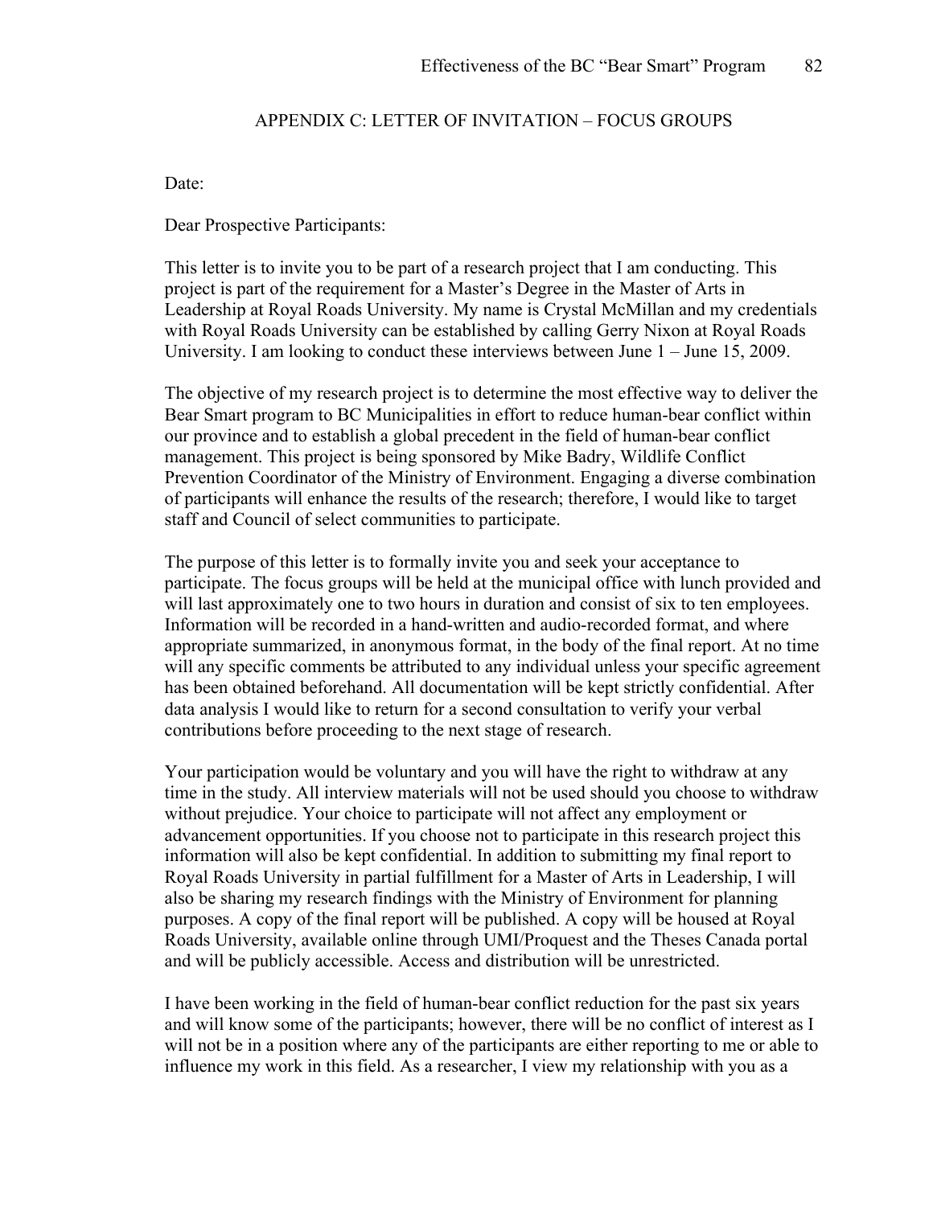## APPENDIX C: LETTER OF INVITATION – FOCUS GROUPS

Date:

Dear Prospective Participants:

This letter is to invite you to be part of a research project that I am conducting. This project is part of the requirement for a Master's Degree in the Master of Arts in Leadership at Royal Roads University. My name is Crystal McMillan and my credentials with Royal Roads University can be established by calling Gerry Nixon at Royal Roads University. I am looking to conduct these interviews between June 1 – June 15, 2009.

The objective of my research project is to determine the most effective way to deliver the Bear Smart program to BC Municipalities in effort to reduce human-bear conflict within our province and to establish a global precedent in the field of human-bear conflict management. This project is being sponsored by Mike Badry, Wildlife Conflict Prevention Coordinator of the Ministry of Environment. Engaging a diverse combination of participants will enhance the results of the research; therefore, I would like to target staff and Council of select communities to participate.

The purpose of this letter is to formally invite you and seek your acceptance to participate. The focus groups will be held at the municipal office with lunch provided and will last approximately one to two hours in duration and consist of six to ten employees. Information will be recorded in a hand-written and audio-recorded format, and where appropriate summarized, in anonymous format, in the body of the final report. At no time will any specific comments be attributed to any individual unless your specific agreement has been obtained beforehand. All documentation will be kept strictly confidential. After data analysis I would like to return for a second consultation to verify your verbal contributions before proceeding to the next stage of research.

Your participation would be voluntary and you will have the right to withdraw at any time in the study. All interview materials will not be used should you choose to withdraw without prejudice. Your choice to participate will not affect any employment or advancement opportunities. If you choose not to participate in this research project this information will also be kept confidential. In addition to submitting my final report to Royal Roads University in partial fulfillment for a Master of Arts in Leadership, I will also be sharing my research findings with the Ministry of Environment for planning purposes. A copy of the final report will be published. A copy will be housed at Royal Roads University, available online through UMI/Proquest and the Theses Canada portal and will be publicly accessible. Access and distribution will be unrestricted.

I have been working in the field of human-bear conflict reduction for the past six years and will know some of the participants; however, there will be no conflict of interest as I will not be in a position where any of the participants are either reporting to me or able to influence my work in this field. As a researcher, I view my relationship with you as a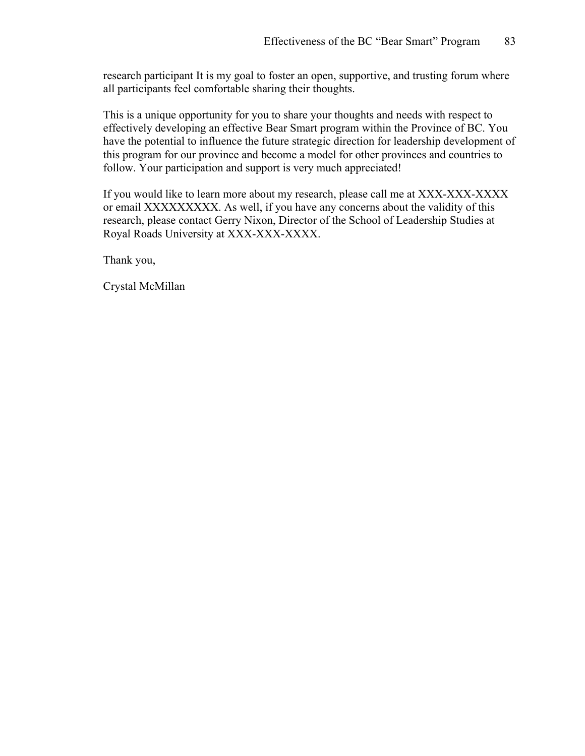research participant It is my goal to foster an open, supportive, and trusting forum where all participants feel comfortable sharing their thoughts.

This is a unique opportunity for you to share your thoughts and needs with respect to effectively developing an effective Bear Smart program within the Province of BC. You have the potential to influence the future strategic direction for leadership development of this program for our province and become a model for other provinces and countries to follow. Your participation and support is very much appreciated!

If you would like to learn more about my research, please call me at XXX-XXX-XXXX or email XXXXXXXXX. As well, if you have any concerns about the validity of this research, please contact Gerry Nixon, Director of the School of Leadership Studies at Royal Roads University at XXX-XXX-XXXX.

Thank you,

Crystal McMillan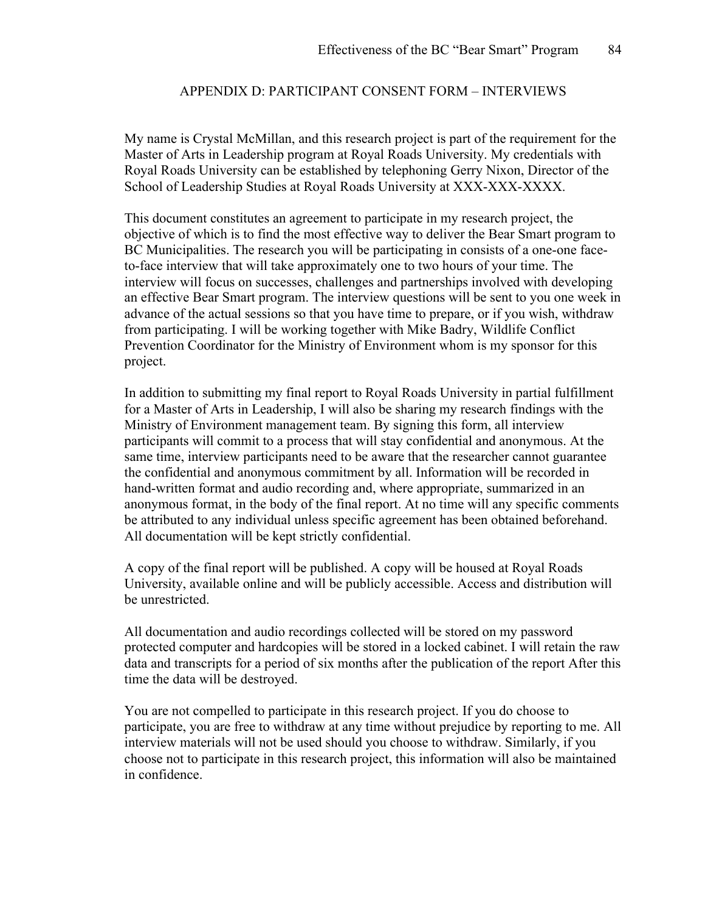## APPENDIX D: PARTICIPANT CONSENT FORM – INTERVIEWS

My name is Crystal McMillan, and this research project is part of the requirement for the Master of Arts in Leadership program at Royal Roads University. My credentials with Royal Roads University can be established by telephoning Gerry Nixon, Director of the School of Leadership Studies at Royal Roads University at XXX-XXX-XXXX.

This document constitutes an agreement to participate in my research project, the objective of which is to find the most effective way to deliver the Bear Smart program to BC Municipalities. The research you will be participating in consists of a one-one face-to-face interview that will take approximately one to two hours of your time. The interview will focus on successes, challenges and partnerships involved with developing an effective Bear Smart program. The interview questions will be sent to you one week in advance of the actual sessions so that you have time to prepare, or if you wish, withdraw from participating. I will be working together with Mike Badry, Wildlife Conflict Prevention Coordinator for the Ministry of Environment whom is my sponsor for this project.

In addition to submitting my final report to Royal Roads University in partial fulfillment for a Master of Arts in Leadership, I will also be sharing my research findings with the Ministry of Environment management team. By signing this form, all interview participants will commit to a process that will stay confidential and anonymous. At the same time, interview participants need to be aware that the researcher cannot guarantee the confidential and anonymous commitment by all. Information will be recorded in hand-written format and audio recording and, where appropriate, summarized in an anonymous format, in the body of the final report. At no time will any specific comments be attributed to any individual unless specific agreement has been obtained beforehand. All documentation will be kept strictly confidential.

A copy of the final report will be published. A copy will be housed at Royal Roads University, available online and will be publicly accessible. Access and distribution will be unrestricted.

All documentation and audio recordings collected will be stored on my password protected computer and hardcopies will be stored in a locked cabinet. I will retain the raw data and transcripts for a period of six months after the publication of the report After this time the data will be destroyed.

You are not compelled to participate in this research project. If you do choose to participate, you are free to withdraw at any time without prejudice by reporting to me. All interview materials will not be used should you choose to withdraw. Similarly, if you choose not to participate in this research project, this information will also be maintained in confidence.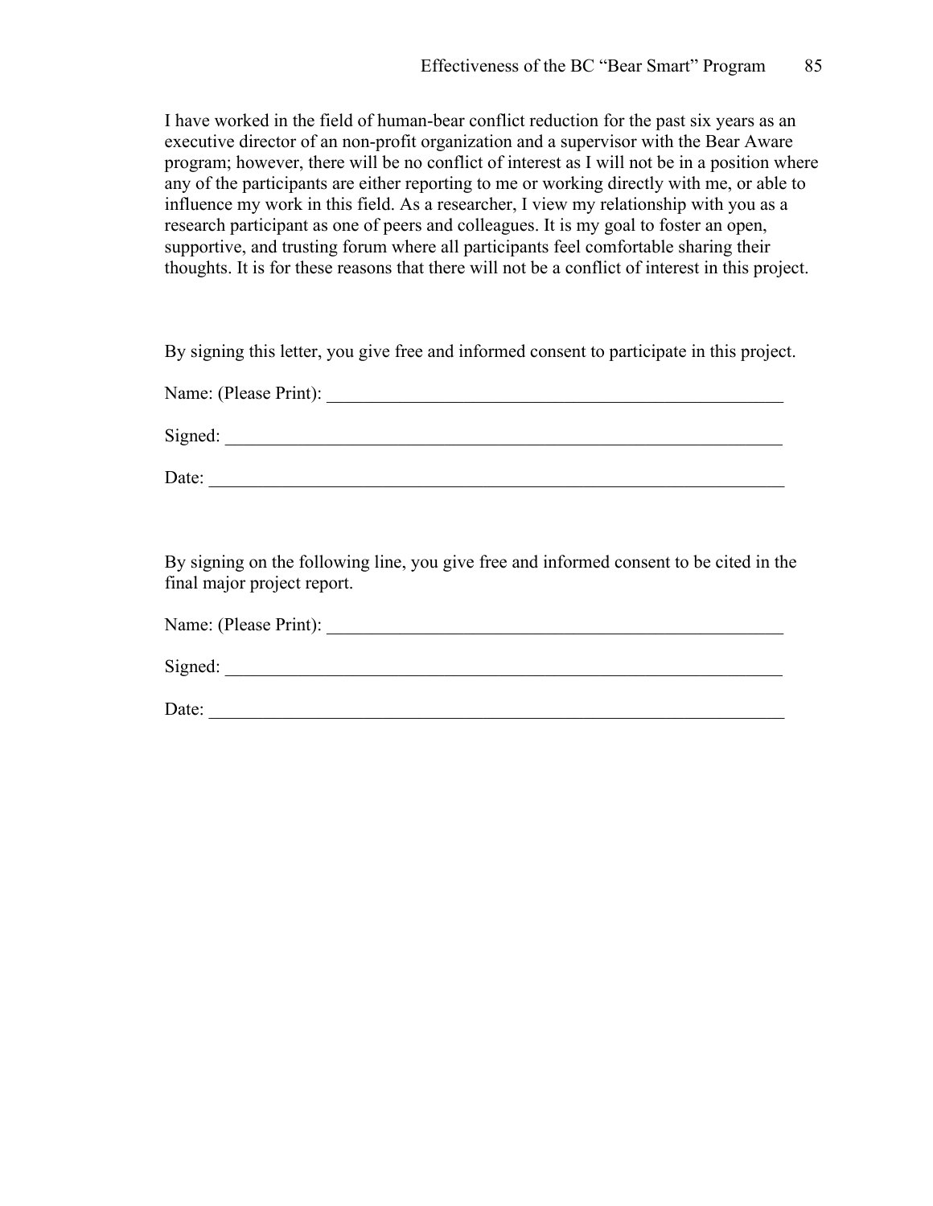I have worked in the field of human-bear conflict reduction for the past six years as an executive director of an non-profit organization and a supervisor with the Bear Aware program; however, there will be no conflict of interest as I will not be in a position where any of the participants are either reporting to me or working directly with me, or able to influence my work in this field. As a researcher, I view my relationship with you as a research participant as one of peers and colleagues. It is my goal to foster an open, supportive, and trusting forum where all participants feel comfortable sharing their thoughts. It is for these reasons that there will not be a conflict of interest in this project.

By signing this letter, you give free and informed consent to participate in this project.

Name: (Please Print): ____________________________________________________

Signed: ______________________________________________________________

Date: ________________________________________________________________

By signing on the following line, you give free and informed consent to be cited in the final major project report.

Name: (Please Print): ____________________________________________________

Signed: ______________________________________________________________

Date: ________________________________________________________________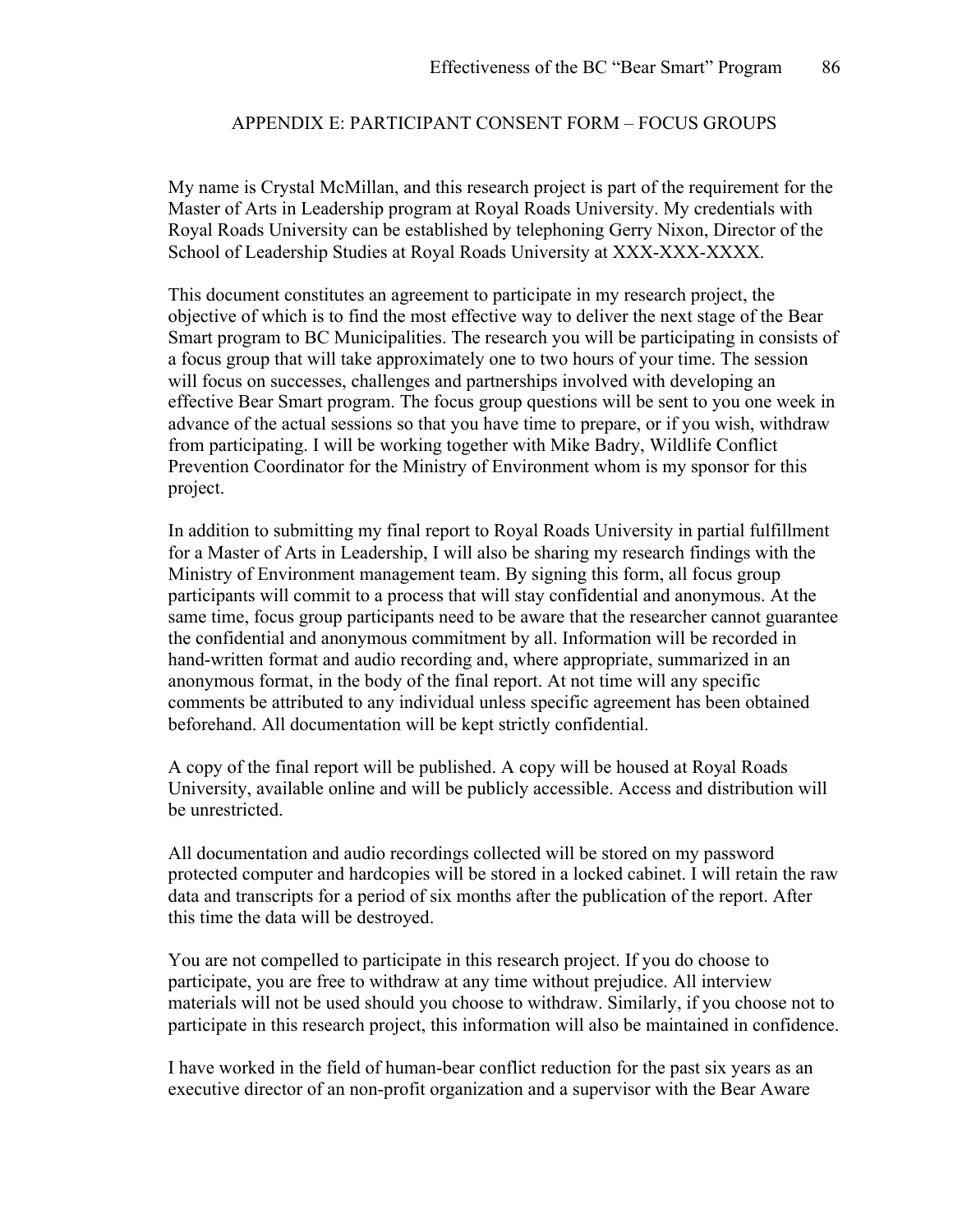## APPENDIX E: PARTICIPANT CONSENT FORM – FOCUS GROUPS

My name is Crystal McMillan, and this research project is part of the requirement for the Master of Arts in Leadership program at Royal Roads University. My credentials with Royal Roads University can be established by telephoning Gerry Nixon, Director of the School of Leadership Studies at Royal Roads University at XXX-XXX-XXXX.

This document constitutes an agreement to participate in my research project, the objective of which is to find the most effective way to deliver the next stage of the Bear Smart program to BC Municipalities. The research you will be participating in consists of a focus group that will take approximately one to two hours of your time. The session will focus on successes, challenges and partnerships involved with developing an effective Bear Smart program. The focus group questions will be sent to you one week in advance of the actual sessions so that you have time to prepare, or if you wish, withdraw from participating. I will be working together with Mike Badry, Wildlife Conflict Prevention Coordinator for the Ministry of Environment whom is my sponsor for this project.

In addition to submitting my final report to Royal Roads University in partial fulfillment for a Master of Arts in Leadership, I will also be sharing my research findings with the Ministry of Environment management team. By signing this form, all focus group participants will commit to a process that will stay confidential and anonymous. At the same time, focus group participants need to be aware that the researcher cannot guarantee the confidential and anonymous commitment by all. Information will be recorded in hand-written format and audio recording and, where appropriate, summarized in an anonymous format, in the body of the final report. At not time will any specific comments be attributed to any individual unless specific agreement has been obtained beforehand. All documentation will be kept strictly confidential.

A copy of the final report will be published. A copy will be housed at Royal Roads University, available online and will be publicly accessible. Access and distribution will be unrestricted.

All documentation and audio recordings collected will be stored on my password protected computer and hardcopies will be stored in a locked cabinet. I will retain the raw data and transcripts for a period of six months after the publication of the report. After this time the data will be destroyed.

You are not compelled to participate in this research project. If you do choose to participate, you are free to withdraw at any time without prejudice. All interview materials will not be used should you choose to withdraw. Similarly, if you choose not to participate in this research project, this information will also be maintained in confidence.

I have worked in the field of human-bear conflict reduction for the past six years as an executive director of an non-profit organization and a supervisor with the Bear Aware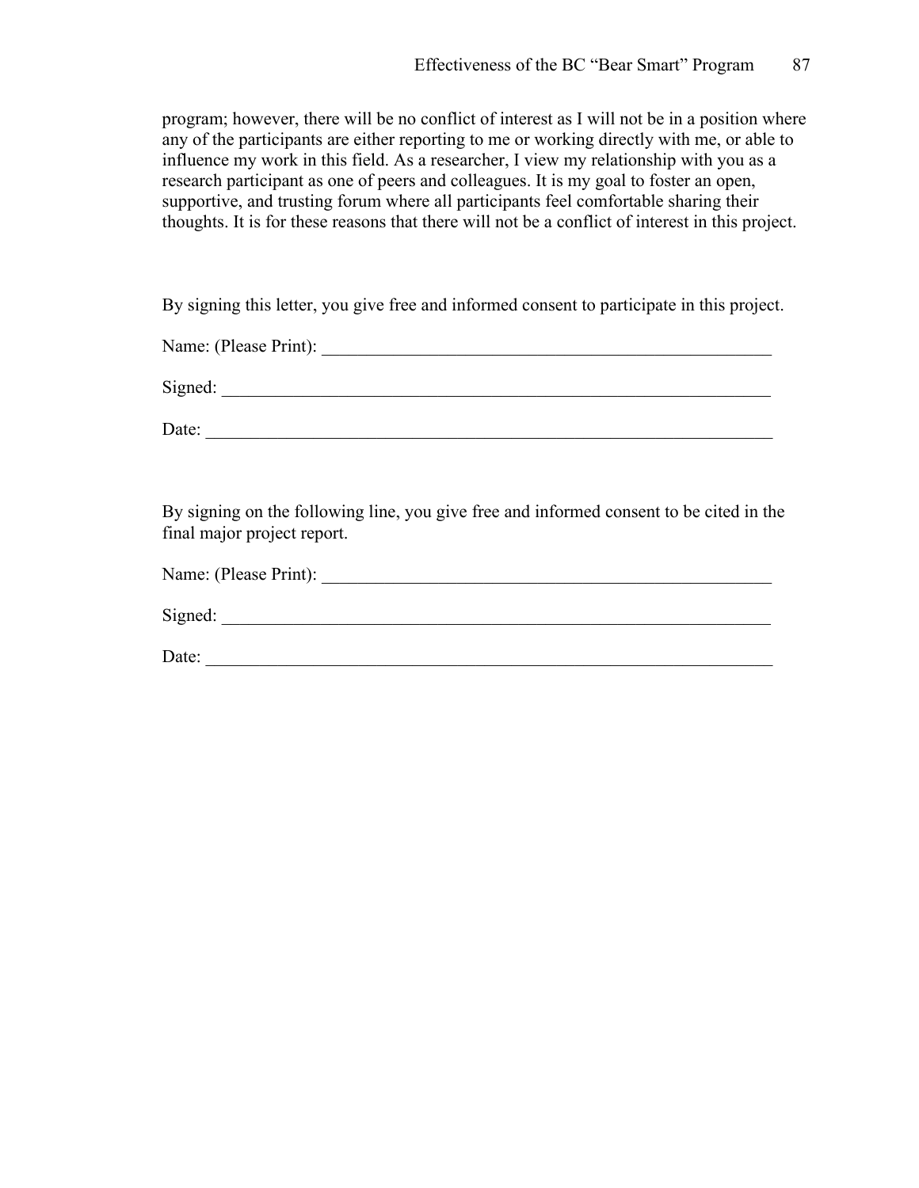program; however, there will be no conflict of interest as I will not be in a position where any of the participants are either reporting to me or working directly with me, or able to influence my work in this field. As a researcher, I view my relationship with you as a research participant as one of peers and colleagues. It is my goal to foster an open, supportive, and trusting forum where all participants feel comfortable sharing their thoughts. It is for these reasons that there will not be a conflict of interest in this project.

By signing this letter, you give free and informed consent to participate in this project.

Name: (Please Print): ____________________________________________________

Signed: ______________________________________________________________

Date: ________________________________________________________________

By signing on the following line, you give free and informed consent to be cited in the final major project report.

Name: (Please Print): ____________________________________________________

Signed: ______________________________________________________________

Date: ________________________________________________________________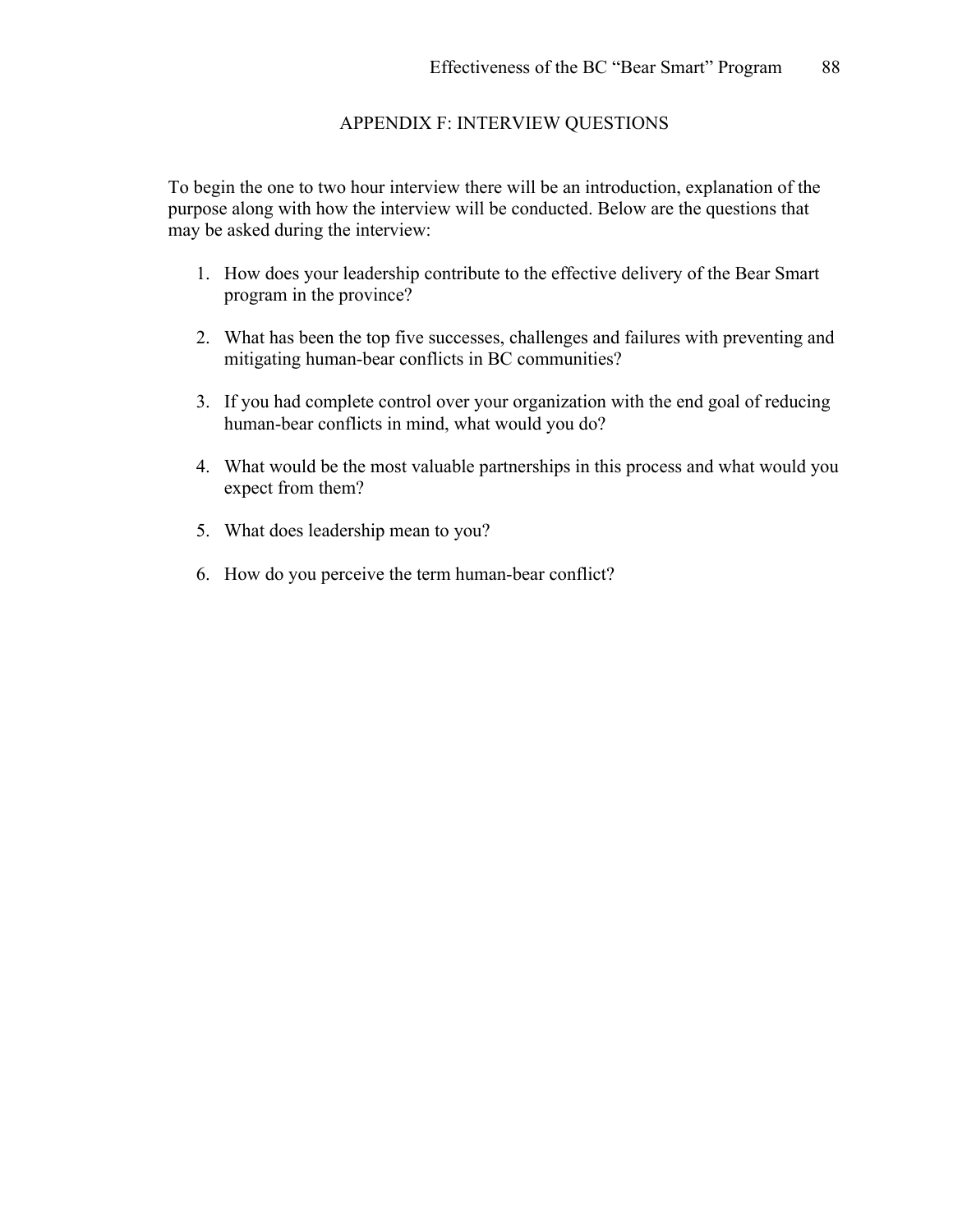# APPENDIX F: INTERVIEW QUESTIONS

To begin the one to two hour interview there will be an introduction, explanation of the purpose along with how the interview will be conducted. Below are the questions that may be asked during the interview:

1. How does your leadership contribute to the effective delivery of the Bear Smart program in the province?

2. What has been the top five successes, challenges and failures with preventing and mitigating human-bear conflicts in BC communities?

3. If you had complete control over your organization with the end goal of reducing human-bear conflicts in mind, what would you do?

4. What would be the most valuable partnerships in this process and what would you expect from them?

5. What does leadership mean to you?

6. How do you perceive the term human-bear conflict?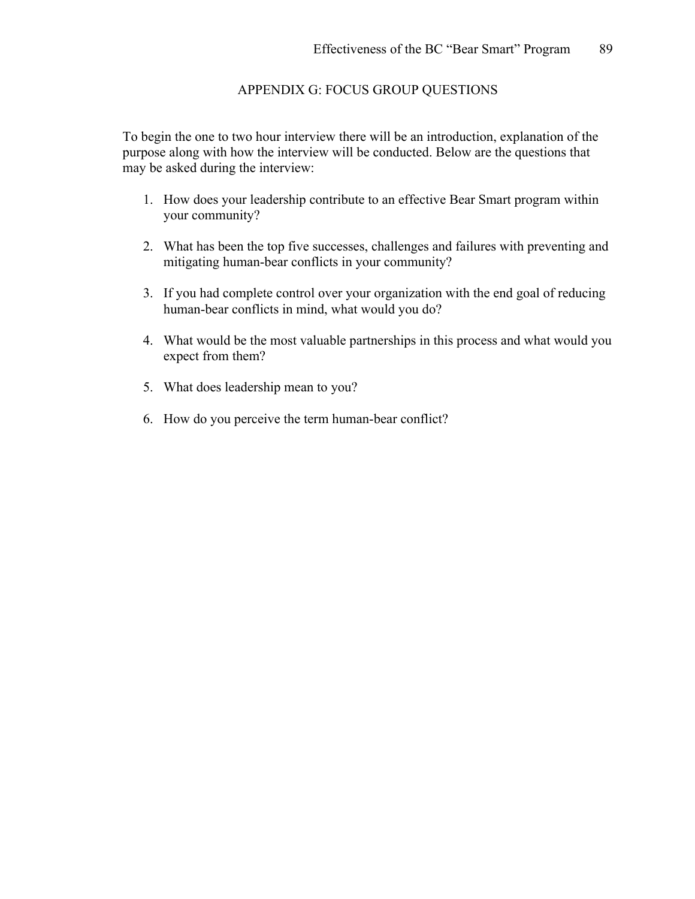# APPENDIX G: FOCUS GROUP QUESTIONS

To begin the one to two hour interview there will be an introduction, explanation of the purpose along with how the interview will be conducted. Below are the questions that may be asked during the interview:

1. How does your leadership contribute to an effective Bear Smart program within your community?
2. What has been the top five successes, challenges and failures with preventing and mitigating human-bear conflicts in your community?
3. If you had complete control over your organization with the end goal of reducing human-bear conflicts in mind, what would you do?
4. What would be the most valuable partnerships in this process and what would you expect from them?
5. What does leadership mean to you?
6. How do you perceive the term human-bear conflict?